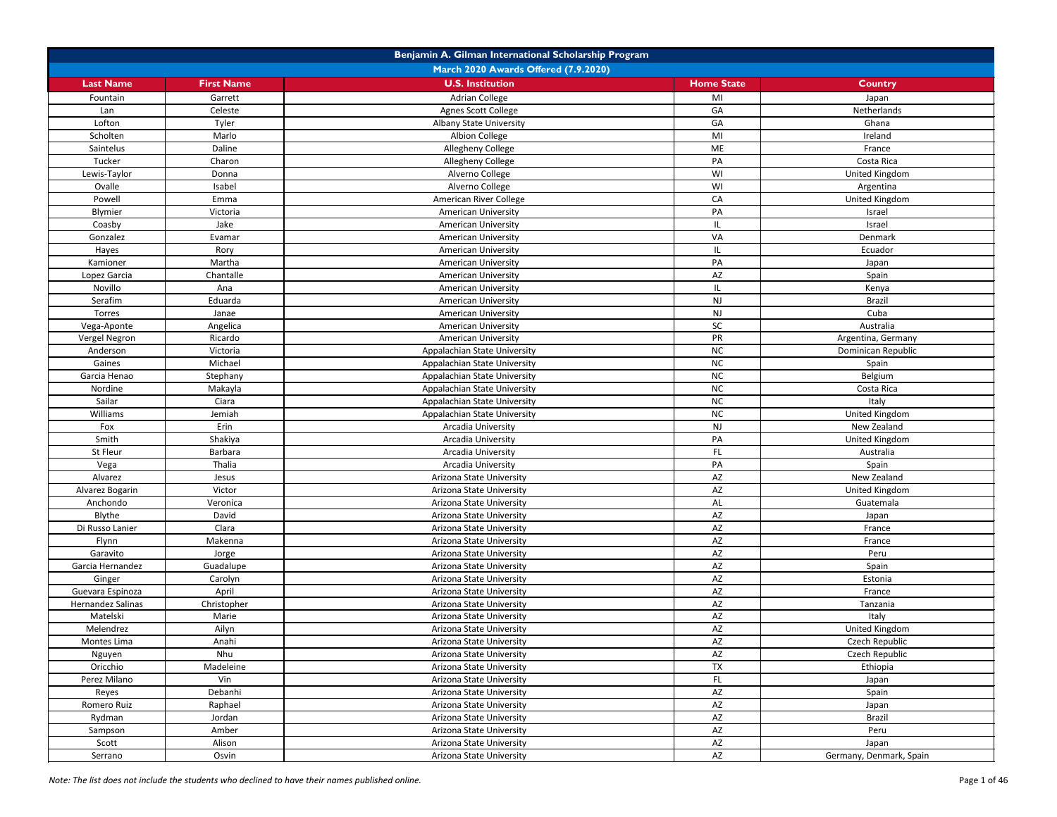# Benjamin A. Gilman International Scholarship Program

## March 2020 Awards Offered (7.9.2020)

| Last Name | First Name | U.S. Institution | Home State | Country |
|---|---|---|---|---|
| Fountain | Garrett | Adrian College | MI | Japan |
| Lan | Celeste | Agnes Scott College | GA | Netherlands |
| Lofton | Tyler | Albany State University | GA | Ghana |
| Scholten | Marlo | Albion College | MI | Ireland |
| Saintelus | Daline | Allegheny College | ME | France |
| Tucker | Charon | Allegheny College | PA | Costa Rica |
| Lewis-Taylor | Donna | Alverno College | WI | United Kingdom |
| Ovalle | Isabel | Alverno College | WI | Argentina |
| Powell | Emma | American River College | CA | United Kingdom |
| Blymier | Victoria | American University | PA | Israel |
| Coasby | Jake | American University | IL | Israel |
| Gonzalez | Evamar | American University | VA | Denmark |
| Hayes | Rory | American University | IL | Ecuador |
| Kamioner | Martha | American University | PA | Japan |
| Lopez Garcia | Chantalle | American University | AZ | Spain |
| Novillo | Ana | American University | IL | Kenya |
| Serafim | Eduarda | American University | NJ | Brazil |
| Torres | Janae | American University | NJ | Cuba |
| Vega-Aponte | Angelica | American University | SC | Australia |
| Vergel Negron | Ricardo | American University | PR | Argentina, Germany |
| Anderson | Victoria | Appalachian State University | NC | Dominican Republic |
| Gaines | Michael | Appalachian State University | NC | Spain |
| Garcia Henao | Stephany | Appalachian State University | NC | Belgium |
| Nordine | Makayla | Appalachian State University | NC | Costa Rica |
| Sailar | Ciara | Appalachian State University | NC | Italy |
| Williams | Jemiah | Appalachian State University | NC | United Kingdom |
| Fox | Erin | Arcadia University | NJ | New Zealand |
| Smith | Shakiya | Arcadia University | PA | United Kingdom |
| St Fleur | Barbara | Arcadia University | FL | Australia |
| Vega | Thalia | Arcadia University | PA | Spain |
| Alvarez | Jesus | Arizona State University | AZ | New Zealand |
| Alvarez Bogarin | Victor | Arizona State University | AZ | United Kingdom |
| Anchondo | Veronica | Arizona State University | AL | Guatemala |
| Blythe | David | Arizona State University | AZ | Japan |
| Di Russo Lanier | Clara | Arizona State University | AZ | France |
| Flynn | Makenna | Arizona State University | AZ | France |
| Garavito | Jorge | Arizona State University | AZ | Peru |
| Garcia Hernandez | Guadalupe | Arizona State University | AZ | Spain |
| Ginger | Carolyn | Arizona State University | AZ | Estonia |
| Guevara Espinoza | April | Arizona State University | AZ | France |
| Hernandez Salinas | Christopher | Arizona State University | AZ | Tanzania |
| Matelski | Marie | Arizona State University | AZ | Italy |
| Melendrez | Ailyn | Arizona State University | AZ | United Kingdom |
| Montes Lima | Anahi | Arizona State University | AZ | Czech Republic |
| Nguyen | Nhu | Arizona State University | AZ | Czech Republic |
| Oricchio | Madeleine | Arizona State University | TX | Ethiopia |
| Perez Milano | Vin | Arizona State University | FL | Japan |
| Reyes | Debanhi | Arizona State University | AZ | Spain |
| Romero Ruiz | Raphael | Arizona State University | AZ | Japan |
| Rydman | Jordan | Arizona State University | AZ | Brazil |
| Sampson | Amber | Arizona State University | AZ | Peru |
| Scott | Alison | Arizona State University | AZ | Japan |
| Serrano | Osvin | Arizona State University | AZ | Germany, Denmark, Spain |

*Note: The list does not include the students who declined to have their names published online.*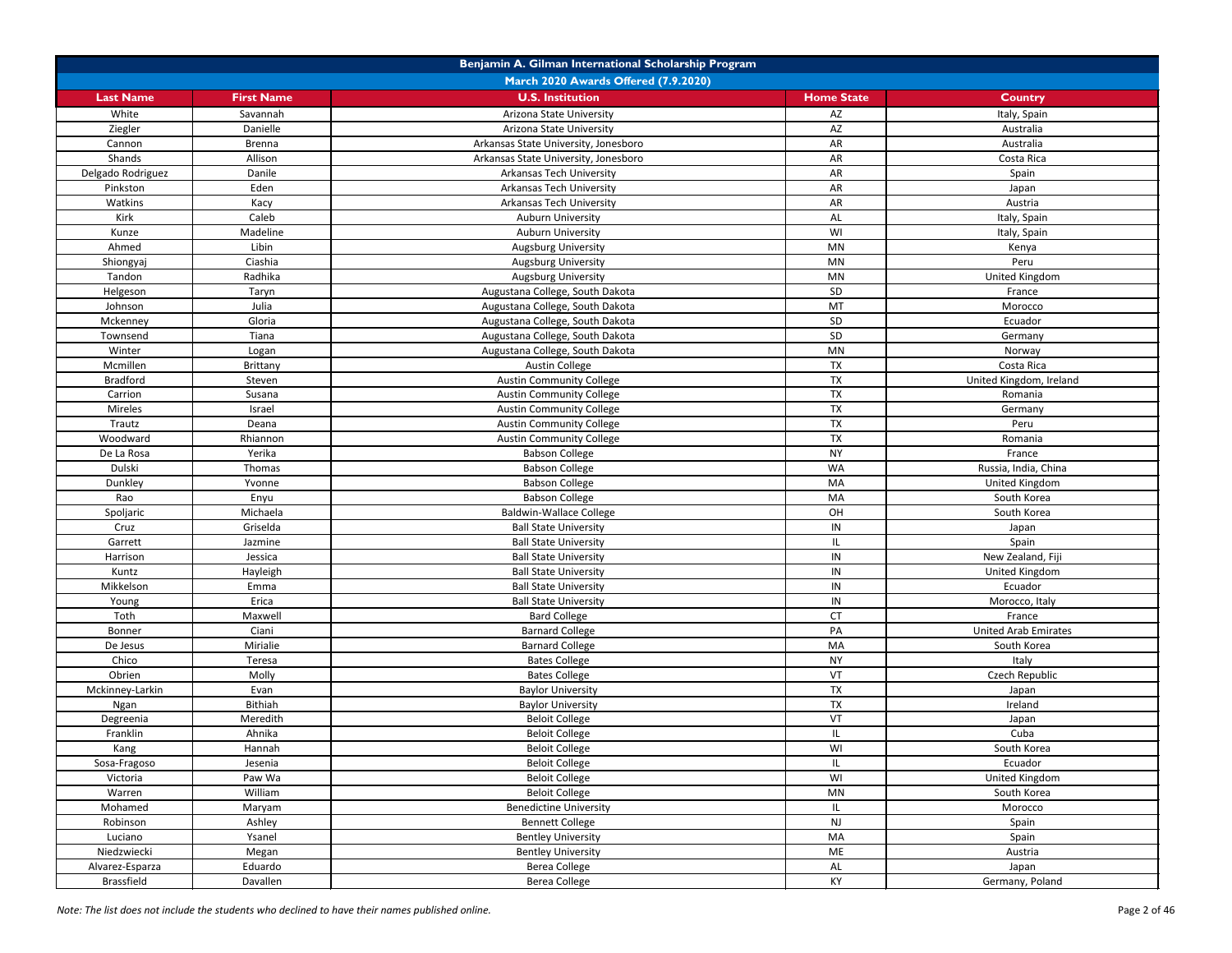**Benjamin A. Gilman International Scholarship Program**

**March 2020 Awards Offered (7.9.2020)**

| Last Name | First Name | U.S. Institution | Home State | Country |
|---|---|---|---|---|
| White | Savannah | Arizona State University | AZ | Italy, Spain |
| Ziegler | Danielle | Arizona State University | AZ | Australia |
| Cannon | Brenna | Arkansas State University, Jonesboro | AR | Australia |
| Shands | Allison | Arkansas State University, Jonesboro | AR | Costa Rica |
| Delgado Rodriguez | Danile | Arkansas Tech University | AR | Spain |
| Pinkston | Eden | Arkansas Tech University | AR | Japan |
| Watkins | Kacy | Arkansas Tech University | AR | Austria |
| Kirk | Caleb | Auburn University | AL | Italy, Spain |
| Kunze | Madeline | Auburn University | WI | Italy, Spain |
| Ahmed | Libin | Augsburg University | MN | Kenya |
| Shiongyaj | Ciashia | Augsburg University | MN | Peru |
| Tandon | Radhika | Augsburg University | MN | United Kingdom |
| Helgeson | Taryn | Augustana College, South Dakota | SD | France |
| Johnson | Julia | Augustana College, South Dakota | MT | Morocco |
| Mckenney | Gloria | Augustana College, South Dakota | SD | Ecuador |
| Townsend | Tiana | Augustana College, South Dakota | SD | Germany |
| Winter | Logan | Augustana College, South Dakota | MN | Norway |
| Mcmillen | Brittany | Austin College | TX | Costa Rica |
| Bradford | Steven | Austin Community College | TX | United Kingdom, Ireland |
| Carrion | Susana | Austin Community College | TX | Romania |
| Mireles | Israel | Austin Community College | TX | Germany |
| Trautz | Deana | Austin Community College | TX | Peru |
| Woodward | Rhiannon | Austin Community College | TX | Romania |
| De La Rosa | Yerika | Babson College | NY | France |
| Dulski | Thomas | Babson College | WA | Russia, India, China |
| Dunkley | Yvonne | Babson College | MA | United Kingdom |
| Rao | Enyu | Babson College | MA | South Korea |
| Spoljaric | Michaela | Baldwin-Wallace College | OH | South Korea |
| Cruz | Griselda | Ball State University | IN | Japan |
| Garrett | Jazmine | Ball State University | IL | Spain |
| Harrison | Jessica | Ball State University | IN | New Zealand, Fiji |
| Kuntz | Hayleigh | Ball State University | IN | United Kingdom |
| Mikkelson | Emma | Ball State University | IN | Ecuador |
| Young | Erica | Ball State University | IN | Morocco, Italy |
| Toth | Maxwell | Bard College | CT | France |
| Bonner | Ciani | Barnard College | PA | United Arab Emirates |
| De Jesus | Mirialie | Barnard College | MA | South Korea |
| Chico | Teresa | Bates College | NY | Italy |
| Obrien | Molly | Bates College | VT | Czech Republic |
| Mckinney-Larkin | Evan | Baylor University | TX | Japan |
| Ngan | Bithiah | Baylor University | TX | Ireland |
| Degreenia | Meredith | Beloit College | VT | Japan |
| Franklin | Ahnika | Beloit College | IL | Cuba |
| Kang | Hannah | Beloit College | WI | South Korea |
| Sosa-Fragoso | Jesenia | Beloit College | IL | Ecuador |
| Victoria | Paw Wa | Beloit College | WI | United Kingdom |
| Warren | William | Beloit College | MN | South Korea |
| Mohamed | Maryam | Benedictine University | IL | Morocco |
| Robinson | Ashley | Bennett College | NJ | Spain |
| Luciano | Ysanel | Bentley University | MA | Spain |
| Niedzwiecki | Megan | Bentley University | ME | Austria |
| Alvarez-Esparza | Eduardo | Berea College | AL | Japan |
| Brassfield | Davallen | Berea College | KY | Germany, Poland |

*Note: The list does not include the students who declined to have their names published online.*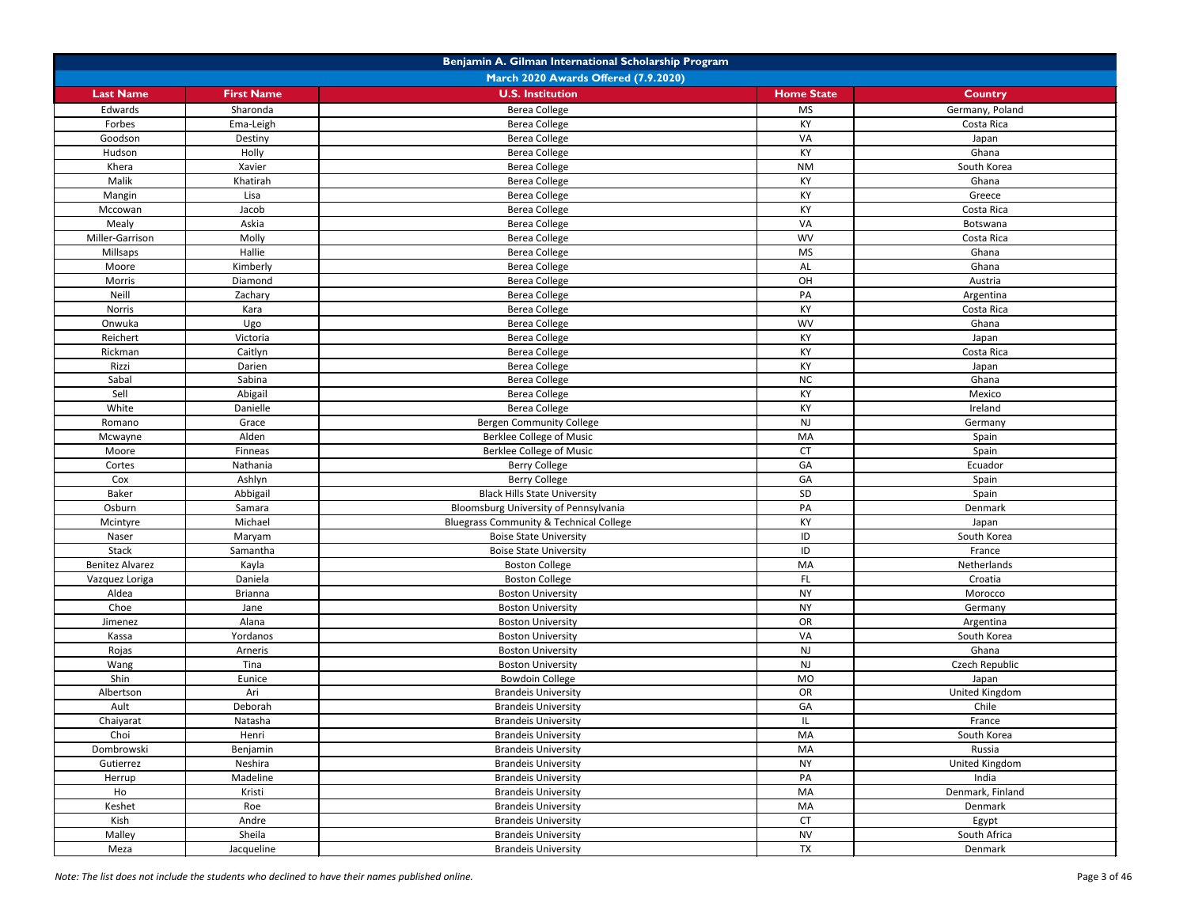| Benjamin A. Gilman International Scholarship Program | | | | |
|---|---|---|---|---|
| March 2020 Awards Offered (7.9.2020) | | | | |
| **Last Name** | **First Name** | **U.S. Institution** | **Home State** | **Country** |
| Edwards | Sharonda | Berea College | MS | Germany, Poland |
| Forbes | Ema-Leigh | Berea College | KY | Costa Rica |
| Goodson | Destiny | Berea College | VA | Japan |
| Hudson | Holly | Berea College | KY | Ghana |
| Khera | Xavier | Berea College | NM | South Korea |
| Malik | Khatirah | Berea College | KY | Ghana |
| Mangin | Lisa | Berea College | KY | Greece |
| Mccowan | Jacob | Berea College | KY | Costa Rica |
| Mealy | Askia | Berea College | VA | Botswana |
| Miller-Garrison | Molly | Berea College | WV | Costa Rica |
| Millsaps | Hallie | Berea College | MS | Ghana |
| Moore | Kimberly | Berea College | AL | Ghana |
| Morris | Diamond | Berea College | OH | Austria |
| Neill | Zachary | Berea College | PA | Argentina |
| Norris | Kara | Berea College | KY | Costa Rica |
| Onwuka | Ugo | Berea College | WV | Ghana |
| Reichert | Victoria | Berea College | KY | Japan |
| Rickman | Caitlyn | Berea College | KY | Costa Rica |
| Rizzi | Darien | Berea College | KY | Japan |
| Sabal | Sabina | Berea College | NC | Ghana |
| Sell | Abigail | Berea College | KY | Mexico |
| White | Danielle | Berea College | KY | Ireland |
| Romano | Grace | Bergen Community College | NJ | Germany |
| Mcwayne | Alden | Berklee College of Music | MA | Spain |
| Moore | Finneas | Berklee College of Music | CT | Spain |
| Cortes | Nathania | Berry College | GA | Ecuador |
| Cox | Ashlyn | Berry College | GA | Spain |
| Baker | Abbigail | Black Hills State University | SD | Spain |
| Osburn | Samara | Bloomsburg University of Pennsylvania | PA | Denmark |
| Mcintyre | Michael | Bluegrass Community & Technical College | KY | Japan |
| Naser | Maryam | Boise State University | ID | South Korea |
| Stack | Samantha | Boise State University | ID | France |
| Benitez Alvarez | Kayla | Boston College | MA | Netherlands |
| Vazquez Loriga | Daniela | Boston College | FL | Croatia |
| Aldea | Brianna | Boston University | NY | Morocco |
| Choe | Jane | Boston University | NY | Germany |
| Jimenez | Alana | Boston University | OR | Argentina |
| Kassa | Yordanos | Boston University | VA | South Korea |
| Rojas | Arneris | Boston University | NJ | Ghana |
| Wang | Tina | Boston University | NJ | Czech Republic |
| Shin | Eunice | Bowdoin College | MO | Japan |
| Albertson | Ari | Brandeis University | OR | United Kingdom |
| Ault | Deborah | Brandeis University | GA | Chile |
| Chaiyarat | Natasha | Brandeis University | IL | France |
| Choi | Henri | Brandeis University | MA | South Korea |
| Dombrowski | Benjamin | Brandeis University | MA | Russia |
| Gutierrez | Neshira | Brandeis University | NY | United Kingdom |
| Herrup | Madeline | Brandeis University | PA | India |
| Ho | Kristi | Brandeis University | MA | Denmark, Finland |
| Keshet | Roe | Brandeis University | MA | Denmark |
| Kish | Andre | Brandeis University | CT | Egypt |
| Malley | Sheila | Brandeis University | NV | South Africa |
| Meza | Jacqueline | Brandeis University | TX | Denmark |

*Note: The list does not include the students who declined to have their names published online.*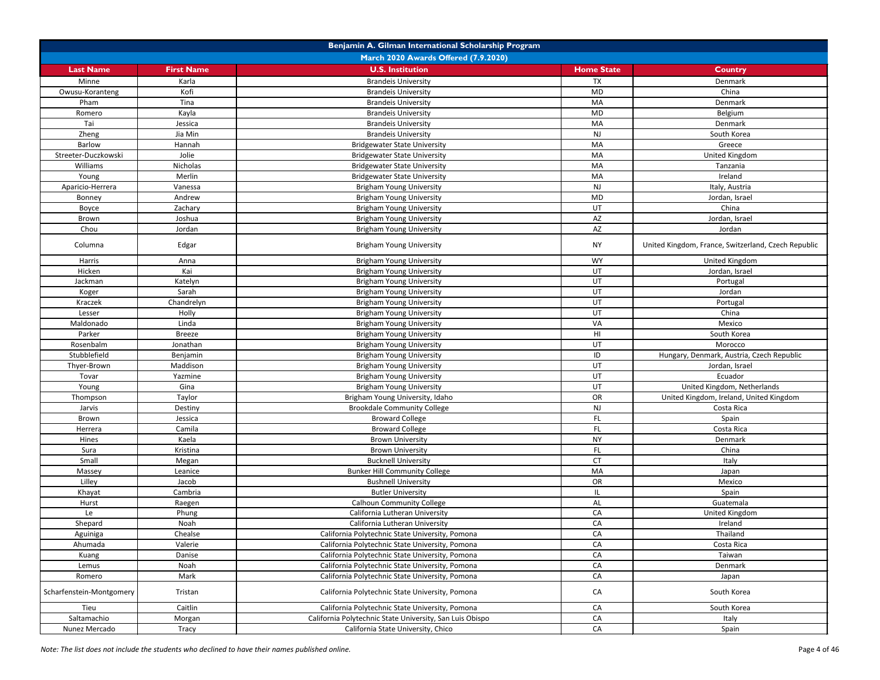| Benjamin A. Gilman International Scholarship Program | | | | |
|---|---|---|---|---|
| March 2020 Awards Offered (7.9.2020) | | | | |
| **Last Name** | **First Name** | **U.S. Institution** | **Home State** | **Country** |
| Minne | Karla | Brandeis University | TX | Denmark |
| Owusu-Koranteng | Kofi | Brandeis University | MD | China |
| Pham | Tina | Brandeis University | MA | Denmark |
| Romero | Kayla | Brandeis University | MD | Belgium |
| Tai | Jessica | Brandeis University | MA | Denmark |
| Zheng | Jia Min | Brandeis University | NJ | South Korea |
| Barlow | Hannah | Bridgewater State University | MA | Greece |
| Streeter-Duczkowski | Jolie | Bridgewater State University | MA | United Kingdom |
| Williams | Nicholas | Bridgewater State University | MA | Tanzania |
| Young | Merlin | Bridgewater State University | MA | Ireland |
| Aparicio-Herrera | Vanessa | Brigham Young University | NJ | Italy, Austria |
| Bonney | Andrew | Brigham Young University | MD | Jordan, Israel |
| Boyce | Zachary | Brigham Young University | UT | China |
| Brown | Joshua | Brigham Young University | AZ | Jordan, Israel |
| Chou | Jordan | Brigham Young University | AZ | Jordan |
| Columna | Edgar | Brigham Young University | NY | United Kingdom, France, Switzerland, Czech Republic |
| Harris | Anna | Brigham Young University | WY | United Kingdom |
| Hicken | Kai | Brigham Young University | UT | Jordan, Israel |
| Jackman | Katelyn | Brigham Young University | UT | Portugal |
| Koger | Sarah | Brigham Young University | UT | Jordan |
| Kraczek | Chandrelyn | Brigham Young University | UT | Portugal |
| Lesser | Holly | Brigham Young University | UT | China |
| Maldonado | Linda | Brigham Young University | VA | Mexico |
| Parker | Breeze | Brigham Young University | HI | South Korea |
| Rosenbalm | Jonathan | Brigham Young University | UT | Morocco |
| Stubblefield | Benjamin | Brigham Young University | ID | Hungary, Denmark, Austria, Czech Republic |
| Thyer-Brown | Maddison | Brigham Young University | UT | Jordan, Israel |
| Tovar | Yazmine | Brigham Young University | UT | Ecuador |
| Young | Gina | Brigham Young University | UT | United Kingdom, Netherlands |
| Thompson | Taylor | Brigham Young University, Idaho | OR | United Kingdom, Ireland, United Kingdom |
| Jarvis | Destiny | Brookdale Community College | NJ | Costa Rica |
| Brown | Jessica | Broward College | FL | Spain |
| Herrera | Camila | Broward College | FL | Costa Rica |
| Hines | Kaela | Brown University | NY | Denmark |
| Sura | Kristina | Brown University | FL | China |
| Small | Megan | Bucknell University | CT | Italy |
| Massey | Leanice | Bunker Hill Community College | MA | Japan |
| Lilley | Jacob | Bushnell University | OR | Mexico |
| Khayat | Cambria | Butler University | IL | Spain |
| Hurst | Raegen | Calhoun Community College | AL | Guatemala |
| Le | Phung | California Lutheran University | CA | United Kingdom |
| Shepard | Noah | California Lutheran University | CA | Ireland |
| Aguiniga | Chealse | California Polytechnic State University, Pomona | CA | Thailand |
| Ahumada | Valerie | California Polytechnic State University, Pomona | CA | Costa Rica |
| Kuang | Danise | California Polytechnic State University, Pomona | CA | Taiwan |
| Lemus | Noah | California Polytechnic State University, Pomona | CA | Denmark |
| Romero | Mark | California Polytechnic State University, Pomona | CA | Japan |
| Scharfenstein-Montgomery | Tristan | California Polytechnic State University, Pomona | CA | South Korea |
| Tieu | Caitlin | California Polytechnic State University, Pomona | CA | South Korea |
| Saltamachio | Morgan | California Polytechnic State University, San Luis Obispo | CA | Italy |
| Nunez Mercado | Tracy | California State University, Chico | CA | Spain |

*Note: The list does not include the students who declined to have their names published online.*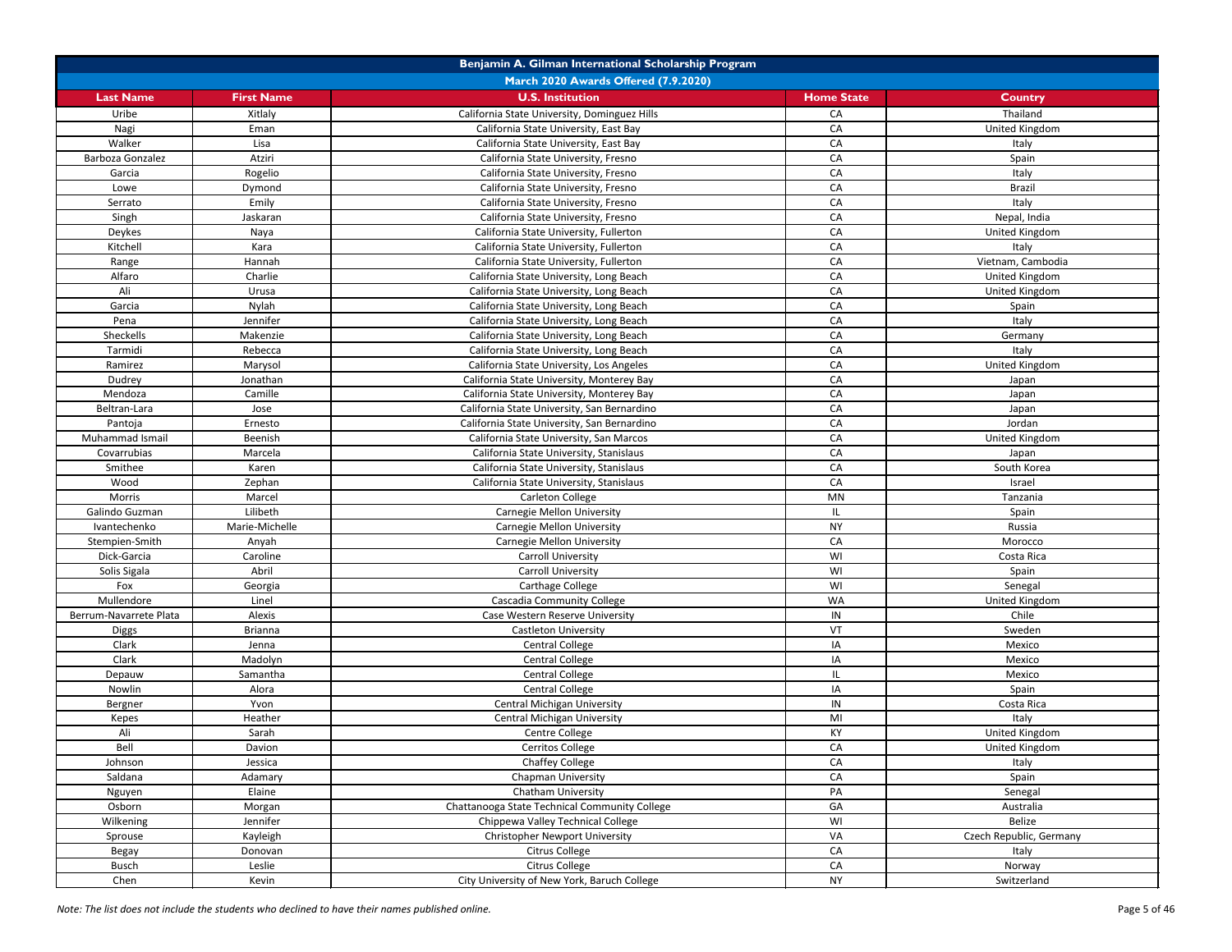| Benjamin A. Gilman International Scholarship Program | | | | |
|---|---|---|---|---|
| March 2020 Awards Offered (7.9.2020) | | | | |
| **Last Name** | **First Name** | **U.S. Institution** | **Home State** | **Country** |
| Uribe | Xitlaly | California State University, Dominguez Hills | CA | Thailand |
| Nagi | Eman | California State University, East Bay | CA | United Kingdom |
| Walker | Lisa | California State University, East Bay | CA | Italy |
| Barboza Gonzalez | Atziri | California State University, Fresno | CA | Spain |
| Garcia | Rogelio | California State University, Fresno | CA | Italy |
| Lowe | Dymond | California State University, Fresno | CA | Brazil |
| Serrato | Emily | California State University, Fresno | CA | Italy |
| Singh | Jaskaran | California State University, Fresno | CA | Nepal, India |
| Deykes | Naya | California State University, Fullerton | CA | United Kingdom |
| Kitchell | Kara | California State University, Fullerton | CA | Italy |
| Range | Hannah | California State University, Fullerton | CA | Vietnam, Cambodia |
| Alfaro | Charlie | California State University, Long Beach | CA | United Kingdom |
| Ali | Urusa | California State University, Long Beach | CA | United Kingdom |
| Garcia | Nylah | California State University, Long Beach | CA | Spain |
| Pena | Jennifer | California State University, Long Beach | CA | Italy |
| Sheckells | Makenzie | California State University, Long Beach | CA | Germany |
| Tarmidi | Rebecca | California State University, Long Beach | CA | Italy |
| Ramirez | Marysol | California State University, Los Angeles | CA | United Kingdom |
| Dudrey | Jonathan | California State University, Monterey Bay | CA | Japan |
| Mendoza | Camille | California State University, Monterey Bay | CA | Japan |
| Beltran-Lara | Jose | California State University, San Bernardino | CA | Japan |
| Pantoja | Ernesto | California State University, San Bernardino | CA | Jordan |
| Muhammad Ismail | Beenish | California State University, San Marcos | CA | United Kingdom |
| Covarrubias | Marcela | California State University, Stanislaus | CA | Japan |
| Smithee | Karen | California State University, Stanislaus | CA | South Korea |
| Wood | Zephan | California State University, Stanislaus | CA | Israel |
| Morris | Marcel | Carleton College | MN | Tanzania |
| Galindo Guzman | Lilibeth | Carnegie Mellon University | IL | Spain |
| Ivantechenko | Marie-Michelle | Carnegie Mellon University | NY | Russia |
| Stempien-Smith | Anyah | Carnegie Mellon University | CA | Morocco |
| Dick-Garcia | Caroline | Carroll University | WI | Costa Rica |
| Solis Sigala | Abril | Carroll University | WI | Spain |
| Fox | Georgia | Carthage College | WI | Senegal |
| Mullendore | Linel | Cascadia Community College | WA | United Kingdom |
| Berrum-Navarrete Plata | Alexis | Case Western Reserve University | IN | Chile |
| Diggs | Brianna | Castleton University | VT | Sweden |
| Clark | Jenna | Central College | IA | Mexico |
| Clark | Madolyn | Central College | IA | Mexico |
| Depauw | Samantha | Central College | IL | Mexico |
| Nowlin | Alora | Central College | IA | Spain |
| Bergner | Yvon | Central Michigan University | IN | Costa Rica |
| Kepes | Heather | Central Michigan University | MI | Italy |
| Ali | Sarah | Centre College | KY | United Kingdom |
| Bell | Davion | Cerritos College | CA | United Kingdom |
| Johnson | Jessica | Chaffey College | CA | Italy |
| Saldana | Adamary | Chapman University | CA | Spain |
| Nguyen | Elaine | Chatham University | PA | Senegal |
| Osborn | Morgan | Chattanooga State Technical Community College | GA | Australia |
| Wilkening | Jennifer | Chippewa Valley Technical College | WI | Belize |
| Sprouse | Kayleigh | Christopher Newport University | VA | Czech Republic, Germany |
| Begay | Donovan | Citrus College | CA | Italy |
| Busch | Leslie | Citrus College | CA | Norway |
| Chen | Kevin | City University of New York, Baruch College | NY | Switzerland |

*Note: The list does not include the students who declined to have their names published online.*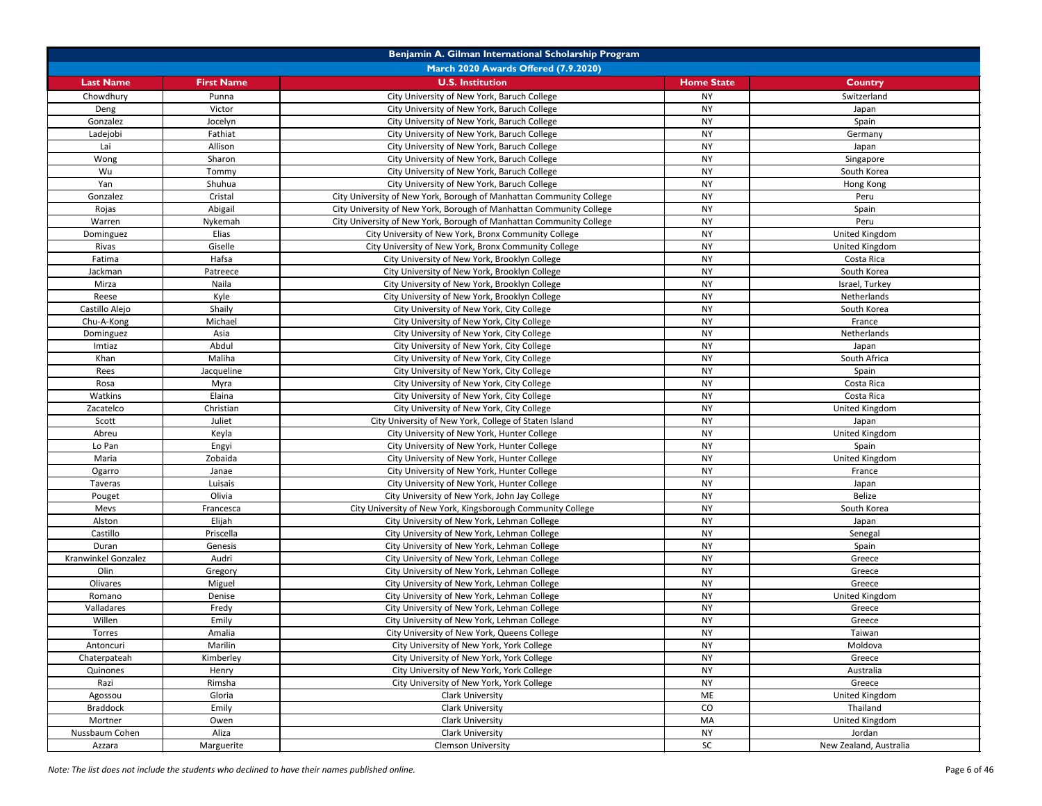| Benjamin A. Gilman International Scholarship Program | | | | |
|---|---|---|---|---|
| March 2020 Awards Offered (7.9.2020) | | | | |
| **Last Name** | **First Name** | **U.S. Institution** | **Home State** | **Country** |
| Chowdhury | Punna | City University of New York, Baruch College | NY | Switzerland |
| Deng | Victor | City University of New York, Baruch College | NY | Japan |
| Gonzalez | Jocelyn | City University of New York, Baruch College | NY | Spain |
| Ladejobi | Fathiat | City University of New York, Baruch College | NY | Germany |
| Lai | Allison | City University of New York, Baruch College | NY | Japan |
| Wong | Sharon | City University of New York, Baruch College | NY | Singapore |
| Wu | Tommy | City University of New York, Baruch College | NY | South Korea |
| Yan | Shuhua | City University of New York, Baruch College | NY | Hong Kong |
| Gonzalez | Cristal | City University of New York, Borough of Manhattan Community College | NY | Peru |
| Rojas | Abigail | City University of New York, Borough of Manhattan Community College | NY | Spain |
| Warren | Nykemah | City University of New York, Borough of Manhattan Community College | NY | Peru |
| Dominguez | Elias | City University of New York, Bronx Community College | NY | United Kingdom |
| Rivas | Giselle | City University of New York, Bronx Community College | NY | United Kingdom |
| Fatima | Hafsa | City University of New York, Brooklyn College | NY | Costa Rica |
| Jackman | Patreece | City University of New York, Brooklyn College | NY | South Korea |
| Mirza | Naila | City University of New York, Brooklyn College | NY | Israel, Turkey |
| Reese | Kyle | City University of New York, Brooklyn College | NY | Netherlands |
| Castillo Alejo | Shaily | City University of New York, City College | NY | South Korea |
| Chu-A-Kong | Michael | City University of New York, City College | NY | France |
| Dominguez | Asia | City University of New York, City College | NY | Netherlands |
| Imtiaz | Abdul | City University of New York, City College | NY | Japan |
| Khan | Maliha | City University of New York, City College | NY | South Africa |
| Rees | Jacqueline | City University of New York, City College | NY | Spain |
| Rosa | Myra | City University of New York, City College | NY | Costa Rica |
| Watkins | Elaina | City University of New York, City College | NY | Costa Rica |
| Zacatelco | Christian | City University of New York, City College | NY | United Kingdom |
| Scott | Juliet | City University of New York, College of Staten Island | NY | Japan |
| Abreu | Keyla | City University of New York, Hunter College | NY | United Kingdom |
| Lo Pan | Engyi | City University of New York, Hunter College | NY | Spain |
| Maria | Zobaida | City University of New York, Hunter College | NY | United Kingdom |
| Ogarro | Janae | City University of New York, Hunter College | NY | France |
| Taveras | Luisais | City University of New York, Hunter College | NY | Japan |
| Pouget | Olivia | City University of New York, John Jay College | NY | Belize |
| Mevs | Francesca | City University of New York, Kingsborough Community College | NY | South Korea |
| Alston | Elijah | City University of New York, Lehman College | NY | Japan |
| Castillo | Priscella | City University of New York, Lehman College | NY | Senegal |
| Duran | Genesis | City University of New York, Lehman College | NY | Spain |
| Kranwinkel Gonzalez | Audri | City University of New York, Lehman College | NY | Greece |
| Olin | Gregory | City University of New York, Lehman College | NY | Greece |
| Olivares | Miguel | City University of New York, Lehman College | NY | Greece |
| Romano | Denise | City University of New York, Lehman College | NY | United Kingdom |
| Valladares | Fredy | City University of New York, Lehman College | NY | Greece |
| Willen | Emily | City University of New York, Lehman College | NY | Greece |
| Torres | Amalia | City University of New York, Queens College | NY | Taiwan |
| Antoncuri | Marilin | City University of New York, York College | NY | Moldova |
| Chaterpateah | Kimberley | City University of New York, York College | NY | Greece |
| Quinones | Henry | City University of New York, York College | NY | Australia |
| Razi | Rimsha | City University of New York, York College | NY | Greece |
| Agossou | Gloria | Clark University | ME | United Kingdom |
| Braddock | Emily | Clark University | CO | Thailand |
| Mortner | Owen | Clark University | MA | United Kingdom |
| Nussbaum Cohen | Aliza | Clark University | NY | Jordan |
| Azzara | Marguerite | Clemson University | SC | New Zealand, Australia |

*Note: The list does not include the students who declined to have their names published online.*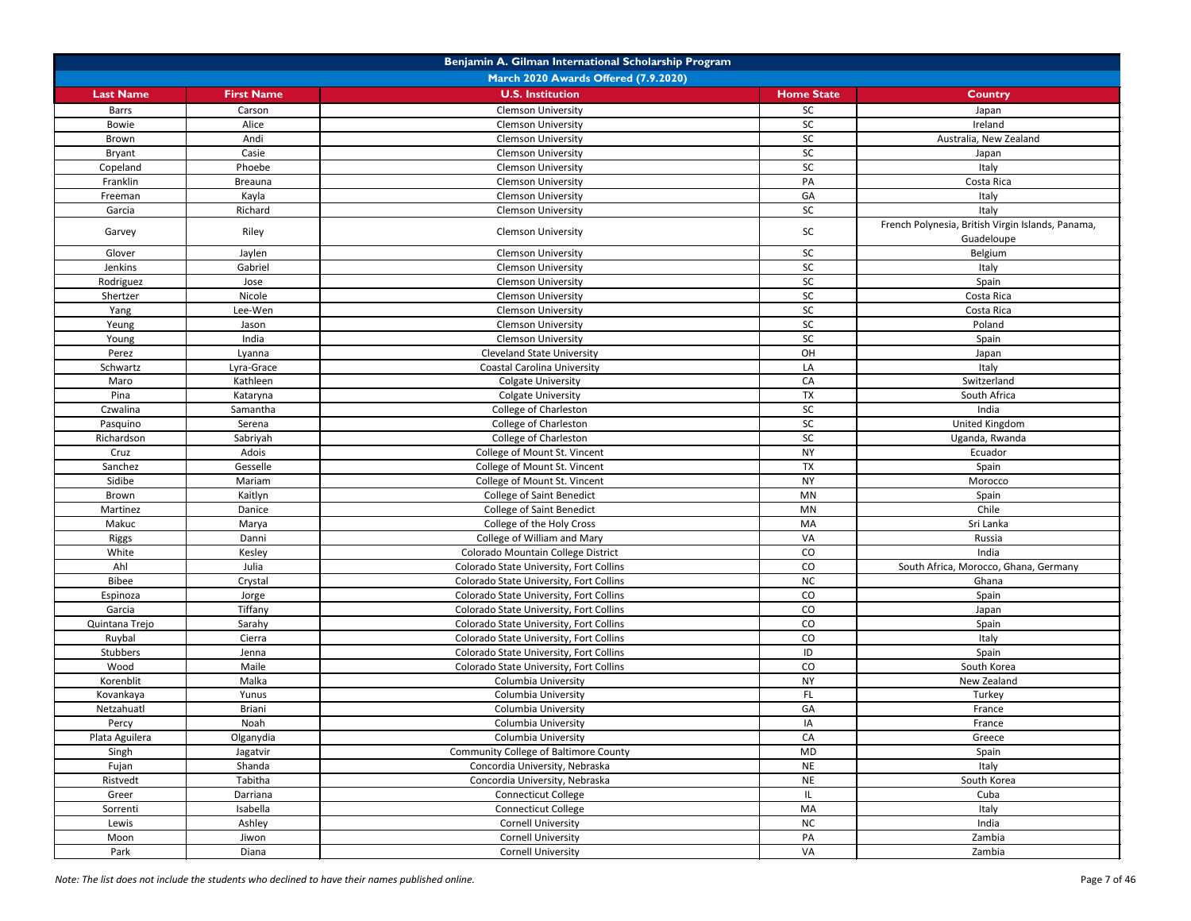| Benjamin A. Gilman International Scholarship Program | | | | |
|---|---|---|---|---|
| March 2020 Awards Offered (7.9.2020) | | | | |
| **Last Name** | **First Name** | **U.S. Institution** | **Home State** | **Country** |
| Barrs | Carson | Clemson University | SC | Japan |
| Bowie | Alice | Clemson University | SC | Ireland |
| Brown | Andi | Clemson University | SC | Australia, New Zealand |
| Bryant | Casie | Clemson University | SC | Japan |
| Copeland | Phoebe | Clemson University | SC | Italy |
| Franklin | Breauna | Clemson University | PA | Costa Rica |
| Freeman | Kayla | Clemson University | GA | Italy |
| Garcia | Richard | Clemson University | SC | Italy |
| Garvey | Riley | Clemson University | SC | French Polynesia, British Virgin Islands, Panama, Guadeloupe |
| Glover | Jaylen | Clemson University | SC | Belgium |
| Jenkins | Gabriel | Clemson University | SC | Italy |
| Rodriguez | Jose | Clemson University | SC | Spain |
| Shertzer | Nicole | Clemson University | SC | Costa Rica |
| Yang | Lee-Wen | Clemson University | SC | Costa Rica |
| Yeung | Jason | Clemson University | SC | Poland |
| Young | India | Clemson University | SC | Spain |
| Perez | Lyanna | Cleveland State University | OH | Japan |
| Schwartz | Lyra-Grace | Coastal Carolina University | LA | Italy |
| Maro | Kathleen | Colgate University | CA | Switzerland |
| Pina | Kataryna | Colgate University | TX | South Africa |
| Czwalina | Samantha | College of Charleston | SC | India |
| Pasquino | Serena | College of Charleston | SC | United Kingdom |
| Richardson | Sabriyah | College of Charleston | SC | Uganda, Rwanda |
| Cruz | Adois | College of Mount St. Vincent | NY | Ecuador |
| Sanchez | Gesselle | College of Mount St. Vincent | TX | Spain |
| Sidibe | Mariam | College of Mount St. Vincent | NY | Morocco |
| Brown | Kaitlyn | College of Saint Benedict | MN | Spain |
| Martinez | Danice | College of Saint Benedict | MN | Chile |
| Makuc | Marya | College of the Holy Cross | MA | Sri Lanka |
| Riggs | Danni | College of William and Mary | VA | Russia |
| White | Kesley | Colorado Mountain College District | CO | India |
| Ahl | Julia | Colorado State University, Fort Collins | CO | South Africa, Morocco, Ghana, Germany |
| Bibee | Crystal | Colorado State University, Fort Collins | NC | Ghana |
| Espinoza | Jorge | Colorado State University, Fort Collins | CO | Spain |
| Garcia | Tiffany | Colorado State University, Fort Collins | CO | Japan |
| Quintana Trejo | Sarahy | Colorado State University, Fort Collins | CO | Spain |
| Ruybal | Cierra | Colorado State University, Fort Collins | CO | Italy |
| Stubbers | Jenna | Colorado State University, Fort Collins | ID | Spain |
| Wood | Maile | Colorado State University, Fort Collins | CO | South Korea |
| Korenblit | Malka | Columbia University | NY | New Zealand |
| Kovankaya | Yunus | Columbia University | FL | Turkey |
| Netzahuatl | Briani | Columbia University | GA | France |
| Percy | Noah | Columbia University | IA | France |
| Plata Aguilera | Olganydia | Columbia University | CA | Greece |
| Singh | Jagatvir | Community College of Baltimore County | MD | Spain |
| Fujan | Shanda | Concordia University, Nebraska | NE | Italy |
| Ristvedt | Tabitha | Concordia University, Nebraska | NE | South Korea |
| Greer | Darriana | Connecticut College | IL | Cuba |
| Sorrenti | Isabella | Connecticut College | MA | Italy |
| Lewis | Ashley | Cornell University | NC | India |
| Moon | Jiwon | Cornell University | PA | Zambia |
| Park | Diana | Cornell University | VA | Zambia |

*Note: The list does not include the students who declined to have their names published online.*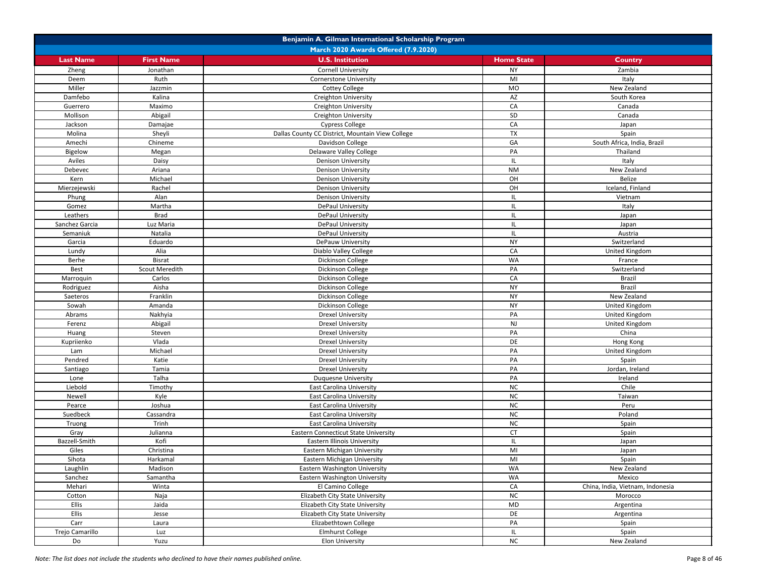| Benjamin A. Gilman International Scholarship Program | | | | |
|---|---|---|---|---|
| March 2020 Awards Offered (7.9.2020) | | | | |
| **Last Name** | **First Name** | **U.S. Institution** | **Home State** | **Country** |
| Zheng | Jonathan | Cornell University | NY | Zambia |
| Deem | Ruth | Cornerstone University | MI | Italy |
| Miller | Jazzmin | Cottey College | MO | New Zealand |
| Damfebo | Kalina | Creighton University | AZ | South Korea |
| Guerrero | Maximo | Creighton University | CA | Canada |
| Mollison | Abigail | Creighton University | SD | Canada |
| Jackson | Damajae | Cypress College | CA | Japan |
| Molina | Sheyli | Dallas County CC District, Mountain View College | TX | Spain |
| Amechi | Chineme | Davidson College | GA | South Africa, India, Brazil |
| Bigelow | Megan | Delaware Valley College | PA | Thailand |
| Aviles | Daisy | Denison University | IL | Italy |
| Debevec | Ariana | Denison University | NM | New Zealand |
| Kern | Michael | Denison University | OH | Belize |
| Mierzejewski | Rachel | Denison University | OH | Iceland, Finland |
| Phung | Alan | Denison University | IL | Vietnam |
| Gomez | Martha | DePaul University | IL | Italy |
| Leathers | Brad | DePaul University | IL | Japan |
| Sanchez Garcia | Luz Maria | DePaul University | IL | Japan |
| Semaniuk | Natalia | DePaul University | IL | Austria |
| Garcia | Eduardo | DePauw University | NY | Switzerland |
| Lundy | Alia | Diablo Valley College | CA | United Kingdom |
| Berhe | Bisrat | Dickinson College | WA | France |
| Best | Scout Meredith | Dickinson College | PA | Switzerland |
| Marroquin | Carlos | Dickinson College | CA | Brazil |
| Rodriguez | Aisha | Dickinson College | NY | Brazil |
| Saeteros | Franklin | Dickinson College | NY | New Zealand |
| Sowah | Amanda | Dickinson College | NY | United Kingdom |
| Abrams | Nakhyia | Drexel University | PA | United Kingdom |
| Ferenz | Abigail | Drexel University | NJ | United Kingdom |
| Huang | Steven | Drexel University | PA | China |
| Kupriienko | Vlada | Drexel University | DE | Hong Kong |
| Lam | Michael | Drexel University | PA | United Kingdom |
| Pendred | Katie | Drexel University | PA | Spain |
| Santiago | Tamia | Drexel University | PA | Jordan, Ireland |
| Lone | Talha | Duquesne University | PA | Ireland |
| Liebold | Timothy | East Carolina University | NC | Chile |
| Newell | Kyle | East Carolina University | NC | Taiwan |
| Pearce | Joshua | East Carolina University | NC | Peru |
| Suedbeck | Cassandra | East Carolina University | NC | Poland |
| Truong | Trinh | East Carolina University | NC | Spain |
| Gray | Julianna | Eastern Connecticut State University | CT | Spain |
| Bazzell-Smith | Kofi | Eastern Illinois University | IL | Japan |
| Giles | Christina | Eastern Michigan University | MI | Japan |
| Sihota | Harkamal | Eastern Michigan University | MI | Spain |
| Laughlin | Madison | Eastern Washington University | WA | New Zealand |
| Sanchez | Samantha | Eastern Washington University | WA | Mexico |
| Mehari | Winta | El Camino College | CA | China, India, Vietnam, Indonesia |
| Cotton | Naja | Elizabeth City State University | NC | Morocco |
| Ellis | Jaida | Elizabeth City State University | MD | Argentina |
| Ellis | Jesse | Elizabeth City State University | DE | Argentina |
| Carr | Laura | Elizabethtown College | PA | Spain |
| Trejo Camarillo | Luz | Elmhurst College | IL | Spain |
| Do | Yuzu | Elon University | NC | New Zealand |

*Note: The list does not include the students who declined to have their names published online.*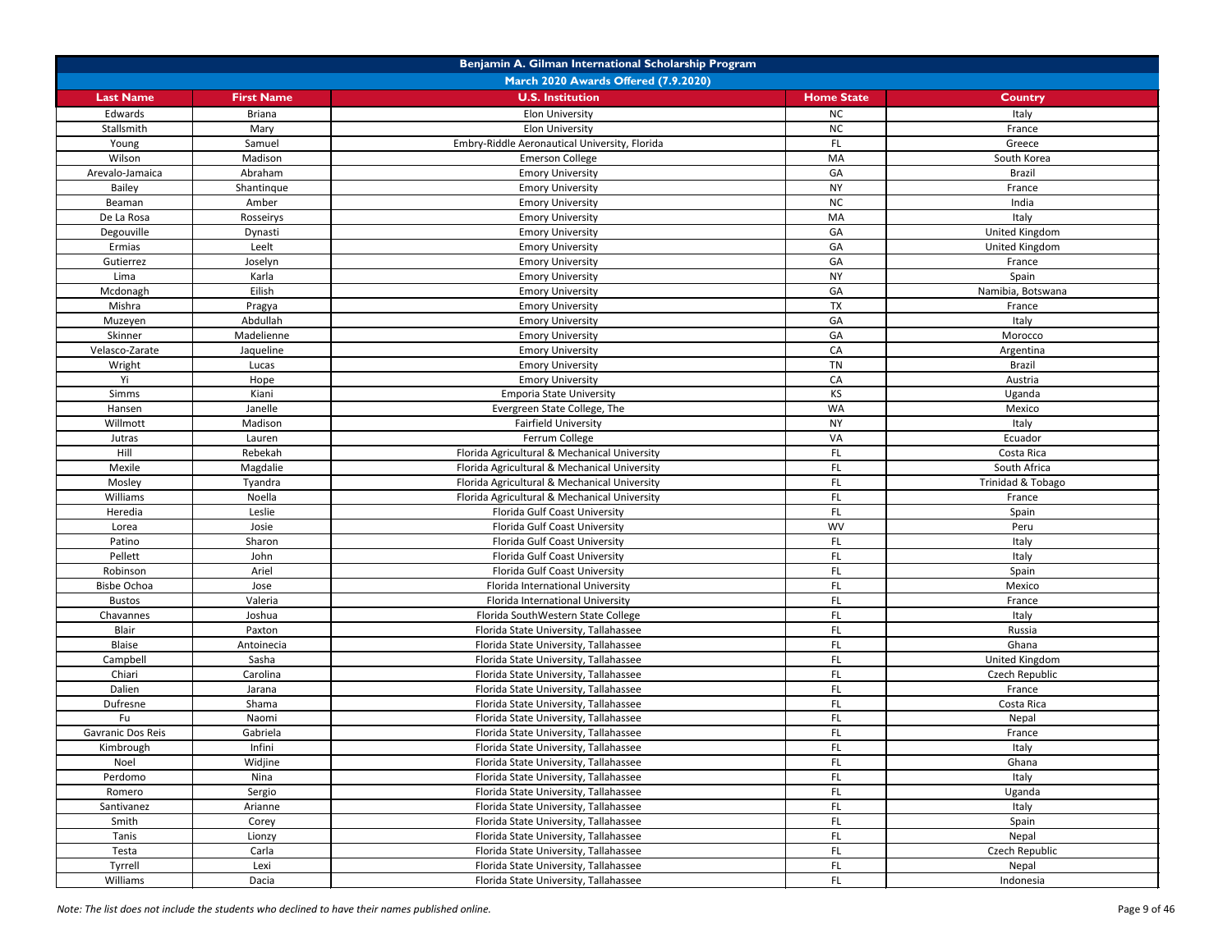# Benjamin A. Gilman International Scholarship Program

## March 2020 Awards Offered (7.9.2020)

| Last Name | First Name | U.S. Institution | Home State | Country |
|---|---|---|---|---|
| Edwards | Briana | Elon University | NC | Italy |
| Stallsmith | Mary | Elon University | NC | France |
| Young | Samuel | Embry-Riddle Aeronautical University, Florida | FL | Greece |
| Wilson | Madison | Emerson College | MA | South Korea |
| Arevalo-Jamaica | Abraham | Emory University | GA | Brazil |
| Bailey | Shantinque | Emory University | NY | France |
| Beaman | Amber | Emory University | NC | India |
| De La Rosa | Rosseirys | Emory University | MA | Italy |
| Degouville | Dynasti | Emory University | GA | United Kingdom |
| Ermias | Leelt | Emory University | GA | United Kingdom |
| Gutierrez | Joselyn | Emory University | GA | France |
| Lima | Karla | Emory University | NY | Spain |
| Mcdonagh | Eilish | Emory University | GA | Namibia, Botswana |
| Mishra | Pragya | Emory University | TX | France |
| Muzeyen | Abdullah | Emory University | GA | Italy |
| Skinner | Madelienne | Emory University | GA | Morocco |
| Velasco-Zarate | Jaqueline | Emory University | CA | Argentina |
| Wright | Lucas | Emory University | TN | Brazil |
| Yi | Hope | Emory University | CA | Austria |
| Simms | Kiani | Emporia State University | KS | Uganda |
| Hansen | Janelle | Evergreen State College, The | WA | Mexico |
| Willmott | Madison | Fairfield University | NY | Italy |
| Jutras | Lauren | Ferrum College | VA | Ecuador |
| Hill | Rebekah | Florida Agricultural & Mechanical University | FL | Costa Rica |
| Mexile | Magdalie | Florida Agricultural & Mechanical University | FL | South Africa |
| Mosley | Tyandra | Florida Agricultural & Mechanical University | FL | Trinidad & Tobago |
| Williams | Noella | Florida Agricultural & Mechanical University | FL | France |
| Heredia | Leslie | Florida Gulf Coast University | FL | Spain |
| Lorea | Josie | Florida Gulf Coast University | WV | Peru |
| Patino | Sharon | Florida Gulf Coast University | FL | Italy |
| Pellett | John | Florida Gulf Coast University | FL | Italy |
| Robinson | Ariel | Florida Gulf Coast University | FL | Spain |
| Bisbe Ochoa | Jose | Florida International University | FL | Mexico |
| Bustos | Valeria | Florida International University | FL | France |
| Chavannes | Joshua | Florida SouthWestern State College | FL | Italy |
| Blair | Paxton | Florida State University, Tallahassee | FL | Russia |
| Blaise | Antoinecia | Florida State University, Tallahassee | FL | Ghana |
| Campbell | Sasha | Florida State University, Tallahassee | FL | United Kingdom |
| Chiari | Carolina | Florida State University, Tallahassee | FL | Czech Republic |
| Dalien | Jarana | Florida State University, Tallahassee | FL | France |
| Dufresne | Shama | Florida State University, Tallahassee | FL | Costa Rica |
| Fu | Naomi | Florida State University, Tallahassee | FL | Nepal |
| Gavranic Dos Reis | Gabriela | Florida State University, Tallahassee | FL | France |
| Kimbrough | Infini | Florida State University, Tallahassee | FL | Italy |
| Noel | Widjine | Florida State University, Tallahassee | FL | Ghana |
| Perdomo | Nina | Florida State University, Tallahassee | FL | Italy |
| Romero | Sergio | Florida State University, Tallahassee | FL | Uganda |
| Santivanez | Arianne | Florida State University, Tallahassee | FL | Italy |
| Smith | Corey | Florida State University, Tallahassee | FL | Spain |
| Tanis | Lionzy | Florida State University, Tallahassee | FL | Nepal |
| Testa | Carla | Florida State University, Tallahassee | FL | Czech Republic |
| Tyrrell | Lexi | Florida State University, Tallahassee | FL | Nepal |
| Williams | Dacia | Florida State University, Tallahassee | FL | Indonesia |

*Note: The list does not include the students who declined to have their names published online.*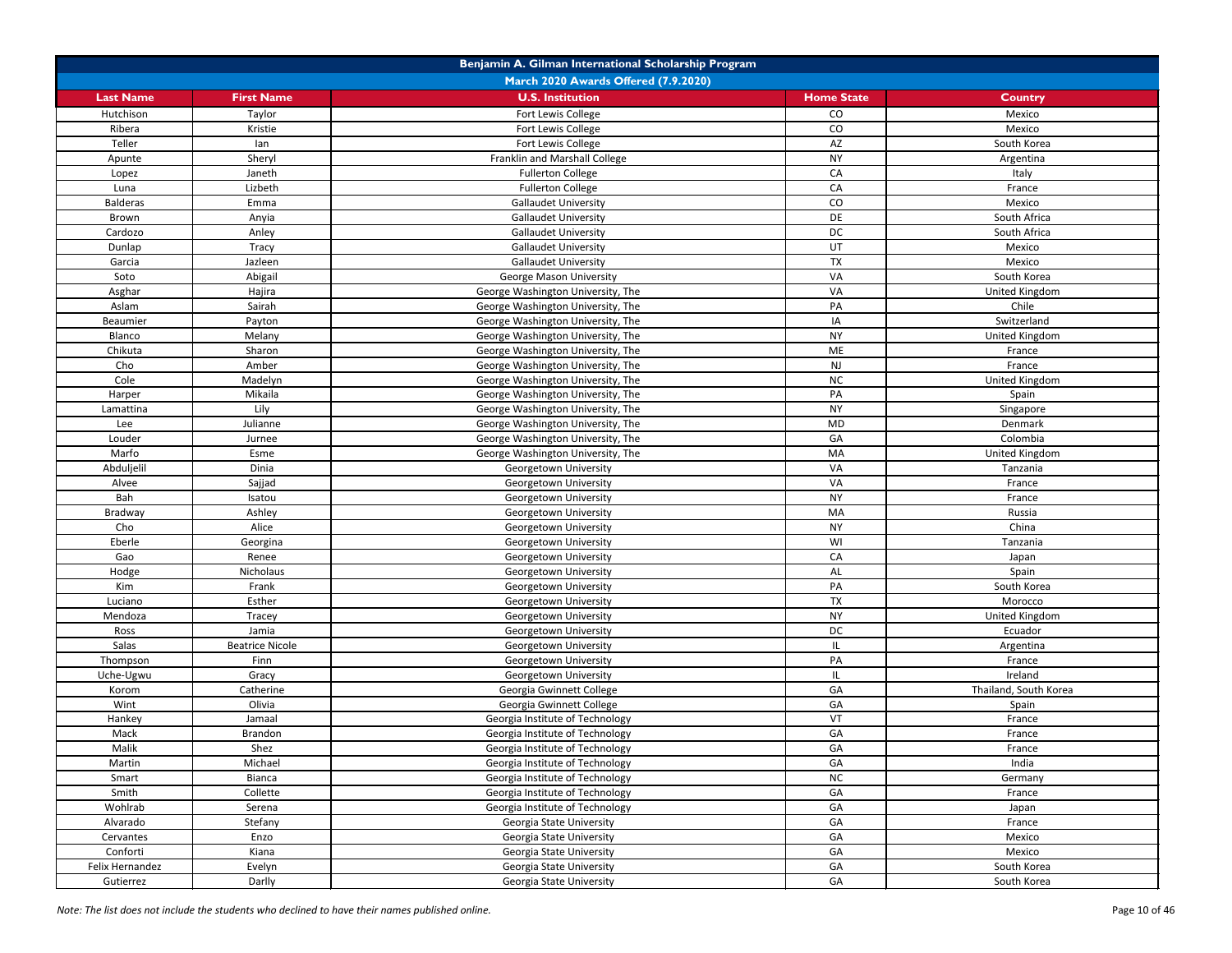| Benjamin A. Gilman International Scholarship Program | | | | |
|---|---|---|---|---|
| March 2020 Awards Offered (7.9.2020) | | | | |
| **Last Name** | **First Name** | **U.S. Institution** | **Home State** | **Country** |
| Hutchison | Taylor | Fort Lewis College | CO | Mexico |
| Ribera | Kristie | Fort Lewis College | CO | Mexico |
| Teller | Ian | Fort Lewis College | AZ | South Korea |
| Apunte | Sheryl | Franklin and Marshall College | NY | Argentina |
| Lopez | Janeth | Fullerton College | CA | Italy |
| Luna | Lizbeth | Fullerton College | CA | France |
| Balderas | Emma | Gallaudet University | CO | Mexico |
| Brown | Anyia | Gallaudet University | DE | South Africa |
| Cardozo | Anley | Gallaudet University | DC | South Africa |
| Dunlap | Tracy | Gallaudet University | UT | Mexico |
| Garcia | Jazleen | Gallaudet University | TX | Mexico |
| Soto | Abigail | George Mason University | VA | South Korea |
| Asghar | Hajira | George Washington University, The | VA | United Kingdom |
| Aslam | Sairah | George Washington University, The | PA | Chile |
| Beaumier | Payton | George Washington University, The | IA | Switzerland |
| Blanco | Melany | George Washington University, The | NY | United Kingdom |
| Chikuta | Sharon | George Washington University, The | ME | France |
| Cho | Amber | George Washington University, The | NJ | France |
| Cole | Madelyn | George Washington University, The | NC | United Kingdom |
| Harper | Mikaila | George Washington University, The | PA | Spain |
| Lamattina | Lily | George Washington University, The | NY | Singapore |
| Lee | Julianne | George Washington University, The | MD | Denmark |
| Louder | Jurnee | George Washington University, The | GA | Colombia |
| Marfo | Esme | George Washington University, The | MA | United Kingdom |
| Abduljelil | Dinia | Georgetown University | VA | Tanzania |
| Alvee | Sajjad | Georgetown University | VA | France |
| Bah | Isatou | Georgetown University | NY | France |
| Bradway | Ashley | Georgetown University | MA | Russia |
| Cho | Alice | Georgetown University | NY | China |
| Eberle | Georgina | Georgetown University | WI | Tanzania |
| Gao | Renee | Georgetown University | CA | Japan |
| Hodge | Nicholaus | Georgetown University | AL | Spain |
| Kim | Frank | Georgetown University | PA | South Korea |
| Luciano | Esther | Georgetown University | TX | Morocco |
| Mendoza | Tracey | Georgetown University | NY | United Kingdom |
| Ross | Jamia | Georgetown University | DC | Ecuador |
| Salas | Beatrice Nicole | Georgetown University | IL | Argentina |
| Thompson | Finn | Georgetown University | PA | France |
| Uche-Ugwu | Gracy | Georgetown University | IL | Ireland |
| Korom | Catherine | Georgia Gwinnett College | GA | Thailand, South Korea |
| Wint | Olivia | Georgia Gwinnett College | GA | Spain |
| Hankey | Jamaal | Georgia Institute of Technology | VT | France |
| Mack | Brandon | Georgia Institute of Technology | GA | France |
| Malik | Shez | Georgia Institute of Technology | GA | France |
| Martin | Michael | Georgia Institute of Technology | GA | India |
| Smart | Bianca | Georgia Institute of Technology | NC | Germany |
| Smith | Collette | Georgia Institute of Technology | GA | France |
| Wohlrab | Serena | Georgia Institute of Technology | GA | Japan |
| Alvarado | Stefany | Georgia State University | GA | France |
| Cervantes | Enzo | Georgia State University | GA | Mexico |
| Conforti | Kiana | Georgia State University | GA | Mexico |
| Felix Hernandez | Evelyn | Georgia State University | GA | South Korea |
| Gutierrez | Darlly | Georgia State University | GA | South Korea |

*Note: The list does not include the students who declined to have their names published online.*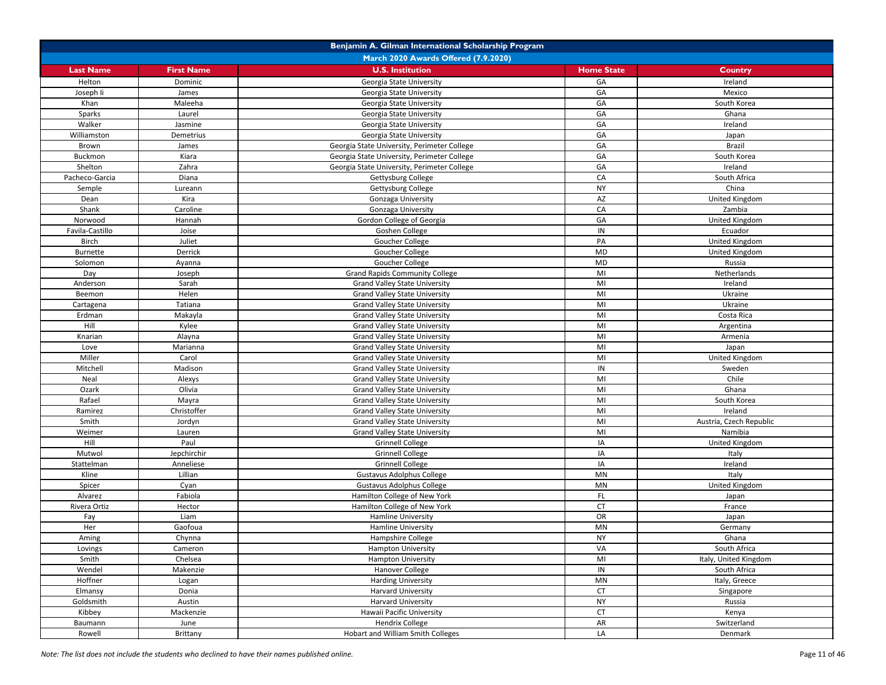| Benjamin A. Gilman International Scholarship Program | | | | |
|---|---|---|---|---|
| March 2020 Awards Offered (7.9.2020) | | | | |
| **Last Name** | **First Name** | **U.S. Institution** | **Home State** | **Country** |
| Helton | Dominic | Georgia State University | GA | Ireland |
| Joseph Ii | James | Georgia State University | GA | Mexico |
| Khan | Maleeha | Georgia State University | GA | South Korea |
| Sparks | Laurel | Georgia State University | GA | Ghana |
| Walker | Jasmine | Georgia State University | GA | Ireland |
| Williamston | Demetrius | Georgia State University | GA | Japan |
| Brown | James | Georgia State University, Perimeter College | GA | Brazil |
| Buckmon | Kiara | Georgia State University, Perimeter College | GA | South Korea |
| Shelton | Zahra | Georgia State University, Perimeter College | GA | Ireland |
| Pacheco-Garcia | Diana | Gettysburg College | CA | South Africa |
| Semple | Lureann | Gettysburg College | NY | China |
| Dean | Kira | Gonzaga University | AZ | United Kingdom |
| Shank | Caroline | Gonzaga University | CA | Zambia |
| Norwood | Hannah | Gordon College of Georgia | GA | United Kingdom |
| Favila-Castillo | Joise | Goshen College | IN | Ecuador |
| Birch | Juliet | Goucher College | PA | United Kingdom |
| Burnette | Derrick | Goucher College | MD | United Kingdom |
| Solomon | Ayanna | Goucher College | MD | Russia |
| Day | Joseph | Grand Rapids Community College | MI | Netherlands |
| Anderson | Sarah | Grand Valley State University | MI | Ireland |
| Beemon | Helen | Grand Valley State University | MI | Ukraine |
| Cartagena | Tatiana | Grand Valley State University | MI | Ukraine |
| Erdman | Makayla | Grand Valley State University | MI | Costa Rica |
| Hill | Kylee | Grand Valley State University | MI | Argentina |
| Knarian | Alayna | Grand Valley State University | MI | Armenia |
| Love | Marianna | Grand Valley State University | MI | Japan |
| Miller | Carol | Grand Valley State University | MI | United Kingdom |
| Mitchell | Madison | Grand Valley State University | IN | Sweden |
| Neal | Alexys | Grand Valley State University | MI | Chile |
| Ozark | Olivia | Grand Valley State University | MI | Ghana |
| Rafael | Mayra | Grand Valley State University | MI | South Korea |
| Ramirez | Christoffer | Grand Valley State University | MI | Ireland |
| Smith | Jordyn | Grand Valley State University | MI | Austria, Czech Republic |
| Weimer | Lauren | Grand Valley State University | MI | Namibia |
| Hill | Paul | Grinnell College | IA | United Kingdom |
| Mutwol | Jepchirchir | Grinnell College | IA | Italy |
| Stattelman | Anneliese | Grinnell College | IA | Ireland |
| Kline | Lillian | Gustavus Adolphus College | MN | Italy |
| Spicer | Cyan | Gustavus Adolphus College | MN | United Kingdom |
| Alvarez | Fabiola | Hamilton College of New York | FL | Japan |
| Rivera Ortiz | Hector | Hamilton College of New York | CT | France |
| Fay | Liam | Hamline University | OR | Japan |
| Her | Gaofoua | Hamline University | MN | Germany |
| Aming | Chynna | Hampshire College | NY | Ghana |
| Lovings | Cameron | Hampton University | VA | South Africa |
| Smith | Chelsea | Hampton University | MI | Italy, United Kingdom |
| Wendel | Makenzie | Hanover College | IN | South Africa |
| Hoffner | Logan | Harding University | MN | Italy, Greece |
| Elmansy | Donia | Harvard University | CT | Singapore |
| Goldsmith | Austin | Harvard University | NY | Russia |
| Kibbey | Mackenzie | Hawaii Pacific University | CT | Kenya |
| Baumann | June | Hendrix College | AR | Switzerland |
| Rowell | Brittany | Hobart and William Smith Colleges | LA | Denmark |

*Note: The list does not include the students who declined to have their names published online.*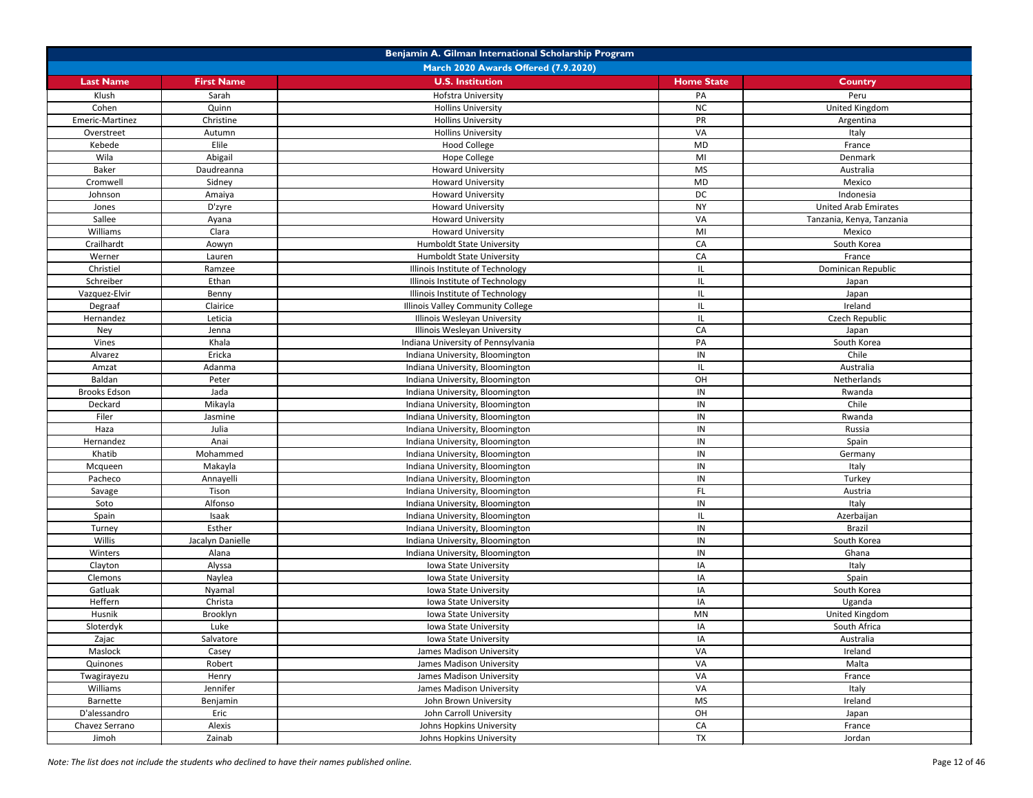## Benjamin A. Gilman International Scholarship Program

### March 2020 Awards Offered (7.9.2020)

| Last Name | First Name | U.S. Institution | Home State | Country |
|---|---|---|---|---|
| Klush | Sarah | Hofstra University | PA | Peru |
| Cohen | Quinn | Hollins University | NC | United Kingdom |
| Emeric-Martinez | Christine | Hollins University | PR | Argentina |
| Overstreet | Autumn | Hollins University | VA | Italy |
| Kebede | Elile | Hood College | MD | France |
| Wila | Abigail | Hope College | MI | Denmark |
| Baker | Daudreanna | Howard University | MS | Australia |
| Cromwell | Sidney | Howard University | MD | Mexico |
| Johnson | Amaiya | Howard University | DC | Indonesia |
| Jones | D'zyre | Howard University | NY | United Arab Emirates |
| Sallee | Ayana | Howard University | VA | Tanzania, Kenya, Tanzania |
| Williams | Clara | Howard University | MI | Mexico |
| Crailhardt | Aowyn | Humboldt State University | CA | South Korea |
| Werner | Lauren | Humboldt State University | CA | France |
| Christiel | Ramzee | Illinois Institute of Technology | IL | Dominican Republic |
| Schreiber | Ethan | Illinois Institute of Technology | IL | Japan |
| Vazquez-Elvir | Benny | Illinois Institute of Technology | IL | Japan |
| Degraaf | Clairice | Illinois Valley Community College | IL | Ireland |
| Hernandez | Leticia | Illinois Wesleyan University | IL | Czech Republic |
| Ney | Jenna | Illinois Wesleyan University | CA | Japan |
| Vines | Khala | Indiana University of Pennsylvania | PA | South Korea |
| Alvarez | Ericka | Indiana University, Bloomington | IN | Chile |
| Amzat | Adanma | Indiana University, Bloomington | IL | Australia |
| Baldan | Peter | Indiana University, Bloomington | OH | Netherlands |
| Brooks Edson | Jada | Indiana University, Bloomington | IN | Rwanda |
| Deckard | Mikayla | Indiana University, Bloomington | IN | Chile |
| Filer | Jasmine | Indiana University, Bloomington | IN | Rwanda |
| Haza | Julia | Indiana University, Bloomington | IN | Russia |
| Hernandez | Anai | Indiana University, Bloomington | IN | Spain |
| Khatib | Mohammed | Indiana University, Bloomington | IN | Germany |
| Mcqueen | Makayla | Indiana University, Bloomington | IN | Italy |
| Pacheco | Annayelli | Indiana University, Bloomington | IN | Turkey |
| Savage | Tison | Indiana University, Bloomington | FL | Austria |
| Soto | Alfonso | Indiana University, Bloomington | IN | Italy |
| Spain | Isaak | Indiana University, Bloomington | IL | Azerbaijan |
| Turney | Esther | Indiana University, Bloomington | IN | Brazil |
| Willis | Jacalyn Danielle | Indiana University, Bloomington | IN | South Korea |
| Winters | Alana | Indiana University, Bloomington | IN | Ghana |
| Clayton | Alyssa | Iowa State University | IA | Italy |
| Clemons | Naylea | Iowa State University | IA | Spain |
| Gatluak | Nyamal | Iowa State University | IA | South Korea |
| Heffern | Christa | Iowa State University | IA | Uganda |
| Husnik | Brooklyn | Iowa State University | MN | United Kingdom |
| Sloterdyk | Luke | Iowa State University | IA | South Africa |
| Zajac | Salvatore | Iowa State University | IA | Australia |
| Maslock | Casey | James Madison University | VA | Ireland |
| Quinones | Robert | James Madison University | VA | Malta |
| Twagirayezu | Henry | James Madison University | VA | France |
| Williams | Jennifer | James Madison University | VA | Italy |
| Barnette | Benjamin | John Brown University | MS | Ireland |
| D'alessandro | Eric | John Carroll University | OH | Japan |
| Chavez Serrano | Alexis | Johns Hopkins University | CA | France |
| Jimoh | Zainab | Johns Hopkins University | TX | Jordan |

*Note: The list does not include the students who declined to have their names published online.*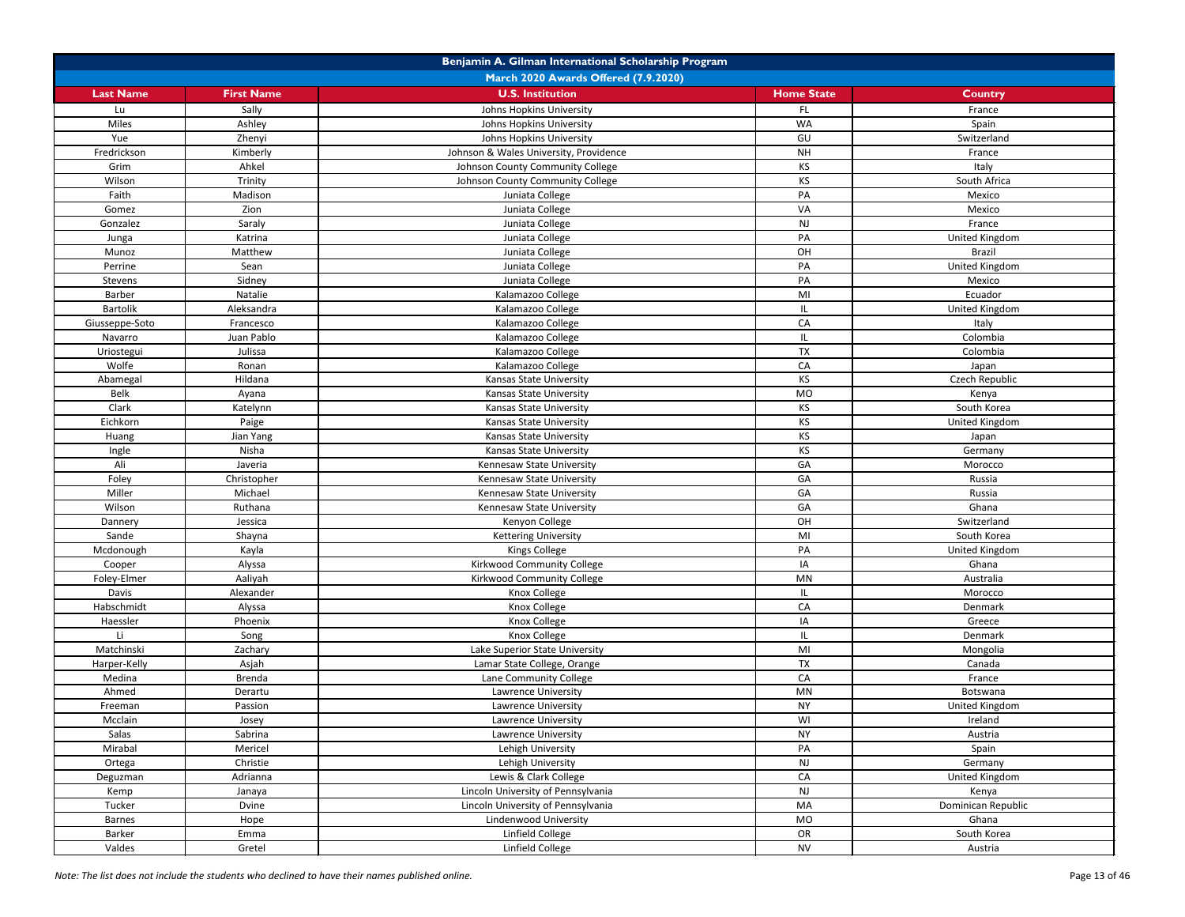| Benjamin A. Gilman International Scholarship Program | | | | |
|---|---|---|---|---|
| March 2020 Awards Offered (7.9.2020) | | | | |
| **Last Name** | **First Name** | **U.S. Institution** | **Home State** | **Country** |
| Lu | Sally | Johns Hopkins University | FL | France |
| Miles | Ashley | Johns Hopkins University | WA | Spain |
| Yue | Zhenyi | Johns Hopkins University | GU | Switzerland |
| Fredrickson | Kimberly | Johnson & Wales University, Providence | NH | France |
| Grim | Ahkel | Johnson County Community College | KS | Italy |
| Wilson | Trinity | Johnson County Community College | KS | South Africa |
| Faith | Madison | Juniata College | PA | Mexico |
| Gomez | Zion | Juniata College | VA | Mexico |
| Gonzalez | Saraly | Juniata College | NJ | France |
| Junga | Katrina | Juniata College | PA | United Kingdom |
| Munoz | Matthew | Juniata College | OH | Brazil |
| Perrine | Sean | Juniata College | PA | United Kingdom |
| Stevens | Sidney | Juniata College | PA | Mexico |
| Barber | Natalie | Kalamazoo College | MI | Ecuador |
| Bartolik | Aleksandra | Kalamazoo College | IL | United Kingdom |
| Giusseppe-Soto | Francesco | Kalamazoo College | CA | Italy |
| Navarro | Juan Pablo | Kalamazoo College | IL | Colombia |
| Uriostegui | Julissa | Kalamazoo College | TX | Colombia |
| Wolfe | Ronan | Kalamazoo College | CA | Japan |
| Abamegal | Hildana | Kansas State University | KS | Czech Republic |
| Belk | Ayana | Kansas State University | MO | Kenya |
| Clark | Katelynn | Kansas State University | KS | South Korea |
| Eichkorn | Paige | Kansas State University | KS | United Kingdom |
| Huang | Jian Yang | Kansas State University | KS | Japan |
| Ingle | Nisha | Kansas State University | KS | Germany |
| Ali | Javeria | Kennesaw State University | GA | Morocco |
| Foley | Christopher | Kennesaw State University | GA | Russia |
| Miller | Michael | Kennesaw State University | GA | Russia |
| Wilson | Ruthana | Kennesaw State University | GA | Ghana |
| Dannery | Jessica | Kenyon College | OH | Switzerland |
| Sande | Shayna | Kettering University | MI | South Korea |
| Mcdonough | Kayla | Kings College | PA | United Kingdom |
| Cooper | Alyssa | Kirkwood Community College | IA | Ghana |
| Foley-Elmer | Aaliyah | Kirkwood Community College | MN | Australia |
| Davis | Alexander | Knox College | IL | Morocco |
| Habschmidt | Alyssa | Knox College | CA | Denmark |
| Haessler | Phoenix | Knox College | IA | Greece |
| Li | Song | Knox College | IL | Denmark |
| Matchinski | Zachary | Lake Superior State University | MI | Mongolia |
| Harper-Kelly | Asjah | Lamar State College, Orange | TX | Canada |
| Medina | Brenda | Lane Community College | CA | France |
| Ahmed | Derartu | Lawrence University | MN | Botswana |
| Freeman | Passion | Lawrence University | NY | United Kingdom |
| Mcclain | Josey | Lawrence University | WI | Ireland |
| Salas | Sabrina | Lawrence University | NY | Austria |
| Mirabal | Mericel | Lehigh University | PA | Spain |
| Ortega | Christie | Lehigh University | NJ | Germany |
| Deguzman | Adrianna | Lewis & Clark College | CA | United Kingdom |
| Kemp | Janaya | Lincoln University of Pennsylvania | NJ | Kenya |
| Tucker | Dvine | Lincoln University of Pennsylvania | MA | Dominican Republic |
| Barnes | Hope | Lindenwood University | MO | Ghana |
| Barker | Emma | Linfield College | OR | South Korea |
| Valdes | Gretel | Linfield College | NV | Austria |

*Note: The list does not include the students who declined to have their names published online.*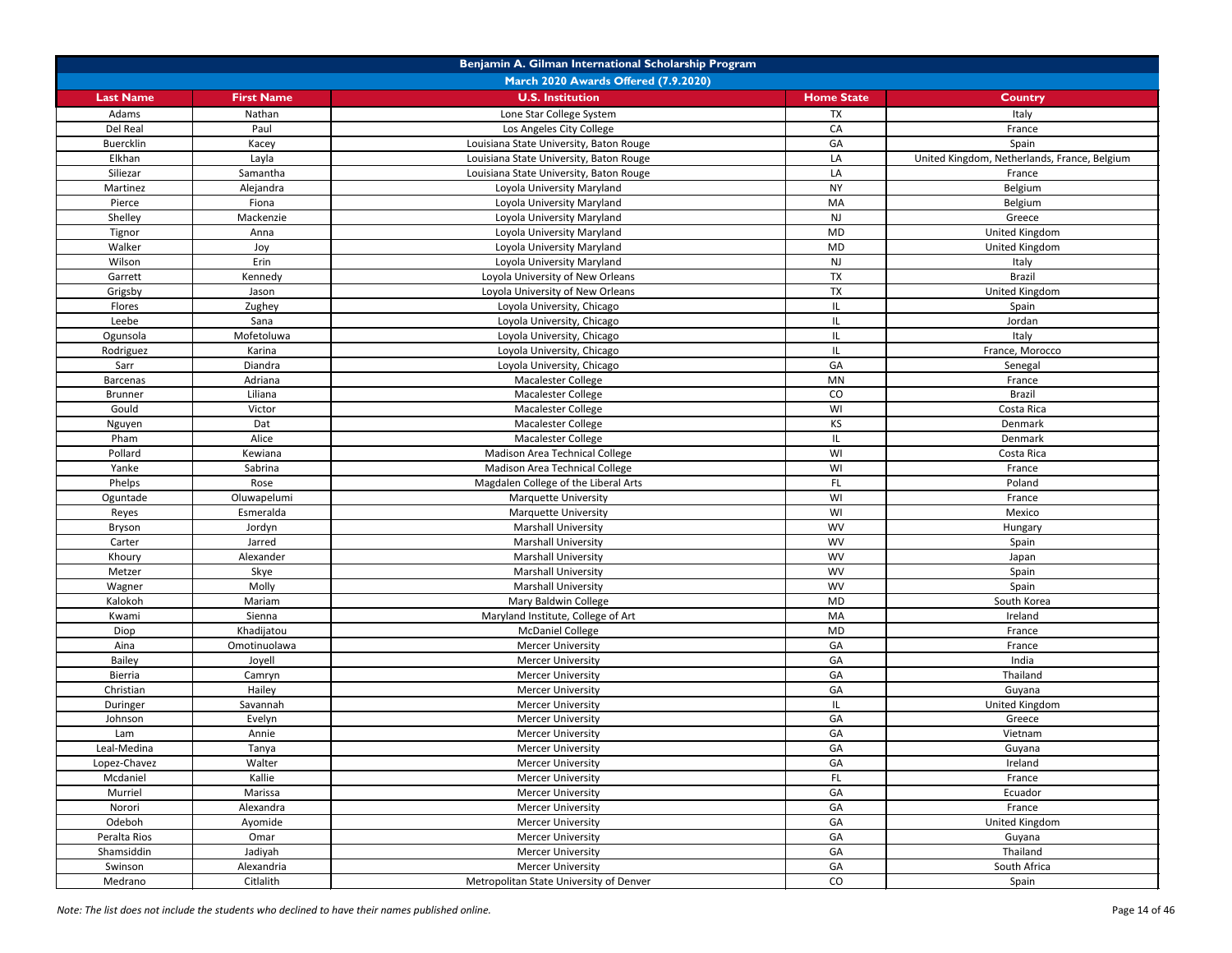| Benjamin A. Gilman International Scholarship Program | | | | |
|---|---|---|---|---|
| March 2020 Awards Offered (7.9.2020) | | | | |
| **Last Name** | **First Name** | **U.S. Institution** | **Home State** | **Country** |
| Adams | Nathan | Lone Star College System | TX | Italy |
| Del Real | Paul | Los Angeles City College | CA | France |
| Buercklin | Kacey | Louisiana State University, Baton Rouge | GA | Spain |
| Elkhan | Layla | Louisiana State University, Baton Rouge | LA | United Kingdom, Netherlands, France, Belgium |
| Siliezar | Samantha | Louisiana State University, Baton Rouge | LA | France |
| Martinez | Alejandra | Loyola University Maryland | NY | Belgium |
| Pierce | Fiona | Loyola University Maryland | MA | Belgium |
| Shelley | Mackenzie | Loyola University Maryland | NJ | Greece |
| Tignor | Anna | Loyola University Maryland | MD | United Kingdom |
| Walker | Joy | Loyola University Maryland | MD | United Kingdom |
| Wilson | Erin | Loyola University Maryland | NJ | Italy |
| Garrett | Kennedy | Loyola University of New Orleans | TX | Brazil |
| Grigsby | Jason | Loyola University of New Orleans | TX | United Kingdom |
| Flores | Zughey | Loyola University, Chicago | IL | Spain |
| Leebe | Sana | Loyola University, Chicago | IL | Jordan |
| Ogunsola | Mofetoluwa | Loyola University, Chicago | IL | Italy |
| Rodriguez | Karina | Loyola University, Chicago | IL | France, Morocco |
| Sarr | Diandra | Loyola University, Chicago | GA | Senegal |
| Barcenas | Adriana | Macalester College | MN | France |
| Brunner | Liliana | Macalester College | CO | Brazil |
| Gould | Victor | Macalester College | WI | Costa Rica |
| Nguyen | Dat | Macalester College | KS | Denmark |
| Pham | Alice | Macalester College | IL | Denmark |
| Pollard | Kewiana | Madison Area Technical College | WI | Costa Rica |
| Yanke | Sabrina | Madison Area Technical College | WI | France |
| Phelps | Rose | Magdalen College of the Liberal Arts | FL | Poland |
| Oguntade | Oluwapelumi | Marquette University | WI | France |
| Reyes | Esmeralda | Marquette University | WI | Mexico |
| Bryson | Jordyn | Marshall University | WV | Hungary |
| Carter | Jarred | Marshall University | WV | Spain |
| Khoury | Alexander | Marshall University | WV | Japan |
| Metzer | Skye | Marshall University | WV | Spain |
| Wagner | Molly | Marshall University | WV | Spain |
| Kalokoh | Mariam | Mary Baldwin College | MD | South Korea |
| Kwami | Sienna | Maryland Institute, College of Art | MA | Ireland |
| Diop | Khadijatou | McDaniel College | MD | France |
| Aina | Omotinuolawa | Mercer University | GA | France |
| Bailey | Joyell | Mercer University | GA | India |
| Bierria | Camryn | Mercer University | GA | Thailand |
| Christian | Hailey | Mercer University | GA | Guyana |
| Duringer | Savannah | Mercer University | IL | United Kingdom |
| Johnson | Evelyn | Mercer University | GA | Greece |
| Lam | Annie | Mercer University | GA | Vietnam |
| Leal-Medina | Tanya | Mercer University | GA | Guyana |
| Lopez-Chavez | Walter | Mercer University | GA | Ireland |
| Mcdaniel | Kallie | Mercer University | FL | France |
| Murriel | Marissa | Mercer University | GA | Ecuador |
| Norori | Alexandra | Mercer University | GA | France |
| Odeboh | Ayomide | Mercer University | GA | United Kingdom |
| Peralta Rios | Omar | Mercer University | GA | Guyana |
| Shamsiddin | Jadiyah | Mercer University | GA | Thailand |
| Swinson | Alexandria | Mercer University | GA | South Africa |
| Medrano | Citlalith | Metropolitan State University of Denver | CO | Spain |

*Note: The list does not include the students who declined to have their names published online.*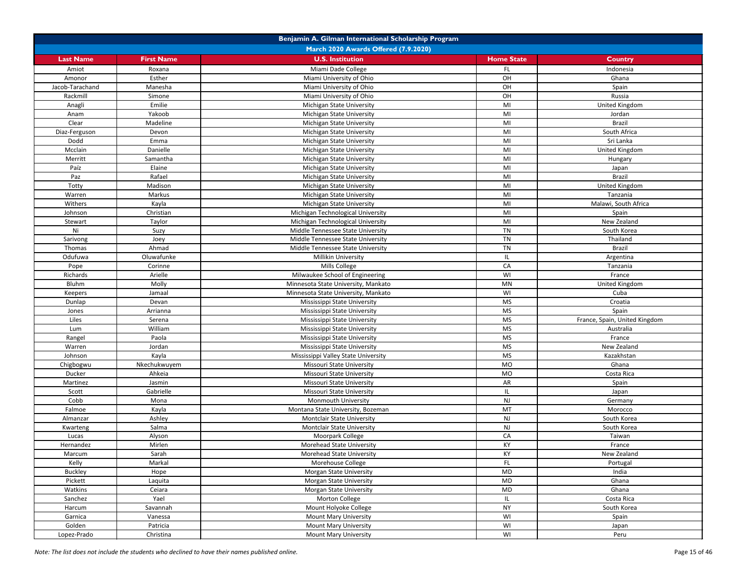| Benjamin A. Gilman International Scholarship Program | | | | |
|---|---|---|---|---|
| March 2020 Awards Offered (7.9.2020) | | | | |
| **Last Name** | **First Name** | **U.S. Institution** | **Home State** | **Country** |
| Amiot | Roxana | Miami Dade College | FL | Indonesia |
| Amonor | Esther | Miami University of Ohio | OH | Ghana |
| Jacob-Tarachand | Manesha | Miami University of Ohio | OH | Spain |
| Rackmill | Simone | Miami University of Ohio | OH | Russia |
| Anagli | Emilie | Michigan State University | MI | United Kingdom |
| Anam | Yakoob | Michigan State University | MI | Jordan |
| Clear | Madeline | Michigan State University | MI | Brazil |
| Diaz-Ferguson | Devon | Michigan State University | MI | South Africa |
| Dodd | Emma | Michigan State University | MI | Sri Lanka |
| Mcclain | Danielle | Michigan State University | MI | United Kingdom |
| Merritt | Samantha | Michigan State University | MI | Hungary |
| Paíz | Elaine | Michigan State University | MI | Japan |
| Paz | Rafael | Michigan State University | MI | Brazil |
| Totty | Madison | Michigan State University | MI | United Kingdom |
| Warren | Markus | Michigan State University | MI | Tanzania |
| Withers | Kayla | Michigan State University | MI | Malawi, South Africa |
| Johnson | Christian | Michigan Technological University | MI | Spain |
| Stewart | Taylor | Michigan Technological University | MI | New Zealand |
| Ni | Suzy | Middle Tennessee State University | TN | South Korea |
| Sarivong | Joey | Middle Tennessee State University | TN | Thailand |
| Thomas | Ahmad | Middle Tennessee State University | TN | Brazil |
| Odufuwa | Oluwafunke | Millikin University | IL | Argentina |
| Pope | Corinne | Mills College | CA | Tanzania |
| Richards | Arielle | Milwaukee School of Engineering | WI | France |
| Bluhm | Molly | Minnesota State University, Mankato | MN | United Kingdom |
| Keepers | Jamaal | Minnesota State University, Mankato | WI | Cuba |
| Dunlap | Devan | Mississippi State University | MS | Croatia |
| Jones | Arrianna | Mississippi State University | MS | Spain |
| Liles | Serena | Mississippi State University | MS | France, Spain, United Kingdom |
| Lum | William | Mississippi State University | MS | Australia |
| Rangel | Paola | Mississippi State University | MS | France |
| Warren | Jordan | Mississippi State University | MS | New Zealand |
| Johnson | Kayla | Mississippi Valley State University | MS | Kazakhstan |
| Chigbogwu | Nkechukwuyem | Missouri State University | MO | Ghana |
| Ducker | Ahkeia | Missouri State University | MO | Costa Rica |
| Martinez | Jasmin | Missouri State University | AR | Spain |
| Scott | Gabrielle | Missouri State University | IL | Japan |
| Cobb | Mona | Monmouth University | NJ | Germany |
| Falmoe | Kayla | Montana State University, Bozeman | MT | Morocco |
| Almanzar | Ashley | Montclair State University | NJ | South Korea |
| Kwarteng | Salma | Montclair State University | NJ | South Korea |
| Lucas | Alyson | Moorpark College | CA | Taiwan |
| Hernandez | Mirlen | Morehead State University | KY | France |
| Marcum | Sarah | Morehead State University | KY | New Zealand |
| Kelly | Markal | Morehouse College | FL | Portugal |
| Buckley | Hope | Morgan State University | MD | India |
| Pickett | Laquita | Morgan State University | MD | Ghana |
| Watkins | Ceiara | Morgan State University | MD | Ghana |
| Sanchez | Yael | Morton College | IL | Costa Rica |
| Harcum | Savannah | Mount Holyoke College | NY | South Korea |
| Garnica | Vanessa | Mount Mary University | WI | Spain |
| Golden | Patricia | Mount Mary University | WI | Japan |
| Lopez-Prado | Christina | Mount Mary University | WI | Peru |

*Note: The list does not include the students who declined to have their names published online.*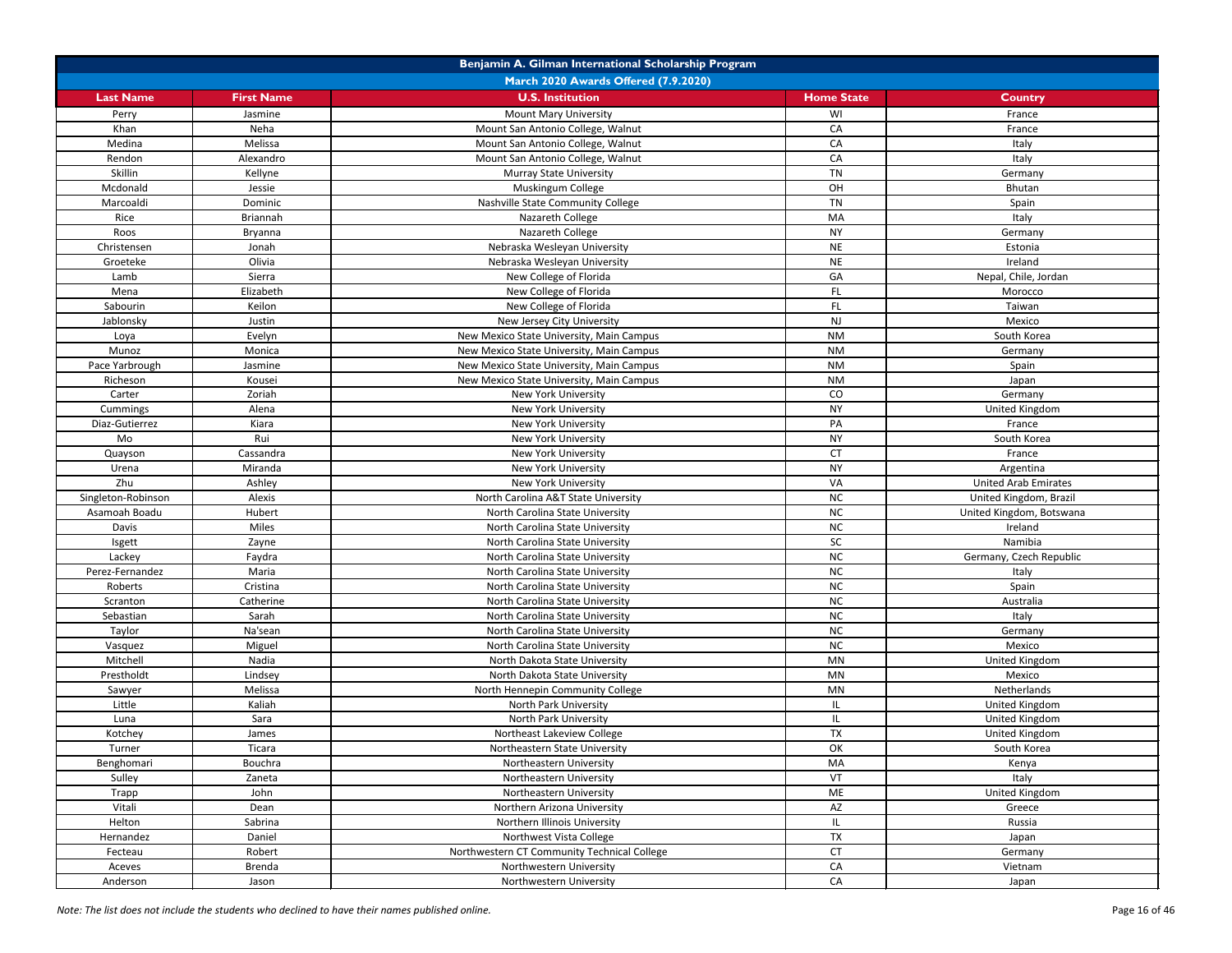| Benjamin A. Gilman International Scholarship Program | | | | |
|---|---|---|---|---|
| March 2020 Awards Offered (7.9.2020) | | | | |
| **Last Name** | **First Name** | **U.S. Institution** | **Home State** | **Country** |
| Perry | Jasmine | Mount Mary University | WI | France |
| Khan | Neha | Mount San Antonio College, Walnut | CA | France |
| Medina | Melissa | Mount San Antonio College, Walnut | CA | Italy |
| Rendon | Alexandro | Mount San Antonio College, Walnut | CA | Italy |
| Skillin | Kellyne | Murray State University | TN | Germany |
| Mcdonald | Jessie | Muskingum College | OH | Bhutan |
| Marcoaldi | Dominic | Nashville State Community College | TN | Spain |
| Rice | Briannah | Nazareth College | MA | Italy |
| Roos | Bryanna | Nazareth College | NY | Germany |
| Christensen | Jonah | Nebraska Wesleyan University | NE | Estonia |
| Groeteke | Olivia | Nebraska Wesleyan University | NE | Ireland |
| Lamb | Sierra | New College of Florida | GA | Nepal, Chile, Jordan |
| Mena | Elizabeth | New College of Florida | FL | Morocco |
| Sabourin | Keilon | New College of Florida | FL | Taiwan |
| Jablonsky | Justin | New Jersey City University | NJ | Mexico |
| Loya | Evelyn | New Mexico State University, Main Campus | NM | South Korea |
| Munoz | Monica | New Mexico State University, Main Campus | NM | Germany |
| Pace Yarbrough | Jasmine | New Mexico State University, Main Campus | NM | Spain |
| Richeson | Kousei | New Mexico State University, Main Campus | NM | Japan |
| Carter | Zoriah | New York University | CO | Germany |
| Cummings | Alena | New York University | NY | United Kingdom |
| Diaz-Gutierrez | Kiara | New York University | PA | France |
| Mo | Rui | New York University | NY | South Korea |
| Quayson | Cassandra | New York University | CT | France |
| Urena | Miranda | New York University | NY | Argentina |
| Zhu | Ashley | New York University | VA | United Arab Emirates |
| Singleton-Robinson | Alexis | North Carolina A&T State University | NC | United Kingdom, Brazil |
| Asamoah Boadu | Hubert | North Carolina State University | NC | United Kingdom, Botswana |
| Davis | Miles | North Carolina State University | NC | Ireland |
| Isgett | Zayne | North Carolina State University | SC | Namibia |
| Lackey | Faydra | North Carolina State University | NC | Germany, Czech Republic |
| Perez-Fernandez | Maria | North Carolina State University | NC | Italy |
| Roberts | Cristina | North Carolina State University | NC | Spain |
| Scranton | Catherine | North Carolina State University | NC | Australia |
| Sebastian | Sarah | North Carolina State University | NC | Italy |
| Taylor | Na'sean | North Carolina State University | NC | Germany |
| Vasquez | Miguel | North Carolina State University | NC | Mexico |
| Mitchell | Nadia | North Dakota State University | MN | United Kingdom |
| Prestholdt | Lindsey | North Dakota State University | MN | Mexico |
| Sawyer | Melissa | North Hennepin Community College | MN | Netherlands |
| Little | Kaliah | North Park University | IL | United Kingdom |
| Luna | Sara | North Park University | IL | United Kingdom |
| Kotchey | James | Northeast Lakeview College | TX | United Kingdom |
| Turner | Ticara | Northeastern State University | OK | South Korea |
| Benghomari | Bouchra | Northeastern University | MA | Kenya |
| Sulley | Zaneta | Northeastern University | VT | Italy |
| Trapp | John | Northeastern University | ME | United Kingdom |
| Vitali | Dean | Northern Arizona University | AZ | Greece |
| Helton | Sabrina | Northern Illinois University | IL | Russia |
| Hernandez | Daniel | Northwest Vista College | TX | Japan |
| Fecteau | Robert | Northwestern CT Community Technical College | CT | Germany |
| Aceves | Brenda | Northwestern University | CA | Vietnam |
| Anderson | Jason | Northwestern University | CA | Japan |

*Note: The list does not include the students who declined to have their names published online.*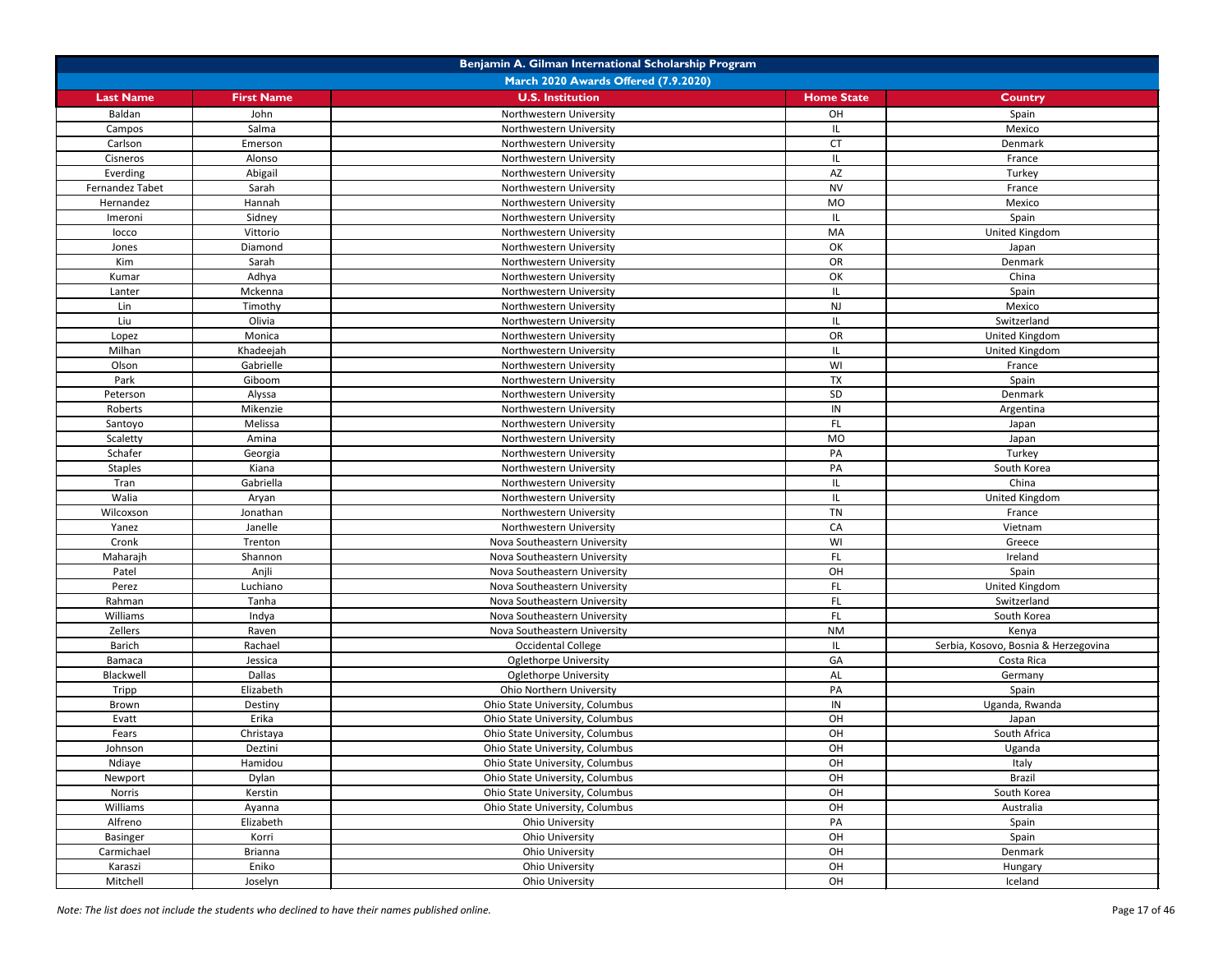# Benjamin A. Gilman International Scholarship Program

## March 2020 Awards Offered (7.9.2020)

| Last Name | First Name | U.S. Institution | Home State | Country |
|---|---|---|---|---|
| Baldan | John | Northwestern University | OH | Spain |
| Campos | Salma | Northwestern University | IL | Mexico |
| Carlson | Emerson | Northwestern University | CT | Denmark |
| Cisneros | Alonso | Northwestern University | IL | France |
| Everding | Abigail | Northwestern University | AZ | Turkey |
| Fernandez Tabet | Sarah | Northwestern University | NV | France |
| Hernandez | Hannah | Northwestern University | MO | Mexico |
| Imeroni | Sidney | Northwestern University | IL | Spain |
| Iocco | Vittorio | Northwestern University | MA | United Kingdom |
| Jones | Diamond | Northwestern University | OK | Japan |
| Kim | Sarah | Northwestern University | OR | Denmark |
| Kumar | Adhya | Northwestern University | OK | China |
| Lanter | Mckenna | Northwestern University | IL | Spain |
| Lin | Timothy | Northwestern University | NJ | Mexico |
| Liu | Olivia | Northwestern University | IL | Switzerland |
| Lopez | Monica | Northwestern University | OR | United Kingdom |
| Milhan | Khadeejah | Northwestern University | IL | United Kingdom |
| Olson | Gabrielle | Northwestern University | WI | France |
| Park | Giboom | Northwestern University | TX | Spain |
| Peterson | Alyssa | Northwestern University | SD | Denmark |
| Roberts | Mikenzie | Northwestern University | IN | Argentina |
| Santoyo | Melissa | Northwestern University | FL | Japan |
| Scaletty | Amina | Northwestern University | MO | Japan |
| Schafer | Georgia | Northwestern University | PA | Turkey |
| Staples | Kiana | Northwestern University | PA | South Korea |
| Tran | Gabriella | Northwestern University | IL | China |
| Walia | Aryan | Northwestern University | IL | United Kingdom |
| Wilcoxson | Jonathan | Northwestern University | TN | France |
| Yanez | Janelle | Northwestern University | CA | Vietnam |
| Cronk | Trenton | Nova Southeastern University | WI | Greece |
| Maharajh | Shannon | Nova Southeastern University | FL | Ireland |
| Patel | Anjli | Nova Southeastern University | OH | Spain |
| Perez | Luchiano | Nova Southeastern University | FL | United Kingdom |
| Rahman | Tanha | Nova Southeastern University | FL | Switzerland |
| Williams | Indya | Nova Southeastern University | FL | South Korea |
| Zellers | Raven | Nova Southeastern University | NM | Kenya |
| Barich | Rachael | Occidental College | IL | Serbia, Kosovo, Bosnia & Herzegovina |
| Bamaca | Jessica | Oglethorpe University | GA | Costa Rica |
| Blackwell | Dallas | Oglethorpe University | AL | Germany |
| Tripp | Elizabeth | Ohio Northern University | PA | Spain |
| Brown | Destiny | Ohio State University, Columbus | IN | Uganda, Rwanda |
| Evatt | Erika | Ohio State University, Columbus | OH | Japan |
| Fears | Christaya | Ohio State University, Columbus | OH | South Africa |
| Johnson | Deztini | Ohio State University, Columbus | OH | Uganda |
| Ndiaye | Hamidou | Ohio State University, Columbus | OH | Italy |
| Newport | Dylan | Ohio State University, Columbus | OH | Brazil |
| Norris | Kerstin | Ohio State University, Columbus | OH | South Korea |
| Williams | Ayanna | Ohio State University, Columbus | OH | Australia |
| Alfreno | Elizabeth | Ohio University | PA | Spain |
| Basinger | Korri | Ohio University | OH | Spain |
| Carmichael | Brianna | Ohio University | OH | Denmark |
| Karaszi | Eniko | Ohio University | OH | Hungary |
| Mitchell | Joselyn | Ohio University | OH | Iceland |

*Note: The list does not include the students who declined to have their names published online.*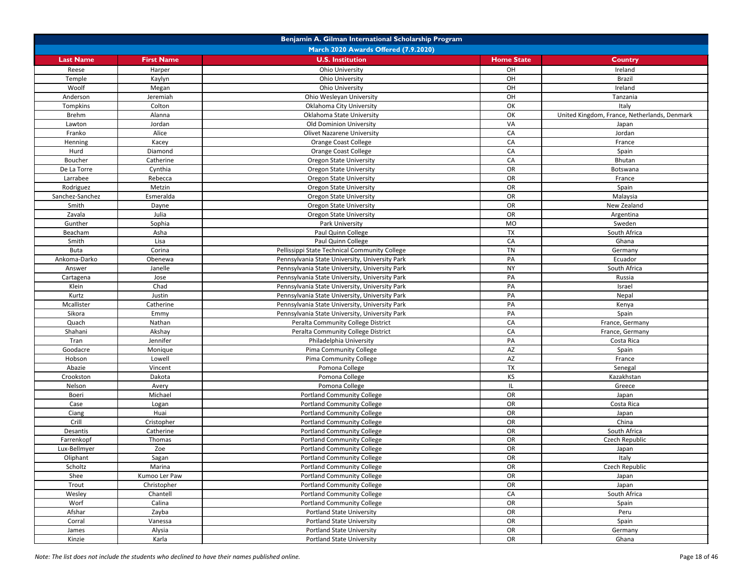| Benjamin A. Gilman International Scholarship Program | | | | |
|---|---|---|---|---|
| March 2020 Awards Offered (7.9.2020) | | | | |
| **Last Name** | **First Name** | **U.S. Institution** | **Home State** | **Country** |
| Reese | Harper | Ohio University | OH | Ireland |
| Temple | Kaylyn | Ohio University | OH | Brazil |
| Woolf | Megan | Ohio University | OH | Ireland |
| Anderson | Jeremiah | Ohio Wesleyan University | OH | Tanzania |
| Tompkins | Colton | Oklahoma City University | OK | Italy |
| Brehm | Alanna | Oklahoma State University | OK | United Kingdom, France, Netherlands, Denmark |
| Lawton | Jordan | Old Dominion University | VA | Japan |
| Franko | Alice | Olivet Nazarene University | CA | Jordan |
| Henning | Kacey | Orange Coast College | CA | France |
| Hurd | Diamond | Orange Coast College | CA | Spain |
| Boucher | Catherine | Oregon State University | CA | Bhutan |
| De La Torre | Cynthia | Oregon State University | OR | Botswana |
| Larrabee | Rebecca | Oregon State University | OR | France |
| Rodriguez | Metzin | Oregon State University | OR | Spain |
| Sanchez-Sanchez | Esmeralda | Oregon State University | OR | Malaysia |
| Smith | Dayne | Oregon State University | OR | New Zealand |
| Zavala | Julia | Oregon State University | OR | Argentina |
| Gunther | Sophia | Park University | MO | Sweden |
| Beacham | Asha | Paul Quinn College | TX | South Africa |
| Smith | Lisa | Paul Quinn College | CA | Ghana |
| Buta | Corina | Pellissippi State Technical Community College | TN | Germany |
| Ankoma-Darko | Obenewa | Pennsylvania State University, University Park | PA | Ecuador |
| Answer | Janelle | Pennsylvania State University, University Park | NY | South Africa |
| Cartagena | Jose | Pennsylvania State University, University Park | PA | Russia |
| Klein | Chad | Pennsylvania State University, University Park | PA | Israel |
| Kurtz | Justin | Pennsylvania State University, University Park | PA | Nepal |
| Mcallister | Catherine | Pennsylvania State University, University Park | PA | Kenya |
| Sikora | Emmy | Pennsylvania State University, University Park | PA | Spain |
| Quach | Nathan | Peralta Community College District | CA | France, Germany |
| Shahani | Akshay | Peralta Community College District | CA | France, Germany |
| Tran | Jennifer | Philadelphia University | PA | Costa Rica |
| Goodacre | Monique | Pima Community College | AZ | Spain |
| Hobson | Lowell | Pima Community College | AZ | France |
| Abazie | Vincent | Pomona College | TX | Senegal |
| Crookston | Dakota | Pomona College | KS | Kazakhstan |
| Nelson | Avery | Pomona College | IL | Greece |
| Boeri | Michael | Portland Community College | OR | Japan |
| Case | Logan | Portland Community College | OR | Costa Rica |
| Ciang | Huai | Portland Community College | OR | Japan |
| Crill | Cristopher | Portland Community College | OR | China |
| Desantis | Catherine | Portland Community College | OR | South Africa |
| Farrenkopf | Thomas | Portland Community College | OR | Czech Republic |
| Lux-Bellmyer | Zoe | Portland Community College | OR | Japan |
| Oliphant | Sagan | Portland Community College | OR | Italy |
| Scholtz | Marina | Portland Community College | OR | Czech Republic |
| Shee | Kumoo Ler Paw | Portland Community College | OR | Japan |
| Trout | Christopher | Portland Community College | OR | Japan |
| Wesley | Chantell | Portland Community College | CA | South Africa |
| Worf | Calina | Portland Community College | OR | Spain |
| Afshar | Zayba | Portland State University | OR | Peru |
| Corral | Vanessa | Portland State University | OR | Spain |
| James | Alysia | Portland State University | OR | Germany |
| Kinzie | Karla | Portland State University | OR | Ghana |

*Note: The list does not include the students who declined to have their names published online.*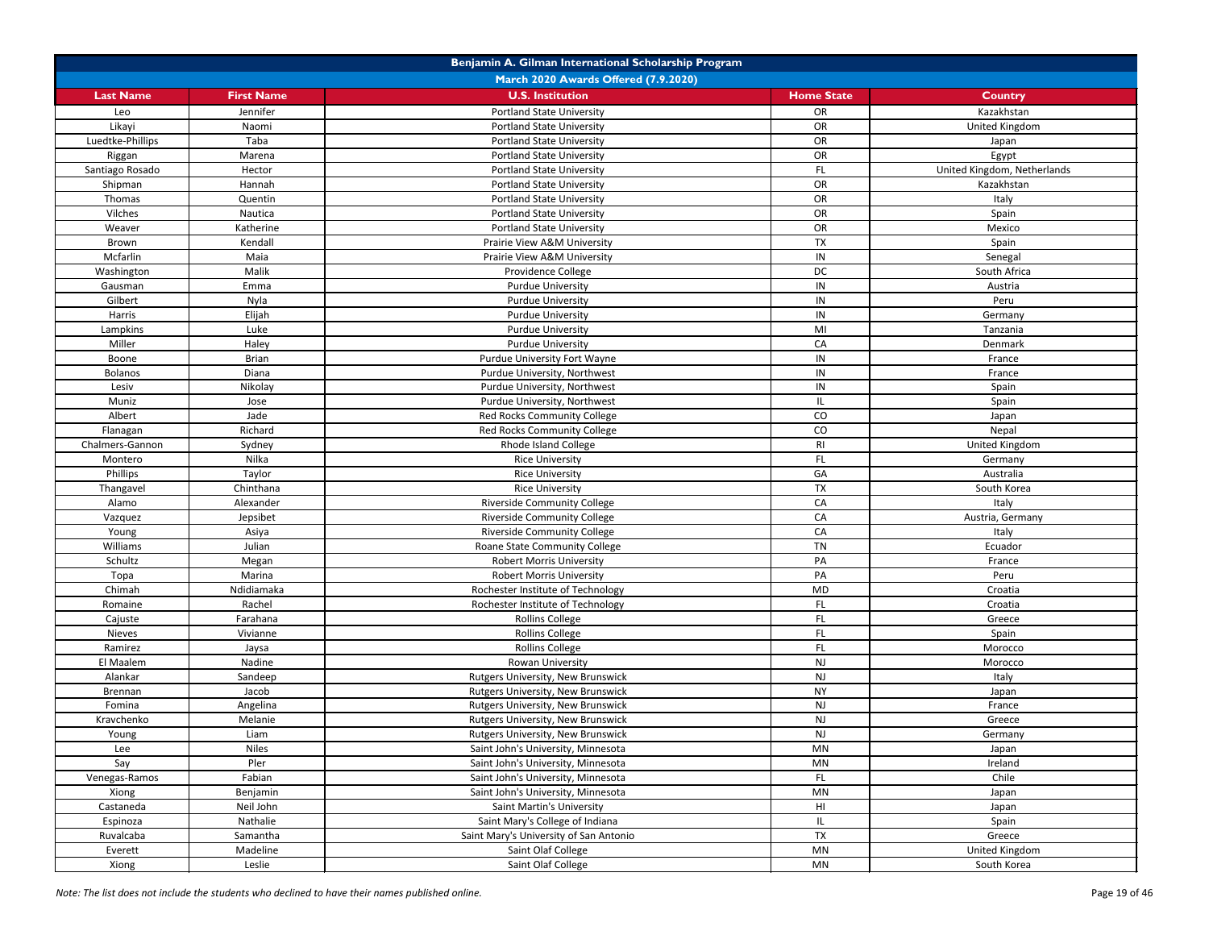| Benjamin A. Gilman International Scholarship Program | | | | |
|---|---|---|---|---|
| March 2020 Awards Offered (7.9.2020) | | | | |
| **Last Name** | **First Name** | **U.S. Institution** | **Home State** | **Country** |
| Leo | Jennifer | Portland State University | OR | Kazakhstan |
| Likayi | Naomi | Portland State University | OR | United Kingdom |
| Luedtke-Phillips | Taba | Portland State University | OR | Japan |
| Riggan | Marena | Portland State University | OR | Egypt |
| Santiago Rosado | Hector | Portland State University | FL | United Kingdom, Netherlands |
| Shipman | Hannah | Portland State University | OR | Kazakhstan |
| Thomas | Quentin | Portland State University | OR | Italy |
| Vilches | Nautica | Portland State University | OR | Spain |
| Weaver | Katherine | Portland State University | OR | Mexico |
| Brown | Kendall | Prairie View A&M University | TX | Spain |
| Mcfarlin | Maia | Prairie View A&M University | IN | Senegal |
| Washington | Malik | Providence College | DC | South Africa |
| Gausman | Emma | Purdue University | IN | Austria |
| Gilbert | Nyla | Purdue University | IN | Peru |
| Harris | Elijah | Purdue University | IN | Germany |
| Lampkins | Luke | Purdue University | MI | Tanzania |
| Miller | Haley | Purdue University | CA | Denmark |
| Boone | Brian | Purdue University Fort Wayne | IN | France |
| Bolanos | Diana | Purdue University, Northwest | IN | France |
| Lesiv | Nikolay | Purdue University, Northwest | IN | Spain |
| Muniz | Jose | Purdue University, Northwest | IL | Spain |
| Albert | Jade | Red Rocks Community College | CO | Japan |
| Flanagan | Richard | Red Rocks Community College | CO | Nepal |
| Chalmers-Gannon | Sydney | Rhode Island College | RI | United Kingdom |
| Montero | Nilka | Rice University | FL | Germany |
| Phillips | Taylor | Rice University | GA | Australia |
| Thangavel | Chinthana | Rice University | TX | South Korea |
| Alamo | Alexander | Riverside Community College | CA | Italy |
| Vazquez | Jepsibet | Riverside Community College | CA | Austria, Germany |
| Young | Asiya | Riverside Community College | CA | Italy |
| Williams | Julian | Roane State Community College | TN | Ecuador |
| Schultz | Megan | Robert Morris University | PA | France |
| Topa | Marina | Robert Morris University | PA | Peru |
| Chimah | Ndidiamaka | Rochester Institute of Technology | MD | Croatia |
| Romaine | Rachel | Rochester Institute of Technology | FL | Croatia |
| Cajuste | Farahana | Rollins College | FL | Greece |
| Nieves | Vivianne | Rollins College | FL | Spain |
| Ramirez | Jaysa | Rollins College | FL | Morocco |
| El Maalem | Nadine | Rowan University | NJ | Morocco |
| Alankar | Sandeep | Rutgers University, New Brunswick | NJ | Italy |
| Brennan | Jacob | Rutgers University, New Brunswick | NY | Japan |
| Fomina | Angelina | Rutgers University, New Brunswick | NJ | France |
| Kravchenko | Melanie | Rutgers University, New Brunswick | NJ | Greece |
| Young | Liam | Rutgers University, New Brunswick | NJ | Germany |
| Lee | Niles | Saint John's University, Minnesota | MN | Japan |
| Say | Pler | Saint John's University, Minnesota | MN | Ireland |
| Venegas-Ramos | Fabian | Saint John's University, Minnesota | FL | Chile |
| Xiong | Benjamin | Saint John's University, Minnesota | MN | Japan |
| Castaneda | Neil John | Saint Martin's University | HI | Japan |
| Espinoza | Nathalie | Saint Mary's College of Indiana | IL | Spain |
| Ruvalcaba | Samantha | Saint Mary's University of San Antonio | TX | Greece |
| Everett | Madeline | Saint Olaf College | MN | United Kingdom |
| Xiong | Leslie | Saint Olaf College | MN | South Korea |

*Note: The list does not include the students who declined to have their names published online.*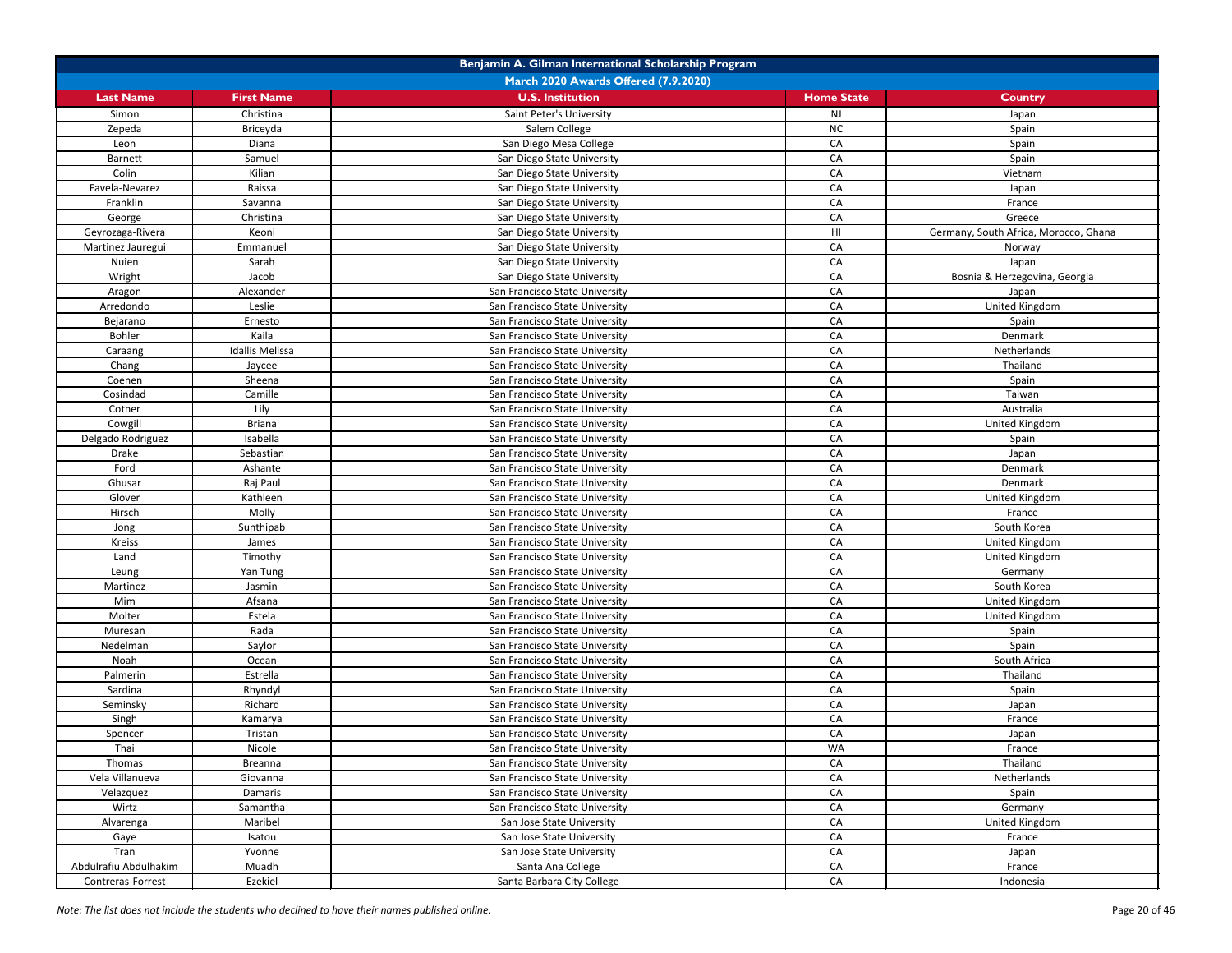| Benjamin A. Gilman International Scholarship Program | | | | |
|---|---|---|---|---|
| March 2020 Awards Offered (7.9.2020) | | | | |
| **Last Name** | **First Name** | **U.S. Institution** | **Home State** | **Country** |
| Simon | Christina | Saint Peter's University | NJ | Japan |
| Zepeda | Briceyda | Salem College | NC | Spain |
| Leon | Diana | San Diego Mesa College | CA | Spain |
| Barnett | Samuel | San Diego State University | CA | Spain |
| Colin | Kilian | San Diego State University | CA | Vietnam |
| Favela-Nevarez | Raissa | San Diego State University | CA | Japan |
| Franklin | Savanna | San Diego State University | CA | France |
| George | Christina | San Diego State University | CA | Greece |
| Geyrozaga-Rivera | Keoni | San Diego State University | HI | Germany, South Africa, Morocco, Ghana |
| Martinez Jauregui | Emmanuel | San Diego State University | CA | Norway |
| Nuien | Sarah | San Diego State University | CA | Japan |
| Wright | Jacob | San Diego State University | CA | Bosnia & Herzegovina, Georgia |
| Aragon | Alexander | San Francisco State University | CA | Japan |
| Arredondo | Leslie | San Francisco State University | CA | United Kingdom |
| Bejarano | Ernesto | San Francisco State University | CA | Spain |
| Bohler | Kaila | San Francisco State University | CA | Denmark |
| Caraang | Idallis Melissa | San Francisco State University | CA | Netherlands |
| Chang | Jaycee | San Francisco State University | CA | Thailand |
| Coenen | Sheena | San Francisco State University | CA | Spain |
| Cosindad | Camille | San Francisco State University | CA | Taiwan |
| Cotner | Lily | San Francisco State University | CA | Australia |
| Cowgill | Briana | San Francisco State University | CA | United Kingdom |
| Delgado Rodriguez | Isabella | San Francisco State University | CA | Spain |
| Drake | Sebastian | San Francisco State University | CA | Japan |
| Ford | Ashante | San Francisco State University | CA | Denmark |
| Ghusar | Raj Paul | San Francisco State University | CA | Denmark |
| Glover | Kathleen | San Francisco State University | CA | United Kingdom |
| Hirsch | Molly | San Francisco State University | CA | France |
| Jong | Sunthipab | San Francisco State University | CA | South Korea |
| Kreiss | James | San Francisco State University | CA | United Kingdom |
| Land | Timothy | San Francisco State University | CA | United Kingdom |
| Leung | Yan Tung | San Francisco State University | CA | Germany |
| Martinez | Jasmin | San Francisco State University | CA | South Korea |
| Mim | Afsana | San Francisco State University | CA | United Kingdom |
| Molter | Estela | San Francisco State University | CA | United Kingdom |
| Muresan | Rada | San Francisco State University | CA | Spain |
| Nedelman | Saylor | San Francisco State University | CA | Spain |
| Noah | Ocean | San Francisco State University | CA | South Africa |
| Palmerin | Estrella | San Francisco State University | CA | Thailand |
| Sardina | Rhyndyl | San Francisco State University | CA | Spain |
| Seminsky | Richard | San Francisco State University | CA | Japan |
| Singh | Kamarya | San Francisco State University | CA | France |
| Spencer | Tristan | San Francisco State University | CA | Japan |
| Thai | Nicole | San Francisco State University | WA | France |
| Thomas | Breanna | San Francisco State University | CA | Thailand |
| Vela Villanueva | Giovanna | San Francisco State University | CA | Netherlands |
| Velazquez | Damaris | San Francisco State University | CA | Spain |
| Wirtz | Samantha | San Francisco State University | CA | Germany |
| Alvarenga | Maribel | San Jose State University | CA | United Kingdom |
| Gaye | Isatou | San Jose State University | CA | France |
| Tran | Yvonne | San Jose State University | CA | Japan |
| Abdulrafiu Abdulhakim | Muadh | Santa Ana College | CA | France |
| Contreras-Forrest | Ezekiel | Santa Barbara City College | CA | Indonesia |

*Note: The list does not include the students who declined to have their names published online.*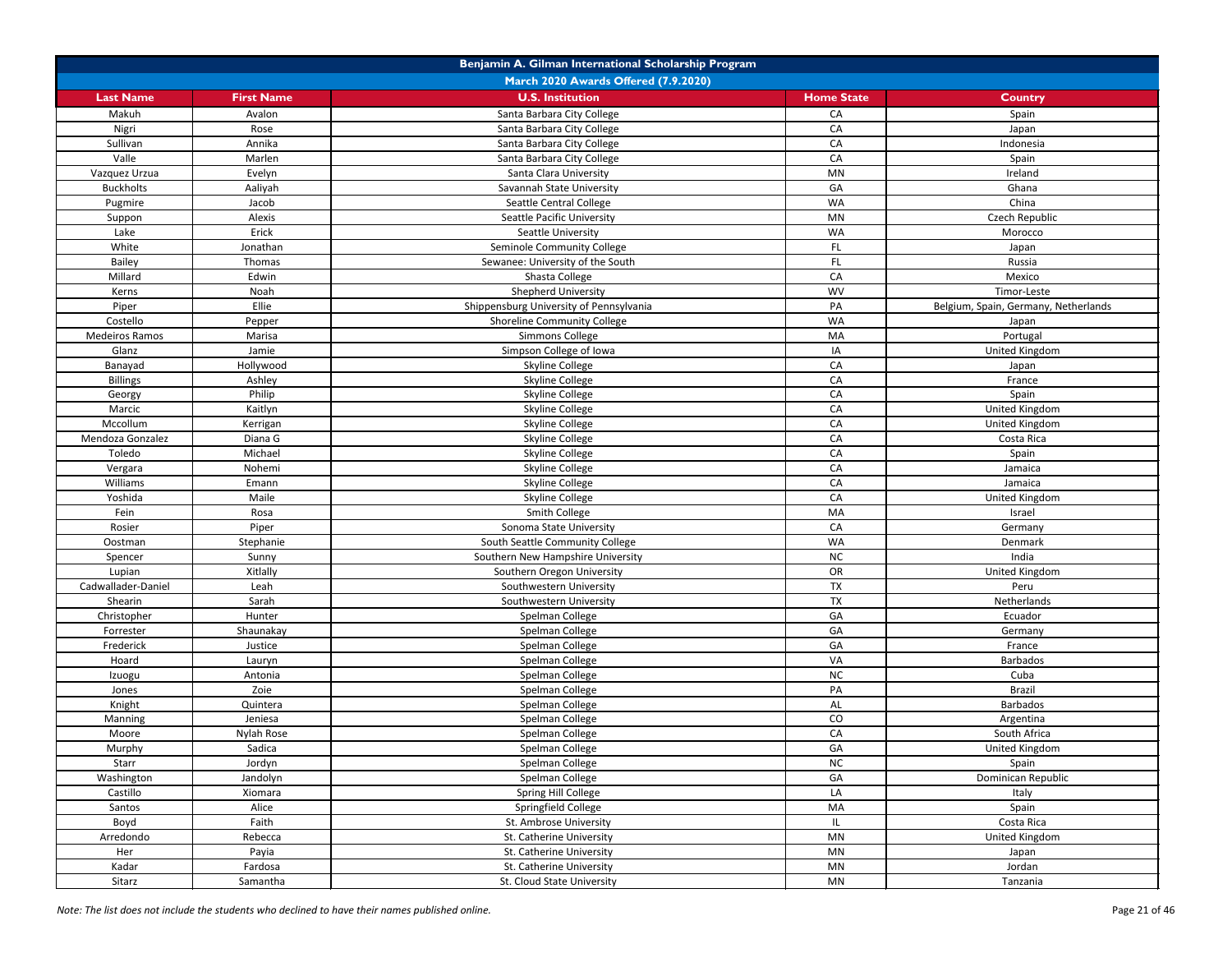| Benjamin A. Gilman International Scholarship Program | | | | |
|---|---|---|---|---|
| March 2020 Awards Offered (7.9.2020) | | | | |
| **Last Name** | **First Name** | **U.S. Institution** | **Home State** | **Country** |
| Makuh | Avalon | Santa Barbara City College | CA | Spain |
| Nigri | Rose | Santa Barbara City College | CA | Japan |
| Sullivan | Annika | Santa Barbara City College | CA | Indonesia |
| Valle | Marlen | Santa Barbara City College | CA | Spain |
| Vazquez Urzua | Evelyn | Santa Clara University | MN | Ireland |
| Buckholts | Aaliyah | Savannah State University | GA | Ghana |
| Pugmire | Jacob | Seattle Central College | WA | China |
| Suppon | Alexis | Seattle Pacific University | MN | Czech Republic |
| Lake | Erick | Seattle University | WA | Morocco |
| White | Jonathan | Seminole Community College | FL | Japan |
| Bailey | Thomas | Sewanee: University of the South | FL | Russia |
| Millard | Edwin | Shasta College | CA | Mexico |
| Kerns | Noah | Shepherd University | WV | Timor-Leste |
| Piper | Ellie | Shippensburg University of Pennsylvania | PA | Belgium, Spain, Germany, Netherlands |
| Costello | Pepper | Shoreline Community College | WA | Japan |
| Medeiros Ramos | Marisa | Simmons College | MA | Portugal |
| Glanz | Jamie | Simpson College of Iowa | IA | United Kingdom |
| Banayad | Hollywood | Skyline College | CA | Japan |
| Billings | Ashley | Skyline College | CA | France |
| Georgy | Philip | Skyline College | CA | Spain |
| Marcic | Kaitlyn | Skyline College | CA | United Kingdom |
| Mccollum | Kerrigan | Skyline College | CA | United Kingdom |
| Mendoza Gonzalez | Diana G | Skyline College | CA | Costa Rica |
| Toledo | Michael | Skyline College | CA | Spain |
| Vergara | Nohemi | Skyline College | CA | Jamaica |
| Williams | Emann | Skyline College | CA | Jamaica |
| Yoshida | Maile | Skyline College | CA | United Kingdom |
| Fein | Rosa | Smith College | MA | Israel |
| Rosier | Piper | Sonoma State University | CA | Germany |
| Oostman | Stephanie | South Seattle Community College | WA | Denmark |
| Spencer | Sunny | Southern New Hampshire University | NC | India |
| Lupian | Xitlally | Southern Oregon University | OR | United Kingdom |
| Cadwallader-Daniel | Leah | Southwestern University | TX | Peru |
| Shearin | Sarah | Southwestern University | TX | Netherlands |
| Christopher | Hunter | Spelman College | GA | Ecuador |
| Forrester | Shaunakay | Spelman College | GA | Germany |
| Frederick | Justice | Spelman College | GA | France |
| Hoard | Lauryn | Spelman College | VA | Barbados |
| Izuogu | Antonia | Spelman College | NC | Cuba |
| Jones | Zoie | Spelman College | PA | Brazil |
| Knight | Quintera | Spelman College | AL | Barbados |
| Manning | Jeniesa | Spelman College | CO | Argentina |
| Moore | Nylah Rose | Spelman College | CA | South Africa |
| Murphy | Sadica | Spelman College | GA | United Kingdom |
| Starr | Jordyn | Spelman College | NC | Spain |
| Washington | Jandolyn | Spelman College | GA | Dominican Republic |
| Castillo | Xiomara | Spring Hill College | LA | Italy |
| Santos | Alice | Springfield College | MA | Spain |
| Boyd | Faith | St. Ambrose University | IL | Costa Rica |
| Arredondo | Rebecca | St. Catherine University | MN | United Kingdom |
| Her | Payia | St. Catherine University | MN | Japan |
| Kadar | Fardosa | St. Catherine University | MN | Jordan |
| Sitarz | Samantha | St. Cloud State University | MN | Tanzania |

*Note: The list does not include the students who declined to have their names published online.*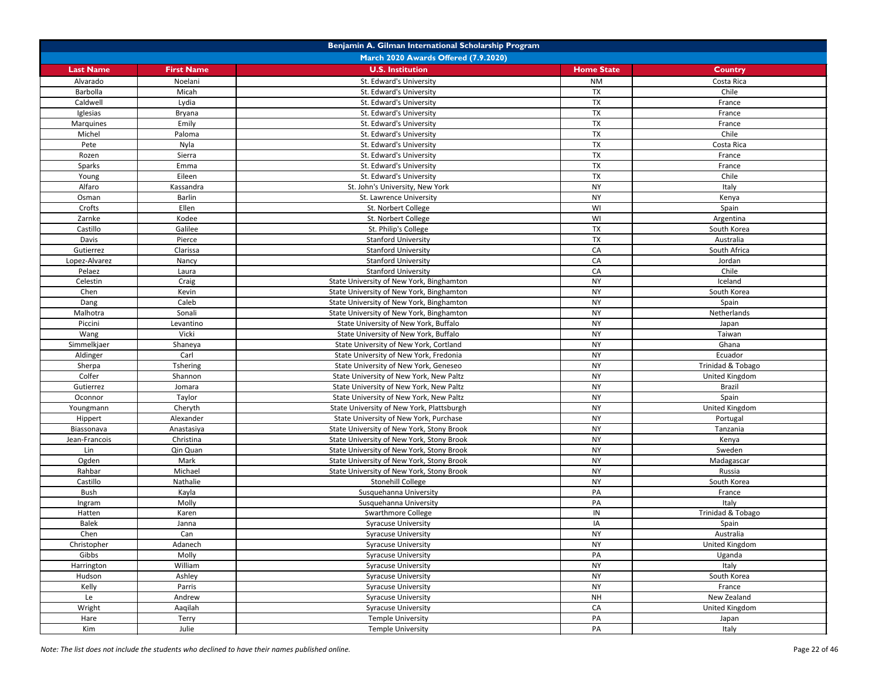| Benjamin A. Gilman International Scholarship Program | | | | |
|---|---|---|---|---|
| March 2020 Awards Offered (7.9.2020) | | | | |
| **Last Name** | **First Name** | **U.S. Institution** | **Home State** | **Country** |
| Alvarado | Noelani | St. Edward's University | NM | Costa Rica |
| Barbolla | Micah | St. Edward's University | TX | Chile |
| Caldwell | Lydia | St. Edward's University | TX | France |
| Iglesias | Bryana | St. Edward's University | TX | France |
| Marquines | Emily | St. Edward's University | TX | France |
| Michel | Paloma | St. Edward's University | TX | Chile |
| Pete | Nyla | St. Edward's University | TX | Costa Rica |
| Rozen | Sierra | St. Edward's University | TX | France |
| Sparks | Emma | St. Edward's University | TX | France |
| Young | Eileen | St. Edward's University | TX | Chile |
| Alfaro | Kassandra | St. John's University, New York | NY | Italy |
| Osman | Barlin | St. Lawrence University | NY | Kenya |
| Crofts | Ellen | St. Norbert College | WI | Spain |
| Zarnke | Kodee | St. Norbert College | WI | Argentina |
| Castillo | Galilee | St. Philip's College | TX | South Korea |
| Davis | Pierce | Stanford University | TX | Australia |
| Gutierrez | Clarissa | Stanford University | CA | South Africa |
| Lopez-Alvarez | Nancy | Stanford University | CA | Jordan |
| Pelaez | Laura | Stanford University | CA | Chile |
| Celestin | Craig | State University of New York, Binghamton | NY | Iceland |
| Chen | Kevin | State University of New York, Binghamton | NY | South Korea |
| Dang | Caleb | State University of New York, Binghamton | NY | Spain |
| Malhotra | Sonali | State University of New York, Binghamton | NY | Netherlands |
| Piccini | Levantino | State University of New York, Buffalo | NY | Japan |
| Wang | Vicki | State University of New York, Buffalo | NY | Taiwan |
| Simmelkjaer | Shaneya | State University of New York, Cortland | NY | Ghana |
| Aldinger | Carl | State University of New York, Fredonia | NY | Ecuador |
| Sherpa | Tshering | State University of New York, Geneseo | NY | Trinidad & Tobago |
| Colfer | Shannon | State University of New York, New Paltz | NY | United Kingdom |
| Gutierrez | Jomara | State University of New York, New Paltz | NY | Brazil |
| Oconnor | Taylor | State University of New York, New Paltz | NY | Spain |
| Youngmann | Cheryth | State University of New York, Plattsburgh | NY | United Kingdom |
| Hippert | Alexander | State University of New York, Purchase | NY | Portugal |
| Biassonava | Anastasiya | State University of New York, Stony Brook | NY | Tanzania |
| Jean-Francois | Christina | State University of New York, Stony Brook | NY | Kenya |
| Lin | Qin Quan | State University of New York, Stony Brook | NY | Sweden |
| Ogden | Mark | State University of New York, Stony Brook | NY | Madagascar |
| Rahbar | Michael | State University of New York, Stony Brook | NY | Russia |
| Castillo | Nathalie | Stonehill College | NY | South Korea |
| Bush | Kayla | Susquehanna University | PA | France |
| Ingram | Molly | Susquehanna University | PA | Italy |
| Hatten | Karen | Swarthmore College | IN | Trinidad & Tobago |
| Balek | Janna | Syracuse University | IA | Spain |
| Chen | Can | Syracuse University | NY | Australia |
| Christopher | Adanech | Syracuse University | NY | United Kingdom |
| Gibbs | Molly | Syracuse University | PA | Uganda |
| Harrington | William | Syracuse University | NY | Italy |
| Hudson | Ashley | Syracuse University | NY | South Korea |
| Kelly | Parris | Syracuse University | NY | France |
| Le | Andrew | Syracuse University | NH | New Zealand |
| Wright | Aaqilah | Syracuse University | CA | United Kingdom |
| Hare | Terry | Temple University | PA | Japan |
| Kim | Julie | Temple University | PA | Italy |

*Note: The list does not include the students who declined to have their names published online.*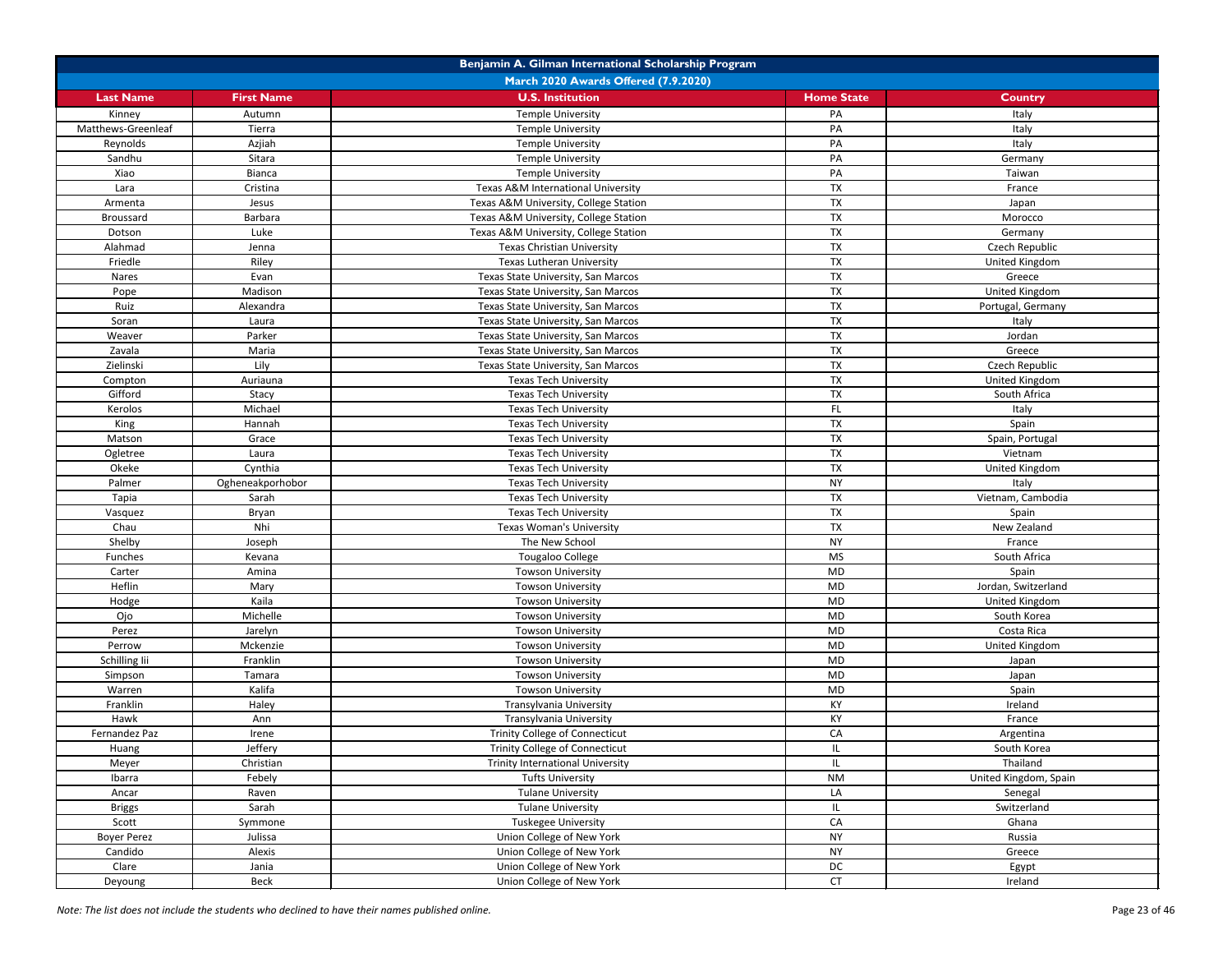| Benjamin A. Gilman International Scholarship Program | | | | |
|---|---|---|---|---|
| March 2020 Awards Offered (7.9.2020) | | | | |
| **Last Name** | **First Name** | **U.S. Institution** | **Home State** | **Country** |
| Kinney | Autumn | Temple University | PA | Italy |
| Matthews-Greenleaf | Tierra | Temple University | PA | Italy |
| Reynolds | Azjiah | Temple University | PA | Italy |
| Sandhu | Sitara | Temple University | PA | Germany |
| Xiao | Bianca | Temple University | PA | Taiwan |
| Lara | Cristina | Texas A&M International University | TX | France |
| Armenta | Jesus | Texas A&M University, College Station | TX | Japan |
| Broussard | Barbara | Texas A&M University, College Station | TX | Morocco |
| Dotson | Luke | Texas A&M University, College Station | TX | Germany |
| Alahmad | Jenna | Texas Christian University | TX | Czech Republic |
| Friedle | Riley | Texas Lutheran University | TX | United Kingdom |
| Nares | Evan | Texas State University, San Marcos | TX | Greece |
| Pope | Madison | Texas State University, San Marcos | TX | United Kingdom |
| Ruiz | Alexandra | Texas State University, San Marcos | TX | Portugal, Germany |
| Soran | Laura | Texas State University, San Marcos | TX | Italy |
| Weaver | Parker | Texas State University, San Marcos | TX | Jordan |
| Zavala | Maria | Texas State University, San Marcos | TX | Greece |
| Zielinski | Lily | Texas State University, San Marcos | TX | Czech Republic |
| Compton | Auriauna | Texas Tech University | TX | United Kingdom |
| Gifford | Stacy | Texas Tech University | TX | South Africa |
| Kerolos | Michael | Texas Tech University | FL | Italy |
| King | Hannah | Texas Tech University | TX | Spain |
| Matson | Grace | Texas Tech University | TX | Spain, Portugal |
| Ogletree | Laura | Texas Tech University | TX | Vietnam |
| Okeke | Cynthia | Texas Tech University | TX | United Kingdom |
| Palmer | Ogheneakporhobor | Texas Tech University | NY | Italy |
| Tapia | Sarah | Texas Tech University | TX | Vietnam, Cambodia |
| Vasquez | Bryan | Texas Tech University | TX | Spain |
| Chau | Nhi | Texas Woman's University | TX | New Zealand |
| Shelby | Joseph | The New School | NY | France |
| Funches | Kevana | Tougaloo College | MS | South Africa |
| Carter | Amina | Towson University | MD | Spain |
| Heflin | Mary | Towson University | MD | Jordan, Switzerland |
| Hodge | Kaila | Towson University | MD | United Kingdom |
| Ojo | Michelle | Towson University | MD | South Korea |
| Perez | Jarelyn | Towson University | MD | Costa Rica |
| Perrow | Mckenzie | Towson University | MD | United Kingdom |
| Schilling Iii | Franklin | Towson University | MD | Japan |
| Simpson | Tamara | Towson University | MD | Japan |
| Warren | Kalifa | Towson University | MD | Spain |
| Franklin | Haley | Transylvania University | KY | Ireland |
| Hawk | Ann | Transylvania University | KY | France |
| Fernandez Paz | Irene | Trinity College of Connecticut | CA | Argentina |
| Huang | Jeffery | Trinity College of Connecticut | IL | South Korea |
| Meyer | Christian | Trinity International University | IL | Thailand |
| Ibarra | Febely | Tufts University | NM | United Kingdom, Spain |
| Ancar | Raven | Tulane University | LA | Senegal |
| Briggs | Sarah | Tulane University | IL | Switzerland |
| Scott | Symmone | Tuskegee University | CA | Ghana |
| Boyer Perez | Julissa | Union College of New York | NY | Russia |
| Candido | Alexis | Union College of New York | NY | Greece |
| Clare | Jania | Union College of New York | DC | Egypt |
| Deyoung | Beck | Union College of New York | CT | Ireland |

*Note: The list does not include the students who declined to have their names published online.*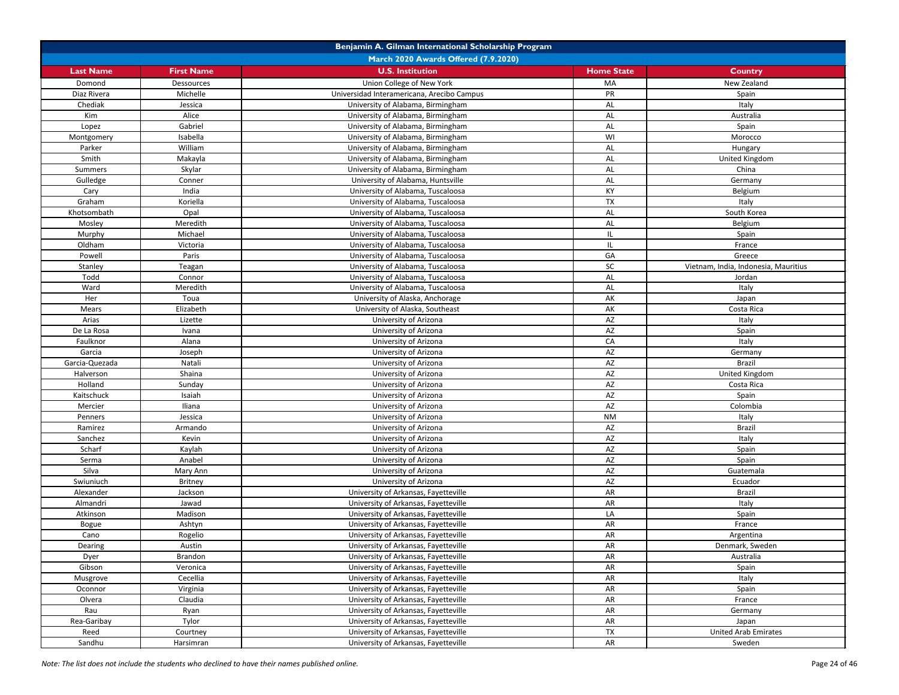| Benjamin A. Gilman International Scholarship Program | | | | |
|---|---|---|---|---|
| March 2020 Awards Offered (7.9.2020) | | | | |
| **Last Name** | **First Name** | **U.S. Institution** | **Home State** | **Country** |
| Domond | Dessources | Union College of New York | MA | New Zealand |
| Diaz Rivera | Michelle | Universidad Interamericana, Arecibo Campus | PR | Spain |
| Chediak | Jessica | University of Alabama, Birmingham | AL | Italy |
| Kim | Alice | University of Alabama, Birmingham | AL | Australia |
| Lopez | Gabriel | University of Alabama, Birmingham | AL | Spain |
| Montgomery | Isabella | University of Alabama, Birmingham | WI | Morocco |
| Parker | William | University of Alabama, Birmingham | AL | Hungary |
| Smith | Makayla | University of Alabama, Birmingham | AL | United Kingdom |
| Summers | Skylar | University of Alabama, Birmingham | AL | China |
| Gulledge | Conner | University of Alabama, Huntsville | AL | Germany |
| Cary | India | University of Alabama, Tuscaloosa | KY | Belgium |
| Graham | Koriella | University of Alabama, Tuscaloosa | TX | Italy |
| Khotsombath | Opal | University of Alabama, Tuscaloosa | AL | South Korea |
| Mosley | Meredith | University of Alabama, Tuscaloosa | AL | Belgium |
| Murphy | Michael | University of Alabama, Tuscaloosa | IL | Spain |
| Oldham | Victoria | University of Alabama, Tuscaloosa | IL | France |
| Powell | Paris | University of Alabama, Tuscaloosa | GA | Greece |
| Stanley | Teagan | University of Alabama, Tuscaloosa | SC | Vietnam, India, Indonesia, Mauritius |
| Todd | Connor | University of Alabama, Tuscaloosa | AL | Jordan |
| Ward | Meredith | University of Alabama, Tuscaloosa | AL | Italy |
| Her | Toua | University of Alaska, Anchorage | AK | Japan |
| Mears | Elizabeth | University of Alaska, Southeast | AK | Costa Rica |
| Arias | Lizette | University of Arizona | AZ | Italy |
| De La Rosa | Ivana | University of Arizona | AZ | Spain |
| Faulknor | Alana | University of Arizona | CA | Italy |
| Garcia | Joseph | University of Arizona | AZ | Germany |
| Garcia-Quezada | Natali | University of Arizona | AZ | Brazil |
| Halverson | Shaina | University of Arizona | AZ | United Kingdom |
| Holland | Sunday | University of Arizona | AZ | Costa Rica |
| Kaitschuck | Isaiah | University of Arizona | AZ | Spain |
| Mercier | Iliana | University of Arizona | AZ | Colombia |
| Penners | Jessica | University of Arizona | NM | Italy |
| Ramirez | Armando | University of Arizona | AZ | Brazil |
| Sanchez | Kevin | University of Arizona | AZ | Italy |
| Scharf | Kaylah | University of Arizona | AZ | Spain |
| Serma | Anabel | University of Arizona | AZ | Spain |
| Silva | Mary Ann | University of Arizona | AZ | Guatemala |
| Swiuniuch | Britney | University of Arizona | AZ | Ecuador |
| Alexander | Jackson | University of Arkansas, Fayetteville | AR | Brazil |
| Almandri | Jawad | University of Arkansas, Fayetteville | AR | Italy |
| Atkinson | Madison | University of Arkansas, Fayetteville | LA | Spain |
| Bogue | Ashtyn | University of Arkansas, Fayetteville | AR | France |
| Cano | Rogelio | University of Arkansas, Fayetteville | AR | Argentina |
| Dearing | Austin | University of Arkansas, Fayetteville | AR | Denmark, Sweden |
| Dyer | Brandon | University of Arkansas, Fayetteville | AR | Australia |
| Gibson | Veronica | University of Arkansas, Fayetteville | AR | Spain |
| Musgrove | Cecellia | University of Arkansas, Fayetteville | AR | Italy |
| Oconnor | Virginia | University of Arkansas, Fayetteville | AR | Spain |
| Olvera | Claudia | University of Arkansas, Fayetteville | AR | France |
| Rau | Ryan | University of Arkansas, Fayetteville | AR | Germany |
| Rea-Garibay | Tylor | University of Arkansas, Fayetteville | AR | Japan |
| Reed | Courtney | University of Arkansas, Fayetteville | TX | United Arab Emirates |
| Sandhu | Harsimran | University of Arkansas, Fayetteville | AR | Sweden |

*Note: The list does not include the students who declined to have their names published online.*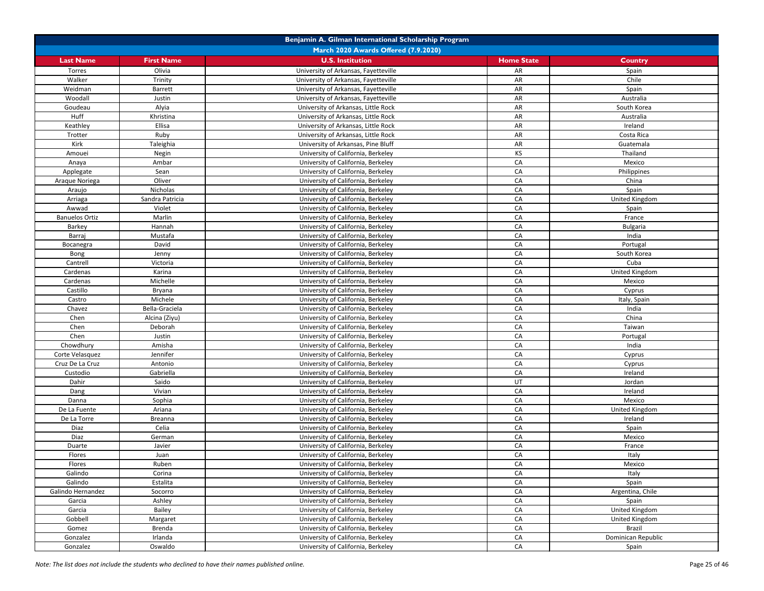## Benjamin A. Gilman International Scholarship Program

### March 2020 Awards Offered (7.9.2020)

| Last Name | First Name | U.S. Institution | Home State | Country |
|---|---|---|---|---|
| Torres | Olivia | University of Arkansas, Fayetteville | AR | Spain |
| Walker | Trinity | University of Arkansas, Fayetteville | AR | Chile |
| Weidman | Barrett | University of Arkansas, Fayetteville | AR | Spain |
| Woodall | Justin | University of Arkansas, Fayetteville | AR | Australia |
| Goudeau | Alyia | University of Arkansas, Little Rock | AR | South Korea |
| Huff | Khristina | University of Arkansas, Little Rock | AR | Australia |
| Keathley | Ellisa | University of Arkansas, Little Rock | AR | Ireland |
| Trotter | Ruby | University of Arkansas, Little Rock | AR | Costa Rica |
| Kirk | Taleighia | University of Arkansas, Pine Bluff | AR | Guatemala |
| Amouei | Negin | University of California, Berkeley | KS | Thailand |
| Anaya | Ambar | University of California, Berkeley | CA | Mexico |
| Applegate | Sean | University of California, Berkeley | CA | Philippines |
| Araque Noriega | Oliver | University of California, Berkeley | CA | China |
| Araujo | Nicholas | University of California, Berkeley | CA | Spain |
| Arriaga | Sandra Patricia | University of California, Berkeley | CA | United Kingdom |
| Awwad | Violet | University of California, Berkeley | CA | Spain |
| Banuelos Ortiz | Marlin | University of California, Berkeley | CA | France |
| Barkey | Hannah | University of California, Berkeley | CA | Bulgaria |
| Barraj | Mustafa | University of California, Berkeley | CA | India |
| Bocanegra | David | University of California, Berkeley | CA | Portugal |
| Bong | Jenny | University of California, Berkeley | CA | South Korea |
| Cantrell | Victoria | University of California, Berkeley | CA | Cuba |
| Cardenas | Karina | University of California, Berkeley | CA | United Kingdom |
| Cardenas | Michelle | University of California, Berkeley | CA | Mexico |
| Castillo | Bryana | University of California, Berkeley | CA | Cyprus |
| Castro | Michele | University of California, Berkeley | CA | Italy, Spain |
| Chavez | Bella-Graciela | University of California, Berkeley | CA | India |
| Chen | Alcina (Ziyu) | University of California, Berkeley | CA | China |
| Chen | Deborah | University of California, Berkeley | CA | Taiwan |
| Chen | Justin | University of California, Berkeley | CA | Portugal |
| Chowdhury | Amisha | University of California, Berkeley | CA | India |
| Corte Velasquez | Jennifer | University of California, Berkeley | CA | Cyprus |
| Cruz De La Cruz | Antonio | University of California, Berkeley | CA | Cyprus |
| Custodio | Gabriella | University of California, Berkeley | CA | Ireland |
| Dahir | Saido | University of California, Berkeley | UT | Jordan |
| Dang | Vivian | University of California, Berkeley | CA | Ireland |
| Danna | Sophia | University of California, Berkeley | CA | Mexico |
| De La Fuente | Ariana | University of California, Berkeley | CA | United Kingdom |
| De La Torre | Breanna | University of California, Berkeley | CA | Ireland |
| Diaz | Celia | University of California, Berkeley | CA | Spain |
| Diaz | German | University of California, Berkeley | CA | Mexico |
| Duarte | Javier | University of California, Berkeley | CA | France |
| Flores | Juan | University of California, Berkeley | CA | Italy |
| Flores | Ruben | University of California, Berkeley | CA | Mexico |
| Galindo | Corina | University of California, Berkeley | CA | Italy |
| Galindo | Estalita | University of California, Berkeley | CA | Spain |
| Galindo Hernandez | Socorro | University of California, Berkeley | CA | Argentina, Chile |
| Garcia | Ashley | University of California, Berkeley | CA | Spain |
| Garcia | Bailey | University of California, Berkeley | CA | United Kingdom |
| Gobbell | Margaret | University of California, Berkeley | CA | United Kingdom |
| Gomez | Brenda | University of California, Berkeley | CA | Brazil |
| Gonzalez | Irlanda | University of California, Berkeley | CA | Dominican Republic |
| Gonzalez | Oswaldo | University of California, Berkeley | CA | Spain |

*Note: The list does not include the students who declined to have their names published online.*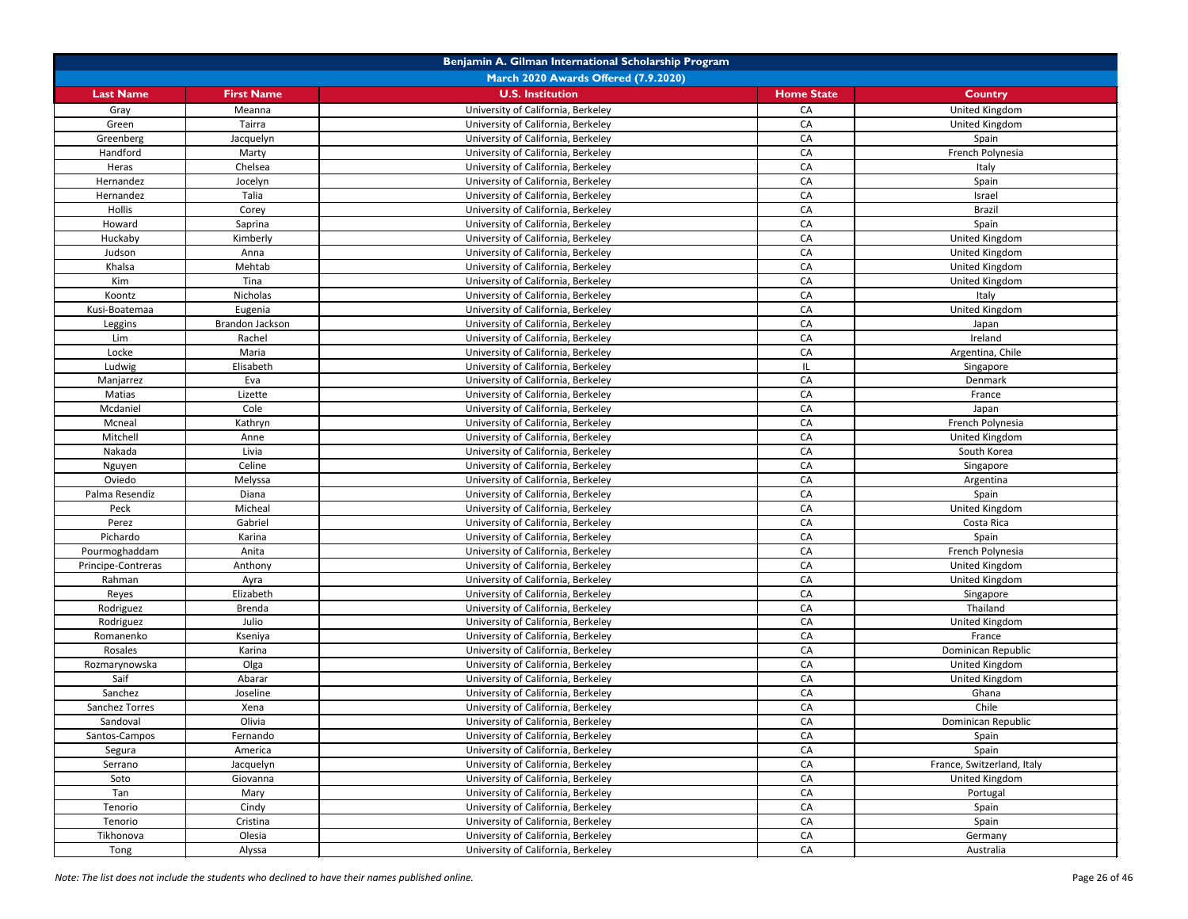| Benjamin A. Gilman International Scholarship Program | | | | |
|---|---|---|---|---|
| March 2020 Awards Offered (7.9.2020) | | | | |
| **Last Name** | **First Name** | **U.S. Institution** | **Home State** | **Country** |
| Gray | Meanna | University of California, Berkeley | CA | United Kingdom |
| Green | Tairra | University of California, Berkeley | CA | United Kingdom |
| Greenberg | Jacquelyn | University of California, Berkeley | CA | Spain |
| Handford | Marty | University of California, Berkeley | CA | French Polynesia |
| Heras | Chelsea | University of California, Berkeley | CA | Italy |
| Hernandez | Jocelyn | University of California, Berkeley | CA | Spain |
| Hernandez | Talia | University of California, Berkeley | CA | Israel |
| Hollis | Corey | University of California, Berkeley | CA | Brazil |
| Howard | Saprina | University of California, Berkeley | CA | Spain |
| Huckaby | Kimberly | University of California, Berkeley | CA | United Kingdom |
| Judson | Anna | University of California, Berkeley | CA | United Kingdom |
| Khalsa | Mehtab | University of California, Berkeley | CA | United Kingdom |
| Kim | Tina | University of California, Berkeley | CA | United Kingdom |
| Koontz | Nicholas | University of California, Berkeley | CA | Italy |
| Kusi-Boatemaa | Eugenia | University of California, Berkeley | CA | United Kingdom |
| Leggins | Brandon Jackson | University of California, Berkeley | CA | Japan |
| Lim | Rachel | University of California, Berkeley | CA | Ireland |
| Locke | Maria | University of California, Berkeley | CA | Argentina, Chile |
| Ludwig | Elisabeth | University of California, Berkeley | IL | Singapore |
| Manjarrez | Eva | University of California, Berkeley | CA | Denmark |
| Matias | Lizette | University of California, Berkeley | CA | France |
| Mcdaniel | Cole | University of California, Berkeley | CA | Japan |
| Mcneal | Kathryn | University of California, Berkeley | CA | French Polynesia |
| Mitchell | Anne | University of California, Berkeley | CA | United Kingdom |
| Nakada | Livia | University of California, Berkeley | CA | South Korea |
| Nguyen | Celine | University of California, Berkeley | CA | Singapore |
| Oviedo | Melyssa | University of California, Berkeley | CA | Argentina |
| Palma Resendiz | Diana | University of California, Berkeley | CA | Spain |
| Peck | Micheal | University of California, Berkeley | CA | United Kingdom |
| Perez | Gabriel | University of California, Berkeley | CA | Costa Rica |
| Pichardo | Karina | University of California, Berkeley | CA | Spain |
| Pourmoghaddam | Anita | University of California, Berkeley | CA | French Polynesia |
| Principe-Contreras | Anthony | University of California, Berkeley | CA | United Kingdom |
| Rahman | Ayra | University of California, Berkeley | CA | United Kingdom |
| Reyes | Elizabeth | University of California, Berkeley | CA | Singapore |
| Rodriguez | Brenda | University of California, Berkeley | CA | Thailand |
| Rodriguez | Julio | University of California, Berkeley | CA | United Kingdom |
| Romanenko | Kseniya | University of California, Berkeley | CA | France |
| Rosales | Karina | University of California, Berkeley | CA | Dominican Republic |
| Rozmarynowska | Olga | University of California, Berkeley | CA | United Kingdom |
| Saif | Abarar | University of California, Berkeley | CA | United Kingdom |
| Sanchez | Joseline | University of California, Berkeley | CA | Ghana |
| Sanchez Torres | Xena | University of California, Berkeley | CA | Chile |
| Sandoval | Olivia | University of California, Berkeley | CA | Dominican Republic |
| Santos-Campos | Fernando | University of California, Berkeley | CA | Spain |
| Segura | America | University of California, Berkeley | CA | Spain |
| Serrano | Jacquelyn | University of California, Berkeley | CA | France, Switzerland, Italy |
| Soto | Giovanna | University of California, Berkeley | CA | United Kingdom |
| Tan | Mary | University of California, Berkeley | CA | Portugal |
| Tenorio | Cindy | University of California, Berkeley | CA | Spain |
| Tenorio | Cristina | University of California, Berkeley | CA | Spain |
| Tikhonova | Olesia | University of California, Berkeley | CA | Germany |
| Tong | Alyssa | University of California, Berkeley | CA | Australia |

*Note: The list does not include the students who declined to have their names published online.*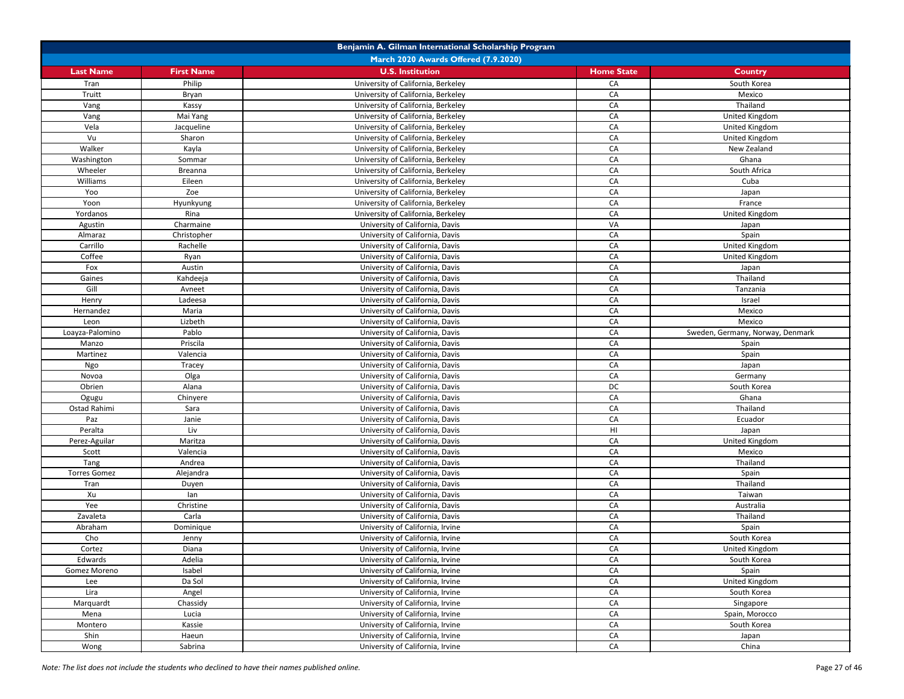## Benjamin A. Gilman International Scholarship Program

### March 2020 Awards Offered (7.9.2020)

| Last Name | First Name | U.S. Institution | Home State | Country |
|---|---|---|---|---|
| Tran | Philip | University of California, Berkeley | CA | South Korea |
| Truitt | Bryan | University of California, Berkeley | CA | Mexico |
| Vang | Kassy | University of California, Berkeley | CA | Thailand |
| Vang | Mai Yang | University of California, Berkeley | CA | United Kingdom |
| Vela | Jacqueline | University of California, Berkeley | CA | United Kingdom |
| Vu | Sharon | University of California, Berkeley | CA | United Kingdom |
| Walker | Kayla | University of California, Berkeley | CA | New Zealand |
| Washington | Sommar | University of California, Berkeley | CA | Ghana |
| Wheeler | Breanna | University of California, Berkeley | CA | South Africa |
| Williams | Eileen | University of California, Berkeley | CA | Cuba |
| Yoo | Zoe | University of California, Berkeley | CA | Japan |
| Yoon | Hyunkyung | University of California, Berkeley | CA | France |
| Yordanos | Rina | University of California, Berkeley | CA | United Kingdom |
| Agustin | Charmaine | University of California, Davis | VA | Japan |
| Almaraz | Christopher | University of California, Davis | CA | Spain |
| Carrillo | Rachelle | University of California, Davis | CA | United Kingdom |
| Coffee | Ryan | University of California, Davis | CA | United Kingdom |
| Fox | Austin | University of California, Davis | CA | Japan |
| Gaines | Kahdeeja | University of California, Davis | CA | Thailand |
| Gill | Avneet | University of California, Davis | CA | Tanzania |
| Henry | Ladeesa | University of California, Davis | CA | Israel |
| Hernandez | Maria | University of California, Davis | CA | Mexico |
| Leon | Lizbeth | University of California, Davis | CA | Mexico |
| Loayza-Palomino | Pablo | University of California, Davis | CA | Sweden, Germany, Norway, Denmark |
| Manzo | Priscila | University of California, Davis | CA | Spain |
| Martinez | Valencia | University of California, Davis | CA | Spain |
| Ngo | Tracey | University of California, Davis | CA | Japan |
| Novoa | Olga | University of California, Davis | CA | Germany |
| Obrien | Alana | University of California, Davis | DC | South Korea |
| Ogugu | Chinyere | University of California, Davis | CA | Ghana |
| Ostad Rahimi | Sara | University of California, Davis | CA | Thailand |
| Paz | Janie | University of California, Davis | CA | Ecuador |
| Peralta | Liv | University of California, Davis | HI | Japan |
| Perez-Aguilar | Maritza | University of California, Davis | CA | United Kingdom |
| Scott | Valencia | University of California, Davis | CA | Mexico |
| Tang | Andrea | University of California, Davis | CA | Thailand |
| Torres Gomez | Alejandra | University of California, Davis | CA | Spain |
| Tran | Duyen | University of California, Davis | CA | Thailand |
| Xu | Ian | University of California, Davis | CA | Taiwan |
| Yee | Christine | University of California, Davis | CA | Australia |
| Zavaleta | Carla | University of California, Davis | CA | Thailand |
| Abraham | Dominique | University of California, Irvine | CA | Spain |
| Cho | Jenny | University of California, Irvine | CA | South Korea |
| Cortez | Diana | University of California, Irvine | CA | United Kingdom |
| Edwards | Adelia | University of California, Irvine | CA | South Korea |
| Gomez Moreno | Isabel | University of California, Irvine | CA | Spain |
| Lee | Da Sol | University of California, Irvine | CA | United Kingdom |
| Lira | Angel | University of California, Irvine | CA | South Korea |
| Marquardt | Chassidy | University of California, Irvine | CA | Singapore |
| Mena | Lucia | University of California, Irvine | CA | Spain, Morocco |
| Montero | Kassie | University of California, Irvine | CA | South Korea |
| Shin | Haeun | University of California, Irvine | CA | Japan |
| Wong | Sabrina | University of California, Irvine | CA | China |

*Note: The list does not include the students who declined to have their names published online.*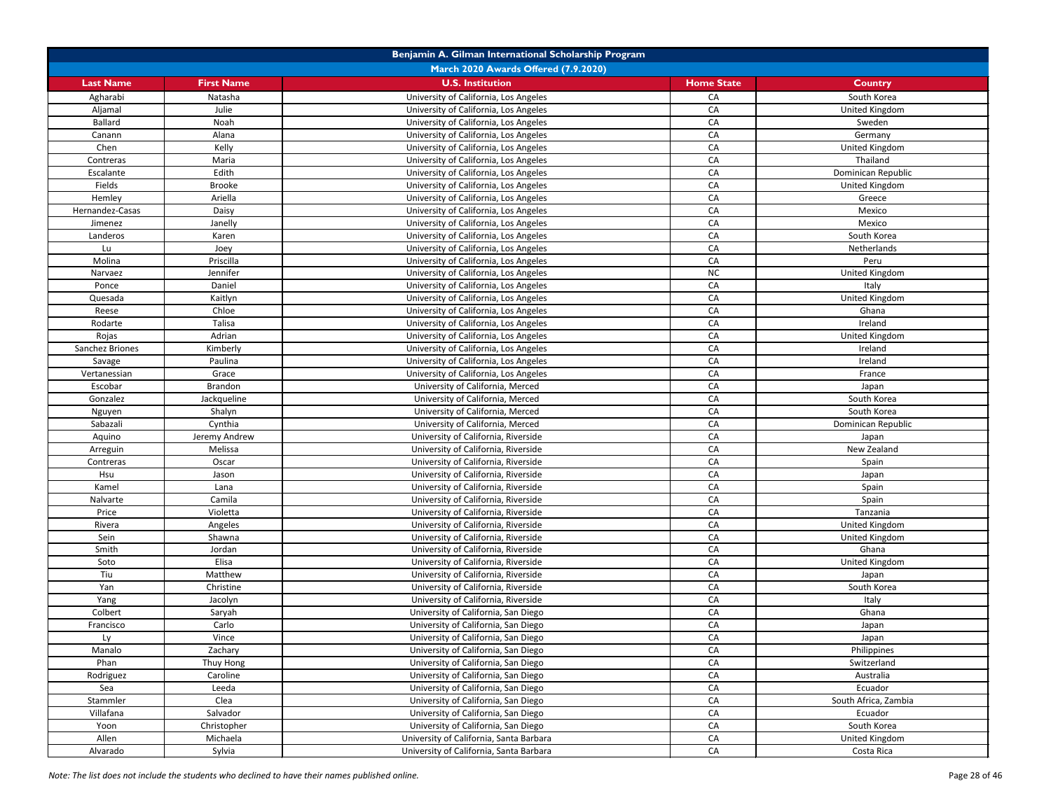| Benjamin A. Gilman International Scholarship Program | | | | |
|---|---|---|---|---|
| March 2020 Awards Offered (7.9.2020) | | | | |
| **Last Name** | **First Name** | **U.S. Institution** | **Home State** | **Country** |
| Agharabi | Natasha | University of California, Los Angeles | CA | South Korea |
| Aljamal | Julie | University of California, Los Angeles | CA | United Kingdom |
| Ballard | Noah | University of California, Los Angeles | CA | Sweden |
| Canann | Alana | University of California, Los Angeles | CA | Germany |
| Chen | Kelly | University of California, Los Angeles | CA | United Kingdom |
| Contreras | Maria | University of California, Los Angeles | CA | Thailand |
| Escalante | Edith | University of California, Los Angeles | CA | Dominican Republic |
| Fields | Brooke | University of California, Los Angeles | CA | United Kingdom |
| Hemley | Ariella | University of California, Los Angeles | CA | Greece |
| Hernandez-Casas | Daisy | University of California, Los Angeles | CA | Mexico |
| Jimenez | Janelly | University of California, Los Angeles | CA | Mexico |
| Landeros | Karen | University of California, Los Angeles | CA | South Korea |
| Lu | Joey | University of California, Los Angeles | CA | Netherlands |
| Molina | Priscilla | University of California, Los Angeles | CA | Peru |
| Narvaez | Jennifer | University of California, Los Angeles | NC | United Kingdom |
| Ponce | Daniel | University of California, Los Angeles | CA | Italy |
| Quesada | Kaitlyn | University of California, Los Angeles | CA | United Kingdom |
| Reese | Chloe | University of California, Los Angeles | CA | Ghana |
| Rodarte | Talisa | University of California, Los Angeles | CA | Ireland |
| Rojas | Adrian | University of California, Los Angeles | CA | United Kingdom |
| Sanchez Briones | Kimberly | University of California, Los Angeles | CA | Ireland |
| Savage | Paulina | University of California, Los Angeles | CA | Ireland |
| Vertanessian | Grace | University of California, Los Angeles | CA | France |
| Escobar | Brandon | University of California, Merced | CA | Japan |
| Gonzalez | Jackqueline | University of California, Merced | CA | South Korea |
| Nguyen | Shalyn | University of California, Merced | CA | South Korea |
| Sabazali | Cynthia | University of California, Merced | CA | Dominican Republic |
| Aquino | Jeremy Andrew | University of California, Riverside | CA | Japan |
| Arreguin | Melissa | University of California, Riverside | CA | New Zealand |
| Contreras | Oscar | University of California, Riverside | CA | Spain |
| Hsu | Jason | University of California, Riverside | CA | Japan |
| Kamel | Lana | University of California, Riverside | CA | Spain |
| Nalvarte | Camila | University of California, Riverside | CA | Spain |
| Price | Violetta | University of California, Riverside | CA | Tanzania |
| Rivera | Angeles | University of California, Riverside | CA | United Kingdom |
| Sein | Shawna | University of California, Riverside | CA | United Kingdom |
| Smith | Jordan | University of California, Riverside | CA | Ghana |
| Soto | Elisa | University of California, Riverside | CA | United Kingdom |
| Tiu | Matthew | University of California, Riverside | CA | Japan |
| Yan | Christine | University of California, Riverside | CA | South Korea |
| Yang | Jacolyn | University of California, Riverside | CA | Italy |
| Colbert | Saryah | University of California, San Diego | CA | Ghana |
| Francisco | Carlo | University of California, San Diego | CA | Japan |
| Ly | Vince | University of California, San Diego | CA | Japan |
| Manalo | Zachary | University of California, San Diego | CA | Philippines |
| Phan | Thuy Hong | University of California, San Diego | CA | Switzerland |
| Rodriguez | Caroline | University of California, San Diego | CA | Australia |
| Sea | Leeda | University of California, San Diego | CA | Ecuador |
| Stammler | Clea | University of California, San Diego | CA | South Africa, Zambia |
| Villafana | Salvador | University of California, San Diego | CA | Ecuador |
| Yoon | Christopher | University of California, San Diego | CA | South Korea |
| Allen | Michaela | University of California, Santa Barbara | CA | United Kingdom |
| Alvarado | Sylvia | University of California, Santa Barbara | CA | Costa Rica |

*Note: The list does not include the students who declined to have their names published online.*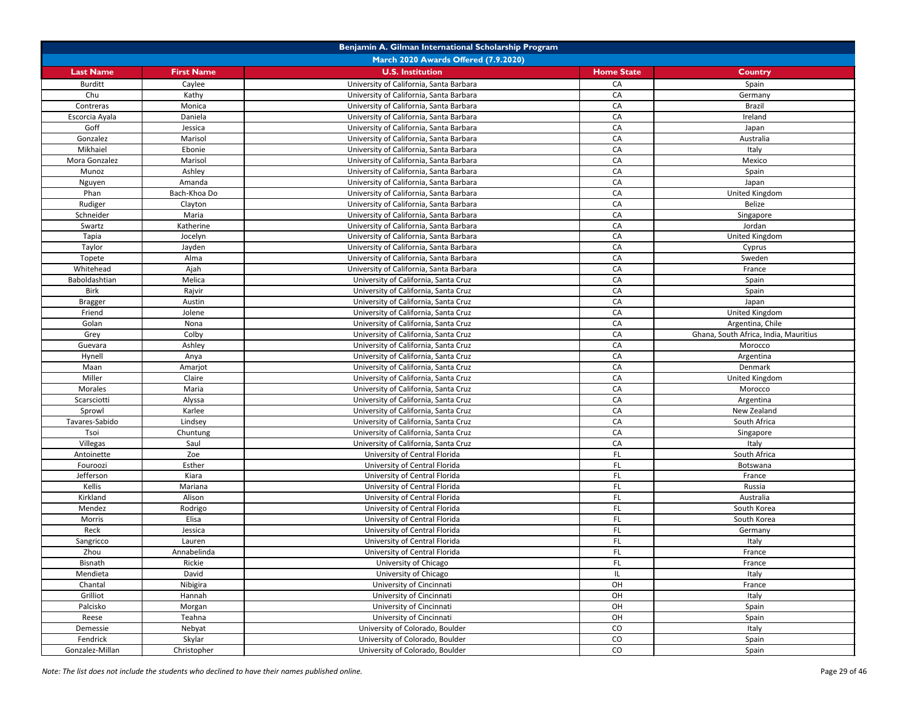| Benjamin A. Gilman International Scholarship Program | | | | |
|---|---|---|---|---|
| March 2020 Awards Offered (7.9.2020) | | | | |
| **Last Name** | **First Name** | **U.S. Institution** | **Home State** | **Country** |
| Burditt | Caylee | University of California, Santa Barbara | CA | Spain |
| Chu | Kathy | University of California, Santa Barbara | CA | Germany |
| Contreras | Monica | University of California, Santa Barbara | CA | Brazil |
| Escorcia Ayala | Daniela | University of California, Santa Barbara | CA | Ireland |
| Goff | Jessica | University of California, Santa Barbara | CA | Japan |
| Gonzalez | Marisol | University of California, Santa Barbara | CA | Australia |
| Mikhaiel | Ebonie | University of California, Santa Barbara | CA | Italy |
| Mora Gonzalez | Marisol | University of California, Santa Barbara | CA | Mexico |
| Munoz | Ashley | University of California, Santa Barbara | CA | Spain |
| Nguyen | Amanda | University of California, Santa Barbara | CA | Japan |
| Phan | Bach-Khoa Do | University of California, Santa Barbara | CA | United Kingdom |
| Rudiger | Clayton | University of California, Santa Barbara | CA | Belize |
| Schneider | Maria | University of California, Santa Barbara | CA | Singapore |
| Swartz | Katherine | University of California, Santa Barbara | CA | Jordan |
| Tapia | Jocelyn | University of California, Santa Barbara | CA | United Kingdom |
| Taylor | Jayden | University of California, Santa Barbara | CA | Cyprus |
| Topete | Alma | University of California, Santa Barbara | CA | Sweden |
| Whitehead | Ajah | University of California, Santa Barbara | CA | France |
| Baboldashtian | Melica | University of California, Santa Cruz | CA | Spain |
| Birk | Rajvir | University of California, Santa Cruz | CA | Spain |
| Bragger | Austin | University of California, Santa Cruz | CA | Japan |
| Friend | Jolene | University of California, Santa Cruz | CA | United Kingdom |
| Golan | Nona | University of California, Santa Cruz | CA | Argentina, Chile |
| Grey | Colby | University of California, Santa Cruz | CA | Ghana, South Africa, India, Mauritius |
| Guevara | Ashley | University of California, Santa Cruz | CA | Morocco |
| Hynell | Anya | University of California, Santa Cruz | CA | Argentina |
| Maan | Amarjot | University of California, Santa Cruz | CA | Denmark |
| Miller | Claire | University of California, Santa Cruz | CA | United Kingdom |
| Morales | Maria | University of California, Santa Cruz | CA | Morocco |
| Scarsciotti | Alyssa | University of California, Santa Cruz | CA | Argentina |
| Sprowl | Karlee | University of California, Santa Cruz | CA | New Zealand |
| Tavares-Sabido | Lindsey | University of California, Santa Cruz | CA | South Africa |
| Tsoi | Chuntung | University of California, Santa Cruz | CA | Singapore |
| Villegas | Saul | University of California, Santa Cruz | CA | Italy |
| Antoinette | Zoe | University of Central Florida | FL | South Africa |
| Fouroozi | Esther | University of Central Florida | FL | Botswana |
| Jefferson | Kiara | University of Central Florida | FL | France |
| Kellis | Mariana | University of Central Florida | FL | Russia |
| Kirkland | Alison | University of Central Florida | FL | Australia |
| Mendez | Rodrigo | University of Central Florida | FL | South Korea |
| Morris | Elisa | University of Central Florida | FL | South Korea |
| Reck | Jessica | University of Central Florida | FL | Germany |
| Sangricco | Lauren | University of Central Florida | FL | Italy |
| Zhou | Annabelinda | University of Central Florida | FL | France |
| Bisnath | Rickie | University of Chicago | FL | France |
| Mendieta | David | University of Chicago | IL | Italy |
| Chantal | Nibigira | University of Cincinnati | OH | France |
| Grilliot | Hannah | University of Cincinnati | OH | Italy |
| Palcisko | Morgan | University of Cincinnati | OH | Spain |
| Reese | Teahna | University of Cincinnati | OH | Spain |
| Demessie | Nebyat | University of Colorado, Boulder | CO | Italy |
| Fendrick | Skylar | University of Colorado, Boulder | CO | Spain |
| Gonzalez-Millan | Christopher | University of Colorado, Boulder | CO | Spain |

*Note: The list does not include the students who declined to have their names published online.*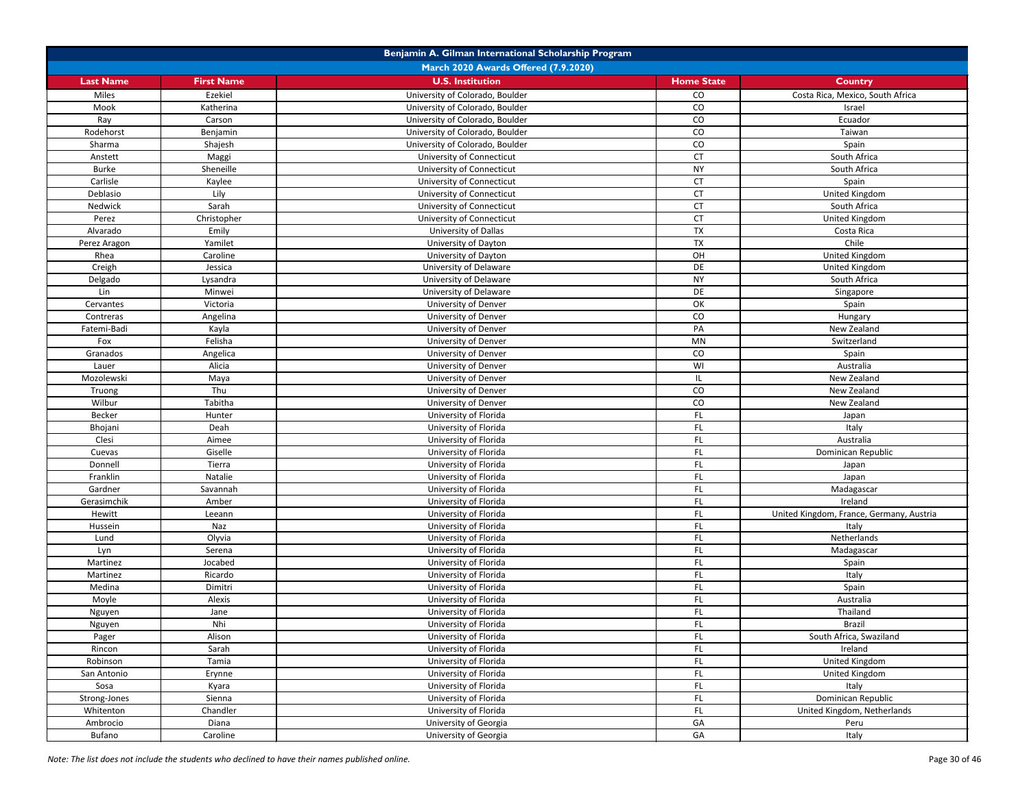| Benjamin A. Gilman International Scholarship Program | | | | |
|---|---|---|---|---|
| March 2020 Awards Offered (7.9.2020) | | | | |
| **Last Name** | **First Name** | **U.S. Institution** | **Home State** | **Country** |
| Miles | Ezekiel | University of Colorado, Boulder | CO | Costa Rica, Mexico, South Africa |
| Mook | Katherina | University of Colorado, Boulder | CO | Israel |
| Ray | Carson | University of Colorado, Boulder | CO | Ecuador |
| Rodehorst | Benjamin | University of Colorado, Boulder | CO | Taiwan |
| Sharma | Shajesh | University of Colorado, Boulder | CO | Spain |
| Anstett | Maggi | University of Connecticut | CT | South Africa |
| Burke | Sheneille | University of Connecticut | NY | South Africa |
| Carlisle | Kaylee | University of Connecticut | CT | Spain |
| Deblasio | Lily | University of Connecticut | CT | United Kingdom |
| Nedwick | Sarah | University of Connecticut | CT | South Africa |
| Perez | Christopher | University of Connecticut | CT | United Kingdom |
| Alvarado | Emily | University of Dallas | TX | Costa Rica |
| Perez Aragon | Yamilet | University of Dayton | TX | Chile |
| Rhea | Caroline | University of Dayton | OH | United Kingdom |
| Creigh | Jessica | University of Delaware | DE | United Kingdom |
| Delgado | Lysandra | University of Delaware | NY | South Africa |
| Lin | Minwei | University of Delaware | DE | Singapore |
| Cervantes | Victoria | University of Denver | OK | Spain |
| Contreras | Angelina | University of Denver | CO | Hungary |
| Fatemi-Badi | Kayla | University of Denver | PA | New Zealand |
| Fox | Felisha | University of Denver | MN | Switzerland |
| Granados | Angelica | University of Denver | CO | Spain |
| Lauer | Alicia | University of Denver | WI | Australia |
| Mozolewski | Maya | University of Denver | IL | New Zealand |
| Truong | Thu | University of Denver | CO | New Zealand |
| Wilbur | Tabitha | University of Denver | CO | New Zealand |
| Becker | Hunter | University of Florida | FL | Japan |
| Bhojani | Deah | University of Florida | FL | Italy |
| Clesi | Aimee | University of Florida | FL | Australia |
| Cuevas | Giselle | University of Florida | FL | Dominican Republic |
| Donnell | Tierra | University of Florida | FL | Japan |
| Franklin | Natalie | University of Florida | FL | Japan |
| Gardner | Savannah | University of Florida | FL | Madagascar |
| Gerasimchik | Amber | University of Florida | FL | Ireland |
| Hewitt | Leeann | University of Florida | FL | United Kingdom, France, Germany, Austria |
| Hussein | Naz | University of Florida | FL | Italy |
| Lund | Olyvia | University of Florida | FL | Netherlands |
| Lyn | Serena | University of Florida | FL | Madagascar |
| Martinez | Jocabed | University of Florida | FL | Spain |
| Martinez | Ricardo | University of Florida | FL | Italy |
| Medina | Dimitri | University of Florida | FL | Spain |
| Moyle | Alexis | University of Florida | FL | Australia |
| Nguyen | Jane | University of Florida | FL | Thailand |
| Nguyen | Nhi | University of Florida | FL | Brazil |
| Pager | Alison | University of Florida | FL | South Africa, Swaziland |
| Rincon | Sarah | University of Florida | FL | Ireland |
| Robinson | Tamia | University of Florida | FL | United Kingdom |
| San Antonio | Erynne | University of Florida | FL | United Kingdom |
| Sosa | Kyara | University of Florida | FL | Italy |
| Strong-Jones | Sienna | University of Florida | FL | Dominican Republic |
| Whitenton | Chandler | University of Florida | FL | United Kingdom, Netherlands |
| Ambrocio | Diana | University of Georgia | GA | Peru |
| Bufano | Caroline | University of Georgia | GA | Italy |

*Note: The list does not include the students who declined to have their names published online.*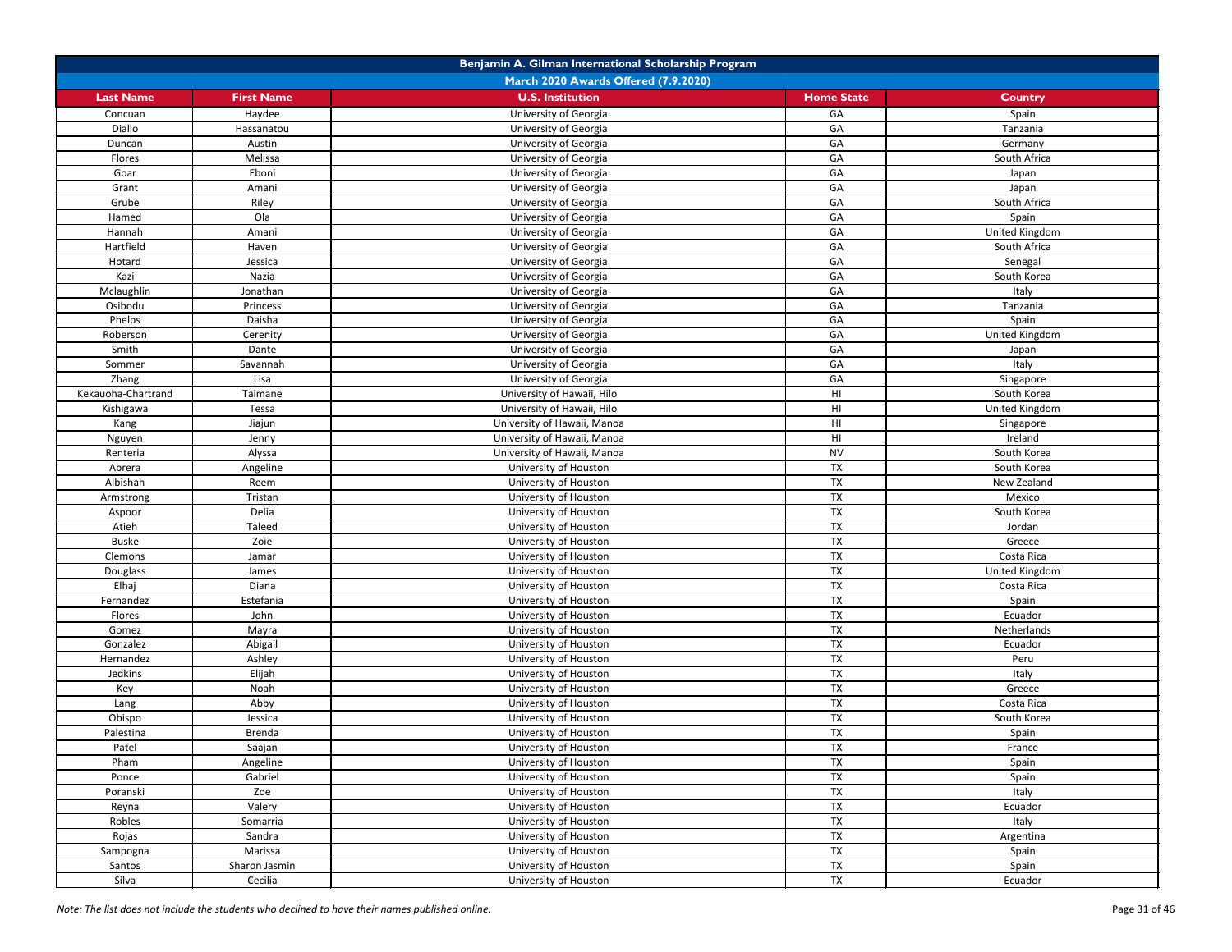| Benjamin A. Gilman International Scholarship Program | | | | |
|---|---|---|---|---|
| March 2020 Awards Offered (7.9.2020) | | | | |
| **Last Name** | **First Name** | **U.S. Institution** | **Home State** | **Country** |
| Concuan | Haydee | University of Georgia | GA | Spain |
| Diallo | Hassanatou | University of Georgia | GA | Tanzania |
| Duncan | Austin | University of Georgia | GA | Germany |
| Flores | Melissa | University of Georgia | GA | South Africa |
| Goar | Eboni | University of Georgia | GA | Japan |
| Grant | Amani | University of Georgia | GA | Japan |
| Grube | Riley | University of Georgia | GA | South Africa |
| Hamed | Ola | University of Georgia | GA | Spain |
| Hannah | Amani | University of Georgia | GA | United Kingdom |
| Hartfield | Haven | University of Georgia | GA | South Africa |
| Hotard | Jessica | University of Georgia | GA | Senegal |
| Kazi | Nazia | University of Georgia | GA | South Korea |
| Mclaughlin | Jonathan | University of Georgia | GA | Italy |
| Osibodu | Princess | University of Georgia | GA | Tanzania |
| Phelps | Daisha | University of Georgia | GA | Spain |
| Roberson | Cerenity | University of Georgia | GA | United Kingdom |
| Smith | Dante | University of Georgia | GA | Japan |
| Sommer | Savannah | University of Georgia | GA | Italy |
| Zhang | Lisa | University of Georgia | GA | Singapore |
| Kekauoha-Chartrand | Taimane | University of Hawaii, Hilo | HI | South Korea |
| Kishigawa | Tessa | University of Hawaii, Hilo | HI | United Kingdom |
| Kang | Jiajun | University of Hawaii, Manoa | HI | Singapore |
| Nguyen | Jenny | University of Hawaii, Manoa | HI | Ireland |
| Renteria | Alyssa | University of Hawaii, Manoa | NV | South Korea |
| Abrera | Angeline | University of Houston | TX | South Korea |
| Albishah | Reem | University of Houston | TX | New Zealand |
| Armstrong | Tristan | University of Houston | TX | Mexico |
| Aspoor | Delia | University of Houston | TX | South Korea |
| Atieh | Taleed | University of Houston | TX | Jordan |
| Buske | Zoie | University of Houston | TX | Greece |
| Clemons | Jamar | University of Houston | TX | Costa Rica |
| Douglass | James | University of Houston | TX | United Kingdom |
| Elhaj | Diana | University of Houston | TX | Costa Rica |
| Fernandez | Estefania | University of Houston | TX | Spain |
| Flores | John | University of Houston | TX | Ecuador |
| Gomez | Mayra | University of Houston | TX | Netherlands |
| Gonzalez | Abigail | University of Houston | TX | Ecuador |
| Hernandez | Ashley | University of Houston | TX | Peru |
| Jedkins | Elijah | University of Houston | TX | Italy |
| Key | Noah | University of Houston | TX | Greece |
| Lang | Abby | University of Houston | TX | Costa Rica |
| Obispo | Jessica | University of Houston | TX | South Korea |
| Palestina | Brenda | University of Houston | TX | Spain |
| Patel | Saajan | University of Houston | TX | France |
| Pham | Angeline | University of Houston | TX | Spain |
| Ponce | Gabriel | University of Houston | TX | Spain |
| Poranski | Zoe | University of Houston | TX | Italy |
| Reyna | Valery | University of Houston | TX | Ecuador |
| Robles | Somarria | University of Houston | TX | Italy |
| Rojas | Sandra | University of Houston | TX | Argentina |
| Sampogna | Marissa | University of Houston | TX | Spain |
| Santos | Sharon Jasmin | University of Houston | TX | Spain |
| Silva | Cecilia | University of Houston | TX | Ecuador |

*Note: The list does not include the students who declined to have their names published online.*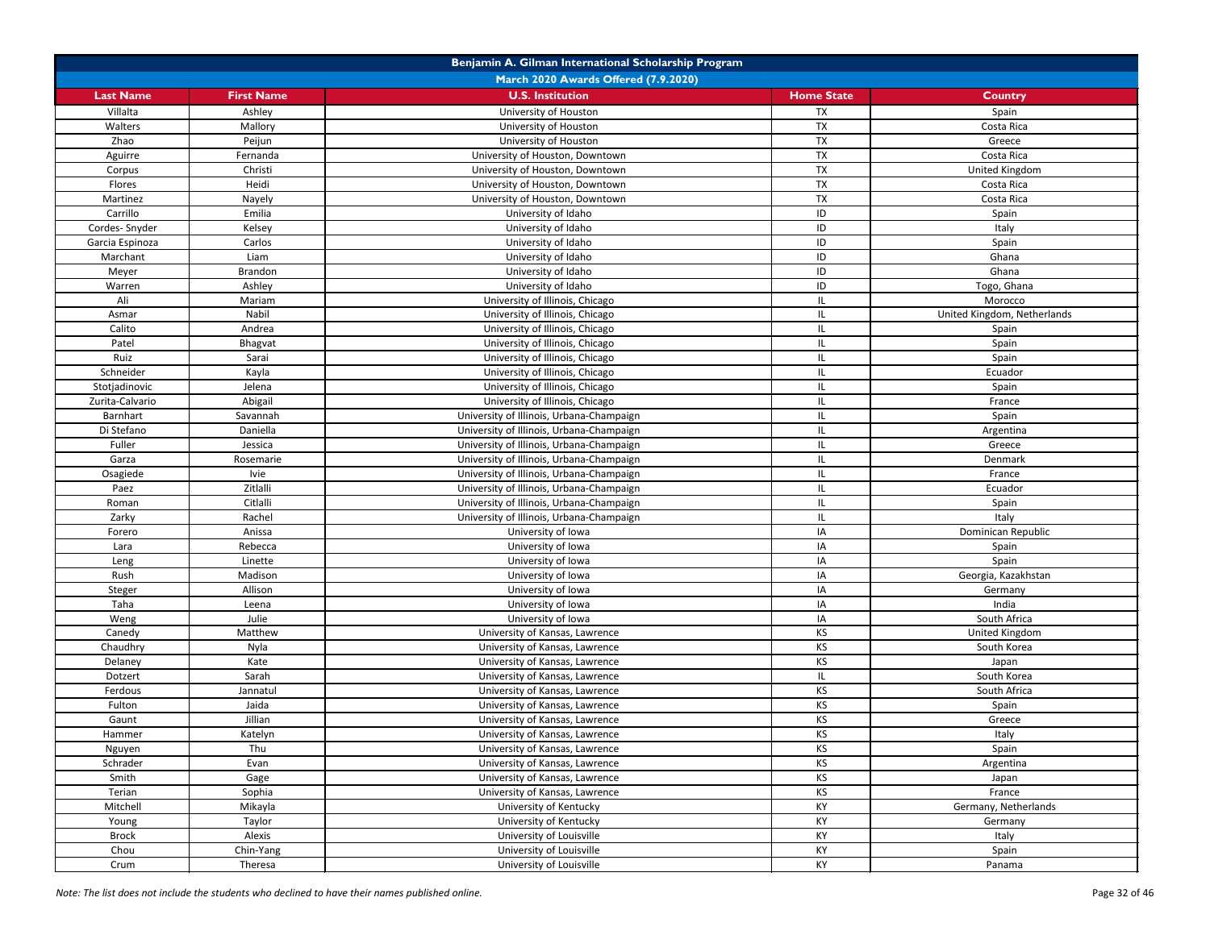| Benjamin A. Gilman International Scholarship Program | | | | |
|---|---|---|---|---|
| March 2020 Awards Offered (7.9.2020) | | | | |
| **Last Name** | **First Name** | **U.S. Institution** | **Home State** | **Country** |
| Villalta | Ashley | University of Houston | TX | Spain |
| Walters | Mallory | University of Houston | TX | Costa Rica |
| Zhao | Peijun | University of Houston | TX | Greece |
| Aguirre | Fernanda | University of Houston, Downtown | TX | Costa Rica |
| Corpus | Christi | University of Houston, Downtown | TX | United Kingdom |
| Flores | Heidi | University of Houston, Downtown | TX | Costa Rica |
| Martinez | Nayely | University of Houston, Downtown | TX | Costa Rica |
| Carrillo | Emilia | University of Idaho | ID | Spain |
| Cordes- Snyder | Kelsey | University of Idaho | ID | Italy |
| Garcia Espinoza | Carlos | University of Idaho | ID | Spain |
| Marchant | Liam | University of Idaho | ID | Ghana |
| Meyer | Brandon | University of Idaho | ID | Ghana |
| Warren | Ashley | University of Idaho | ID | Togo, Ghana |
| Ali | Mariam | University of Illinois, Chicago | IL | Morocco |
| Asmar | Nabil | University of Illinois, Chicago | IL | United Kingdom, Netherlands |
| Calito | Andrea | University of Illinois, Chicago | IL | Spain |
| Patel | Bhagvat | University of Illinois, Chicago | IL | Spain |
| Ruiz | Sarai | University of Illinois, Chicago | IL | Spain |
| Schneider | Kayla | University of Illinois, Chicago | IL | Ecuador |
| Stotjadinovic | Jelena | University of Illinois, Chicago | IL | Spain |
| Zurita-Calvario | Abigail | University of Illinois, Chicago | IL | France |
| Barnhart | Savannah | University of Illinois, Urbana-Champaign | IL | Spain |
| Di Stefano | Daniella | University of Illinois, Urbana-Champaign | IL | Argentina |
| Fuller | Jessica | University of Illinois, Urbana-Champaign | IL | Greece |
| Garza | Rosemarie | University of Illinois, Urbana-Champaign | IL | Denmark |
| Osagiede | Ivie | University of Illinois, Urbana-Champaign | IL | France |
| Paez | Zitlalli | University of Illinois, Urbana-Champaign | IL | Ecuador |
| Roman | Citlalli | University of Illinois, Urbana-Champaign | IL | Spain |
| Zarky | Rachel | University of Illinois, Urbana-Champaign | IL | Italy |
| Forero | Anissa | University of Iowa | IA | Dominican Republic |
| Lara | Rebecca | University of Iowa | IA | Spain |
| Leng | Linette | University of Iowa | IA | Spain |
| Rush | Madison | University of Iowa | IA | Georgia, Kazakhstan |
| Steger | Allison | University of Iowa | IA | Germany |
| Taha | Leena | University of Iowa | IA | India |
| Weng | Julie | University of Iowa | IA | South Africa |
| Canedy | Matthew | University of Kansas, Lawrence | KS | United Kingdom |
| Chaudhry | Nyla | University of Kansas, Lawrence | KS | South Korea |
| Delaney | Kate | University of Kansas, Lawrence | KS | Japan |
| Dotzert | Sarah | University of Kansas, Lawrence | IL | South Korea |
| Ferdous | Jannatul | University of Kansas, Lawrence | KS | South Africa |
| Fulton | Jaida | University of Kansas, Lawrence | KS | Spain |
| Gaunt | Jillian | University of Kansas, Lawrence | KS | Greece |
| Hammer | Katelyn | University of Kansas, Lawrence | KS | Italy |
| Nguyen | Thu | University of Kansas, Lawrence | KS | Spain |
| Schrader | Evan | University of Kansas, Lawrence | KS | Argentina |
| Smith | Gage | University of Kansas, Lawrence | KS | Japan |
| Terian | Sophia | University of Kansas, Lawrence | KS | France |
| Mitchell | Mikayla | University of Kentucky | KY | Germany, Netherlands |
| Young | Taylor | University of Kentucky | KY | Germany |
| Brock | Alexis | University of Louisville | KY | Italy |
| Chou | Chin-Yang | University of Louisville | KY | Spain |
| Crum | Theresa | University of Louisville | KY | Panama |

*Note: The list does not include the students who declined to have their names published online.*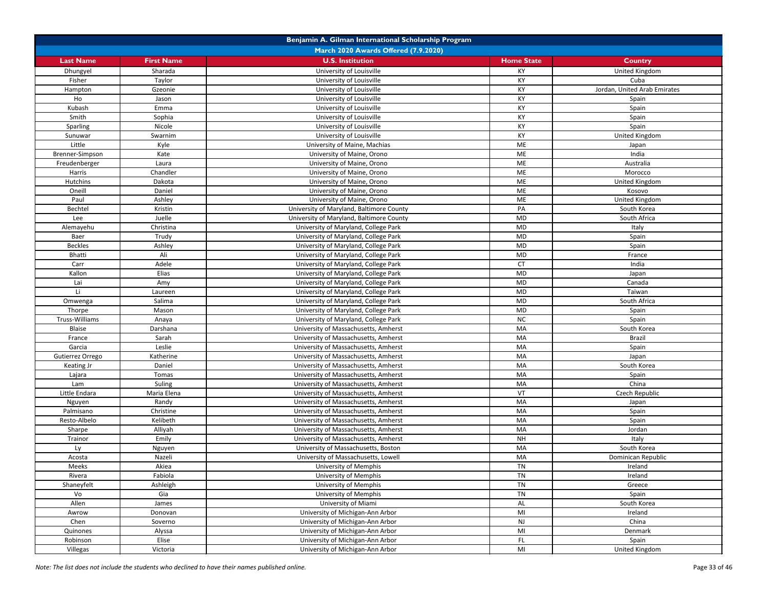# Benjamin A. Gilman International Scholarship Program

## March 2020 Awards Offered (7.9.2020)

| Last Name | First Name | U.S. Institution | Home State | Country |
|---|---|---|---|---|
| Dhungyel | Sharada | University of Louisville | KY | United Kingdom |
| Fisher | Taylor | University of Louisville | KY | Cuba |
| Hampton | Gzeonie | University of Louisville | KY | Jordan, United Arab Emirates |
| Ho | Jason | University of Louisville | KY | Spain |
| Kubash | Emma | University of Louisville | KY | Spain |
| Smith | Sophia | University of Louisville | KY | Spain |
| Sparling | Nicole | University of Louisville | KY | Spain |
| Sunuwar | Swarnim | University of Louisville | KY | United Kingdom |
| Little | Kyle | University of Maine, Machias | ME | Japan |
| Brenner-Simpson | Kate | University of Maine, Orono | ME | India |
| Freudenberger | Laura | University of Maine, Orono | ME | Australia |
| Harris | Chandler | University of Maine, Orono | ME | Morocco |
| Hutchins | Dakota | University of Maine, Orono | ME | United Kingdom |
| Oneill | Daniel | University of Maine, Orono | ME | Kosovo |
| Paul | Ashley | University of Maine, Orono | ME | United Kingdom |
| Bechtel | Kristin | University of Maryland, Baltimore County | PA | South Korea |
| Lee | Juelle | University of Maryland, Baltimore County | MD | South Africa |
| Alemayehu | Christina | University of Maryland, College Park | MD | Italy |
| Baer | Trudy | University of Maryland, College Park | MD | Spain |
| Beckles | Ashley | University of Maryland, College Park | MD | Spain |
| Bhatti | Ali | University of Maryland, College Park | MD | France |
| Carr | Adele | University of Maryland, College Park | CT | India |
| Kallon | Elias | University of Maryland, College Park | MD | Japan |
| Lai | Amy | University of Maryland, College Park | MD | Canada |
| Li | Laureen | University of Maryland, College Park | MD | Taiwan |
| Omwenga | Salima | University of Maryland, College Park | MD | South Africa |
| Thorpe | Mason | University of Maryland, College Park | MD | Spain |
| Truss-Williams | Anaya | University of Maryland, College Park | NC | Spain |
| Blaise | Darshana | University of Massachusetts, Amherst | MA | South Korea |
| France | Sarah | University of Massachusetts, Amherst | MA | Brazil |
| Garcia | Leslie | University of Massachusetts, Amherst | MA | Spain |
| Gutierrez Orrego | Katherine | University of Massachusetts, Amherst | MA | Japan |
| Keating Jr | Daniel | University of Massachusetts, Amherst | MA | South Korea |
| Lajara | Tomas | University of Massachusetts, Amherst | MA | Spain |
| Lam | Suling | University of Massachusetts, Amherst | MA | China |
| Little Endara | Maria Elena | University of Massachusetts, Amherst | VT | Czech Republic |
| Nguyen | Randy | University of Massachusetts, Amherst | MA | Japan |
| Palmisano | Christine | University of Massachusetts, Amherst | MA | Spain |
| Resto-Albelo | Kelibeth | University of Massachusetts, Amherst | MA | Spain |
| Sharpe | Alliyah | University of Massachusetts, Amherst | MA | Jordan |
| Trainor | Emily | University of Massachusetts, Amherst | NH | Italy |
| Ly | Nguyen | University of Massachusetts, Boston | MA | South Korea |
| Acosta | Nazeli | University of Massachusetts, Lowell | MA | Dominican Republic |
| Meeks | Akiea | University of Memphis | TN | Ireland |
| Rivera | Fabiola | University of Memphis | TN | Ireland |
| Shaneyfelt | Ashleigh | University of Memphis | TN | Greece |
| Vo | Gia | University of Memphis | TN | Spain |
| Allen | James | University of Miami | AL | South Korea |
| Awrow | Donovan | University of Michigan-Ann Arbor | MI | Ireland |
| Chen | Soverno | University of Michigan-Ann Arbor | NJ | China |
| Quinones | Alyssa | University of Michigan-Ann Arbor | MI | Denmark |
| Robinson | Elise | University of Michigan-Ann Arbor | FL | Spain |
| Villegas | Victoria | University of Michigan-Ann Arbor | MI | United Kingdom |

*Note: The list does not include the students who declined to have their names published online.*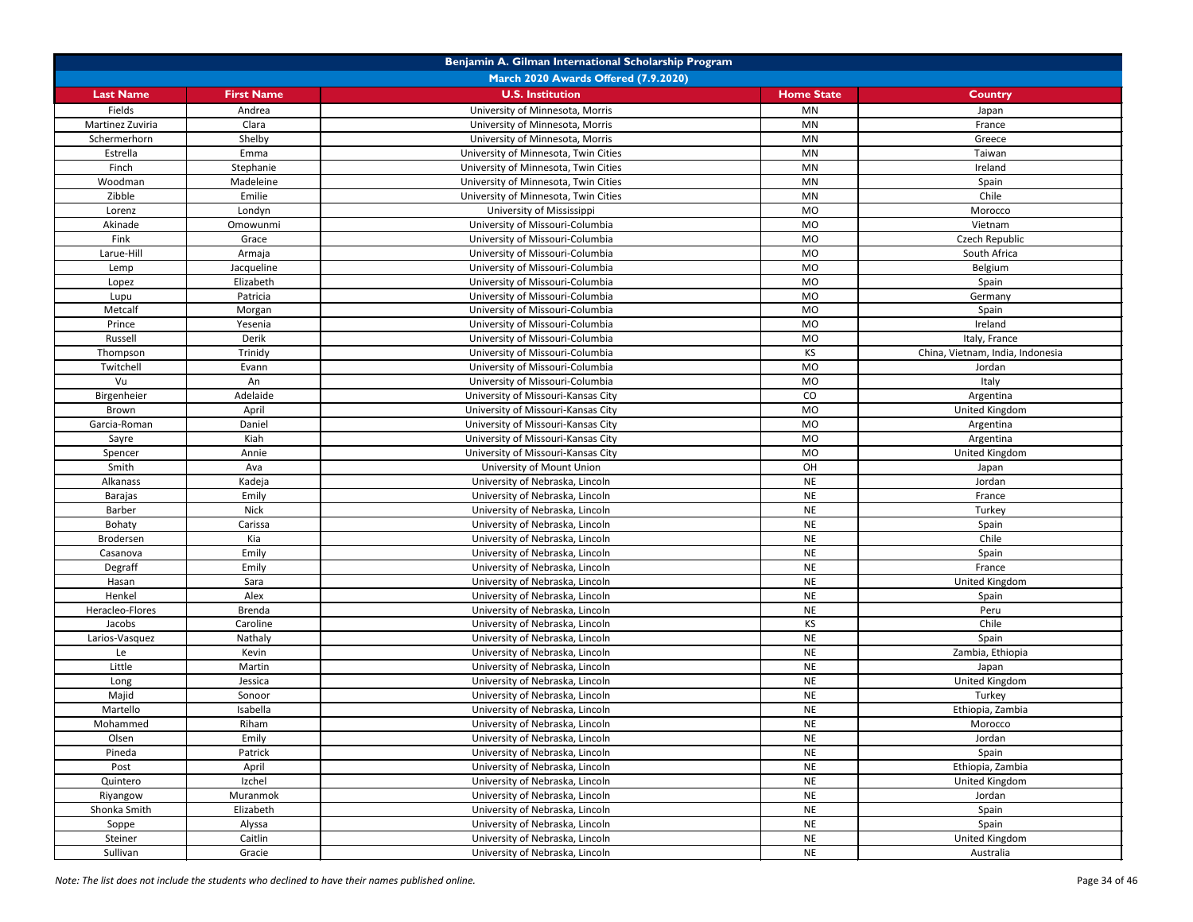| Benjamin A. Gilman International Scholarship Program | | | | |
|---|---|---|---|---|
| March 2020 Awards Offered (7.9.2020) | | | | |
| **Last Name** | **First Name** | **U.S. Institution** | **Home State** | **Country** |
| Fields | Andrea | University of Minnesota, Morris | MN | Japan |
| Martinez Zuviria | Clara | University of Minnesota, Morris | MN | France |
| Schermerhorn | Shelby | University of Minnesota, Morris | MN | Greece |
| Estrella | Emma | University of Minnesota, Twin Cities | MN | Taiwan |
| Finch | Stephanie | University of Minnesota, Twin Cities | MN | Ireland |
| Woodman | Madeleine | University of Minnesota, Twin Cities | MN | Spain |
| Zibble | Emilie | University of Minnesota, Twin Cities | MN | Chile |
| Lorenz | Londyn | University of Mississippi | MO | Morocco |
| Akinade | Omowunmi | University of Missouri-Columbia | MO | Vietnam |
| Fink | Grace | University of Missouri-Columbia | MO | Czech Republic |
| Larue-Hill | Armaja | University of Missouri-Columbia | MO | South Africa |
| Lemp | Jacqueline | University of Missouri-Columbia | MO | Belgium |
| Lopez | Elizabeth | University of Missouri-Columbia | MO | Spain |
| Lupu | Patricia | University of Missouri-Columbia | MO | Germany |
| Metcalf | Morgan | University of Missouri-Columbia | MO | Spain |
| Prince | Yesenia | University of Missouri-Columbia | MO | Ireland |
| Russell | Derik | University of Missouri-Columbia | MO | Italy, France |
| Thompson | Trinidy | University of Missouri-Columbia | KS | China, Vietnam, India, Indonesia |
| Twitchell | Evann | University of Missouri-Columbia | MO | Jordan |
| Vu | An | University of Missouri-Columbia | MO | Italy |
| Birgenheier | Adelaide | University of Missouri-Kansas City | CO | Argentina |
| Brown | April | University of Missouri-Kansas City | MO | United Kingdom |
| Garcia-Roman | Daniel | University of Missouri-Kansas City | MO | Argentina |
| Sayre | Kiah | University of Missouri-Kansas City | MO | Argentina |
| Spencer | Annie | University of Missouri-Kansas City | MO | United Kingdom |
| Smith | Ava | University of Mount Union | OH | Japan |
| Alkanass | Kadeja | University of Nebraska, Lincoln | NE | Jordan |
| Barajas | Emily | University of Nebraska, Lincoln | NE | France |
| Barber | Nick | University of Nebraska, Lincoln | NE | Turkey |
| Bohaty | Carissa | University of Nebraska, Lincoln | NE | Spain |
| Brodersen | Kia | University of Nebraska, Lincoln | NE | Chile |
| Casanova | Emily | University of Nebraska, Lincoln | NE | Spain |
| Degraff | Emily | University of Nebraska, Lincoln | NE | France |
| Hasan | Sara | University of Nebraska, Lincoln | NE | United Kingdom |
| Henkel | Alex | University of Nebraska, Lincoln | NE | Spain |
| Heracleo-Flores | Brenda | University of Nebraska, Lincoln | NE | Peru |
| Jacobs | Caroline | University of Nebraska, Lincoln | KS | Chile |
| Larios-Vasquez | Nathaly | University of Nebraska, Lincoln | NE | Spain |
| Le | Kevin | University of Nebraska, Lincoln | NE | Zambia, Ethiopia |
| Little | Martin | University of Nebraska, Lincoln | NE | Japan |
| Long | Jessica | University of Nebraska, Lincoln | NE | United Kingdom |
| Majid | Sonoor | University of Nebraska, Lincoln | NE | Turkey |
| Martello | Isabella | University of Nebraska, Lincoln | NE | Ethiopia, Zambia |
| Mohammed | Riham | University of Nebraska, Lincoln | NE | Morocco |
| Olsen | Emily | University of Nebraska, Lincoln | NE | Jordan |
| Pineda | Patrick | University of Nebraska, Lincoln | NE | Spain |
| Post | April | University of Nebraska, Lincoln | NE | Ethiopia, Zambia |
| Quintero | Izchel | University of Nebraska, Lincoln | NE | United Kingdom |
| Riyangow | Muranmok | University of Nebraska, Lincoln | NE | Jordan |
| Shonka Smith | Elizabeth | University of Nebraska, Lincoln | NE | Spain |
| Soppe | Alyssa | University of Nebraska, Lincoln | NE | Spain |
| Steiner | Caitlin | University of Nebraska, Lincoln | NE | United Kingdom |
| Sullivan | Gracie | University of Nebraska, Lincoln | NE | Australia |

*Note: The list does not include the students who declined to have their names published online.*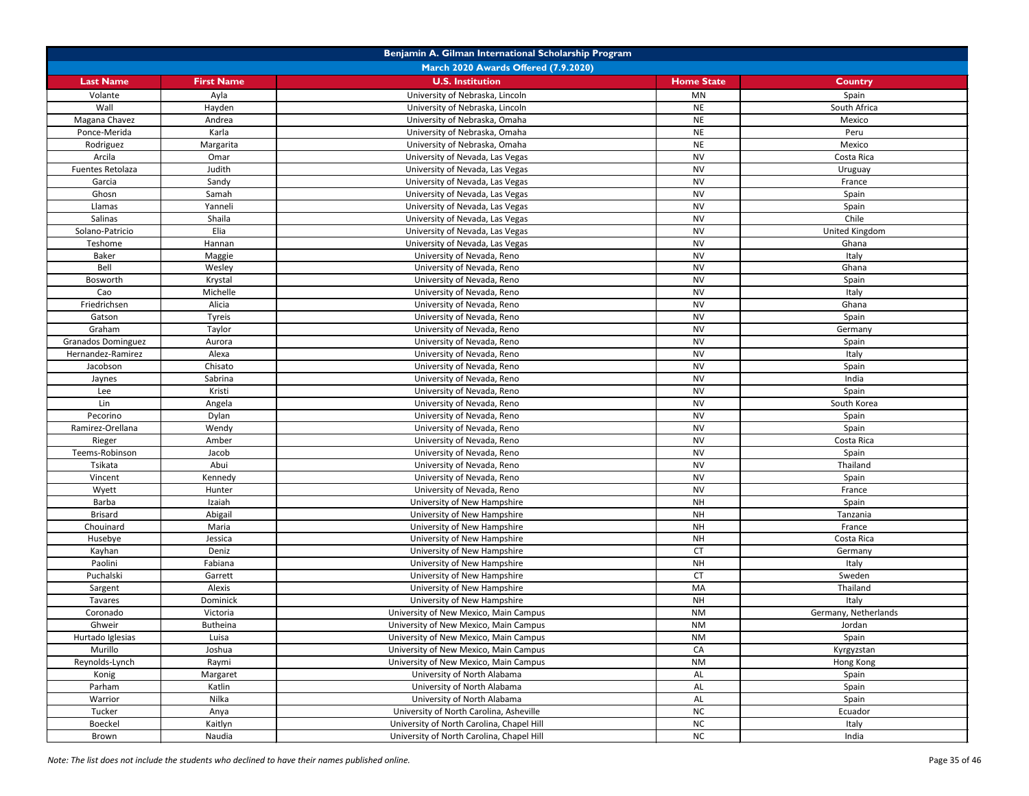| Benjamin A. Gilman International Scholarship Program | | | | |
|---|---|---|---|---|
| March 2020 Awards Offered (7.9.2020) | | | | |
| **Last Name** | **First Name** | **U.S. Institution** | **Home State** | **Country** |
| Volante | Ayla | University of Nebraska, Lincoln | MN | Spain |
| Wall | Hayden | University of Nebraska, Lincoln | NE | South Africa |
| Magana Chavez | Andrea | University of Nebraska, Omaha | NE | Mexico |
| Ponce-Merida | Karla | University of Nebraska, Omaha | NE | Peru |
| Rodriguez | Margarita | University of Nebraska, Omaha | NE | Mexico |
| Arcila | Omar | University of Nevada, Las Vegas | NV | Costa Rica |
| Fuentes Retolaza | Judith | University of Nevada, Las Vegas | NV | Uruguay |
| Garcia | Sandy | University of Nevada, Las Vegas | NV | France |
| Ghosn | Samah | University of Nevada, Las Vegas | NV | Spain |
| Llamas | Yanneli | University of Nevada, Las Vegas | NV | Spain |
| Salinas | Shaila | University of Nevada, Las Vegas | NV | Chile |
| Solano-Patricio | Elia | University of Nevada, Las Vegas | NV | United Kingdom |
| Teshome | Hannan | University of Nevada, Las Vegas | NV | Ghana |
| Baker | Maggie | University of Nevada, Reno | NV | Italy |
| Bell | Wesley | University of Nevada, Reno | NV | Ghana |
| Bosworth | Krystal | University of Nevada, Reno | NV | Spain |
| Cao | Michelle | University of Nevada, Reno | NV | Italy |
| Friedrichsen | Alicia | University of Nevada, Reno | NV | Ghana |
| Gatson | Tyreis | University of Nevada, Reno | NV | Spain |
| Graham | Taylor | University of Nevada, Reno | NV | Germany |
| Granados Dominguez | Aurora | University of Nevada, Reno | NV | Spain |
| Hernandez-Ramirez | Alexa | University of Nevada, Reno | NV | Italy |
| Jacobson | Chisato | University of Nevada, Reno | NV | Spain |
| Jaynes | Sabrina | University of Nevada, Reno | NV | India |
| Lee | Kristi | University of Nevada, Reno | NV | Spain |
| Lin | Angela | University of Nevada, Reno | NV | South Korea |
| Pecorino | Dylan | University of Nevada, Reno | NV | Spain |
| Ramirez-Orellana | Wendy | University of Nevada, Reno | NV | Spain |
| Rieger | Amber | University of Nevada, Reno | NV | Costa Rica |
| Teems-Robinson | Jacob | University of Nevada, Reno | NV | Spain |
| Tsikata | Abui | University of Nevada, Reno | NV | Thailand |
| Vincent | Kennedy | University of Nevada, Reno | NV | Spain |
| Wyett | Hunter | University of Nevada, Reno | NV | France |
| Barba | Izaiah | University of New Hampshire | NH | Spain |
| Brisard | Abigail | University of New Hampshire | NH | Tanzania |
| Chouinard | Maria | University of New Hampshire | NH | France |
| Husebye | Jessica | University of New Hampshire | NH | Costa Rica |
| Kayhan | Deniz | University of New Hampshire | CT | Germany |
| Paolini | Fabiana | University of New Hampshire | NH | Italy |
| Puchalski | Garrett | University of New Hampshire | CT | Sweden |
| Sargent | Alexis | University of New Hampshire | MA | Thailand |
| Tavares | Dominick | University of New Hampshire | NH | Italy |
| Coronado | Victoria | University of New Mexico, Main Campus | NM | Germany, Netherlands |
| Ghweir | Butheina | University of New Mexico, Main Campus | NM | Jordan |
| Hurtado Iglesias | Luisa | University of New Mexico, Main Campus | NM | Spain |
| Murillo | Joshua | University of New Mexico, Main Campus | CA | Kyrgyzstan |
| Reynolds-Lynch | Raymi | University of New Mexico, Main Campus | NM | Hong Kong |
| Konig | Margaret | University of North Alabama | AL | Spain |
| Parham | Katlin | University of North Alabama | AL | Spain |
| Warrior | Nilka | University of North Alabama | AL | Spain |
| Tucker | Anya | University of North Carolina, Asheville | NC | Ecuador |
| Boeckel | Kaitlyn | University of North Carolina, Chapel Hill | NC | Italy |
| Brown | Naudia | University of North Carolina, Chapel Hill | NC | India |

*Note: The list does not include the students who declined to have their names published online.*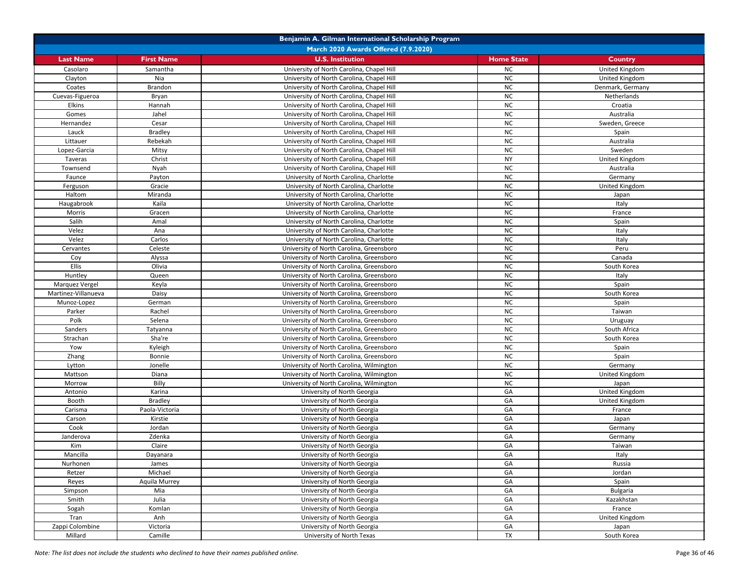| Benjamin A. Gilman International Scholarship Program | | | | |
|---|---|---|---|---|
| March 2020 Awards Offered (7.9.2020) | | | | |
| **Last Name** | **First Name** | **U.S. Institution** | **Home State** | **Country** |
| Casolaro | Samantha | University of North Carolina, Chapel Hill | NC | United Kingdom |
| Clayton | Nia | University of North Carolina, Chapel Hill | NC | United Kingdom |
| Coates | Brandon | University of North Carolina, Chapel Hill | NC | Denmark, Germany |
| Cuevas-Figueroa | Bryan | University of North Carolina, Chapel Hill | NC | Netherlands |
| Elkins | Hannah | University of North Carolina, Chapel Hill | NC | Croatia |
| Gomes | Jahel | University of North Carolina, Chapel Hill | NC | Australia |
| Hernandez | Cesar | University of North Carolina, Chapel Hill | NC | Sweden, Greece |
| Lauck | Bradley | University of North Carolina, Chapel Hill | NC | Spain |
| Littauer | Rebekah | University of North Carolina, Chapel Hill | NC | Australia |
| Lopez-Garcia | Mitsy | University of North Carolina, Chapel Hill | NC | Sweden |
| Taveras | Christ | University of North Carolina, Chapel Hill | NY | United Kingdom |
| Townsend | Nyah | University of North Carolina, Chapel Hill | NC | Australia |
| Faunce | Payton | University of North Carolina, Charlotte | NC | Germany |
| Ferguson | Gracie | University of North Carolina, Charlotte | NC | United Kingdom |
| Haltom | Miranda | University of North Carolina, Charlotte | NC | Japan |
| Haugabrook | Kaila | University of North Carolina, Charlotte | NC | Italy |
| Morris | Gracen | University of North Carolina, Charlotte | NC | France |
| Salih | Amal | University of North Carolina, Charlotte | NC | Spain |
| Velez | Ana | University of North Carolina, Charlotte | NC | Italy |
| Velez | Carlos | University of North Carolina, Charlotte | NC | Italy |
| Cervantes | Celeste | University of North Carolina, Greensboro | NC | Peru |
| Coy | Alyssa | University of North Carolina, Greensboro | NC | Canada |
| Ellis | Olivia | University of North Carolina, Greensboro | NC | South Korea |
| Huntley | Queen | University of North Carolina, Greensboro | NC | Italy |
| Marquez Vergel | Keyla | University of North Carolina, Greensboro | NC | Spain |
| Martinez-Villanueva | Daisy | University of North Carolina, Greensboro | NC | South Korea |
| Munoz-Lopez | German | University of North Carolina, Greensboro | NC | Spain |
| Parker | Rachel | University of North Carolina, Greensboro | NC | Taiwan |
| Polk | Selena | University of North Carolina, Greensboro | NC | Uruguay |
| Sanders | Tatyanna | University of North Carolina, Greensboro | NC | South Africa |
| Strachan | Sha're | University of North Carolina, Greensboro | NC | South Korea |
| Yow | Kyleigh | University of North Carolina, Greensboro | NC | Spain |
| Zhang | Bonnie | University of North Carolina, Greensboro | NC | Spain |
| Lytton | Jonelle | University of North Carolina, Wilmington | NC | Germany |
| Mattson | Diana | University of North Carolina, Wilmington | NC | United Kingdom |
| Morrow | Billy | University of North Carolina, Wilmington | NC | Japan |
| Antonio | Karina | University of North Georgia | GA | United Kingdom |
| Booth | Bradley | University of North Georgia | GA | United Kingdom |
| Carisma | Paola-Victoria | University of North Georgia | GA | France |
| Carson | Kirstie | University of North Georgia | GA | Japan |
| Cook | Jordan | University of North Georgia | GA | Germany |
| Janderova | Zdenka | University of North Georgia | GA | Germany |
| Kim | Claire | University of North Georgia | GA | Taiwan |
| Mancilla | Dayanara | University of North Georgia | GA | Italy |
| Nurhonen | James | University of North Georgia | GA | Russia |
| Retzer | Michael | University of North Georgia | GA | Jordan |
| Reyes | Aquila Murrey | University of North Georgia | GA | Spain |
| Simpson | Mia | University of North Georgia | GA | Bulgaria |
| Smith | Julia | University of North Georgia | GA | Kazakhstan |
| Sogah | Komlan | University of North Georgia | GA | France |
| Tran | Anh | University of North Georgia | GA | United Kingdom |
| Zappi Colombine | Victoria | University of North Georgia | GA | Japan |
| Millard | Camille | University of North Texas | TX | South Korea |

*Note: The list does not include the students who declined to have their names published online.*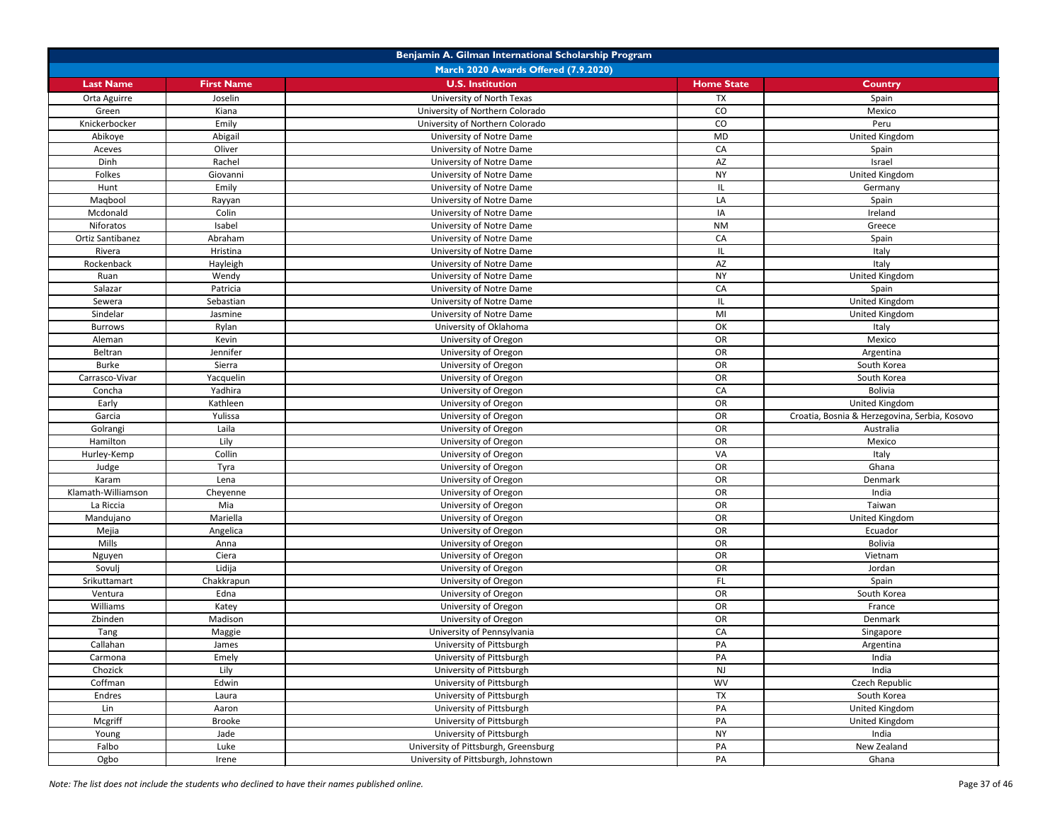| Benjamin A. Gilman International Scholarship Program | | | | |
|---|---|---|---|---|
| March 2020 Awards Offered (7.9.2020) | | | | |
| **Last Name** | **First Name** | **U.S. Institution** | **Home State** | **Country** |
| Orta Aguirre | Joselin | University of North Texas | TX | Spain |
| Green | Kiana | University of Northern Colorado | CO | Mexico |
| Knickerbocker | Emily | University of Northern Colorado | CO | Peru |
| Abikoye | Abigail | University of Notre Dame | MD | United Kingdom |
| Aceves | Oliver | University of Notre Dame | CA | Spain |
| Dinh | Rachel | University of Notre Dame | AZ | Israel |
| Folkes | Giovanni | University of Notre Dame | NY | United Kingdom |
| Hunt | Emily | University of Notre Dame | IL | Germany |
| Maqbool | Rayyan | University of Notre Dame | LA | Spain |
| Mcdonald | Colin | University of Notre Dame | IA | Ireland |
| Niforatos | Isabel | University of Notre Dame | NM | Greece |
| Ortiz Santibanez | Abraham | University of Notre Dame | CA | Spain |
| Rivera | Hristina | University of Notre Dame | IL | Italy |
| Rockenback | Hayleigh | University of Notre Dame | AZ | Italy |
| Ruan | Wendy | University of Notre Dame | NY | United Kingdom |
| Salazar | Patricia | University of Notre Dame | CA | Spain |
| Sewera | Sebastian | University of Notre Dame | IL | United Kingdom |
| Sindelar | Jasmine | University of Notre Dame | MI | United Kingdom |
| Burrows | Rylan | University of Oklahoma | OK | Italy |
| Aleman | Kevin | University of Oregon | OR | Mexico |
| Beltran | Jennifer | University of Oregon | OR | Argentina |
| Burke | Sierra | University of Oregon | OR | South Korea |
| Carrasco-Vivar | Yacquelin | University of Oregon | OR | South Korea |
| Concha | Yadhira | University of Oregon | CA | Bolivia |
| Early | Kathleen | University of Oregon | OR | United Kingdom |
| Garcia | Yulissa | University of Oregon | OR | Croatia, Bosnia & Herzegovina, Serbia, Kosovo |
| Golrangi | Laila | University of Oregon | OR | Australia |
| Hamilton | Lily | University of Oregon | OR | Mexico |
| Hurley-Kemp | Collin | University of Oregon | VA | Italy |
| Judge | Tyra | University of Oregon | OR | Ghana |
| Karam | Lena | University of Oregon | OR | Denmark |
| Klamath-Williamson | Cheyenne | University of Oregon | OR | India |
| La Riccia | Mia | University of Oregon | OR | Taiwan |
| Mandujano | Mariella | University of Oregon | OR | United Kingdom |
| Mejia | Angelica | University of Oregon | OR | Ecuador |
| Mills | Anna | University of Oregon | OR | Bolivia |
| Nguyen | Ciera | University of Oregon | OR | Vietnam |
| Sovulj | Lidija | University of Oregon | OR | Jordan |
| Srikuttamart | Chakkrapun | University of Oregon | FL | Spain |
| Ventura | Edna | University of Oregon | OR | South Korea |
| Williams | Katey | University of Oregon | OR | France |
| Zbinden | Madison | University of Oregon | OR | Denmark |
| Tang | Maggie | University of Pennsylvania | CA | Singapore |
| Callahan | James | University of Pittsburgh | PA | Argentina |
| Carmona | Emely | University of Pittsburgh | PA | India |
| Chozick | Lily | University of Pittsburgh | NJ | India |
| Coffman | Edwin | University of Pittsburgh | WV | Czech Republic |
| Endres | Laura | University of Pittsburgh | TX | South Korea |
| Lin | Aaron | University of Pittsburgh | PA | United Kingdom |
| Mcgriff | Brooke | University of Pittsburgh | PA | United Kingdom |
| Young | Jade | University of Pittsburgh | NY | India |
| Falbo | Luke | University of Pittsburgh, Greensburg | PA | New Zealand |
| Ogbo | Irene | University of Pittsburgh, Johnstown | PA | Ghana |

*Note: The list does not include the students who declined to have their names published online.*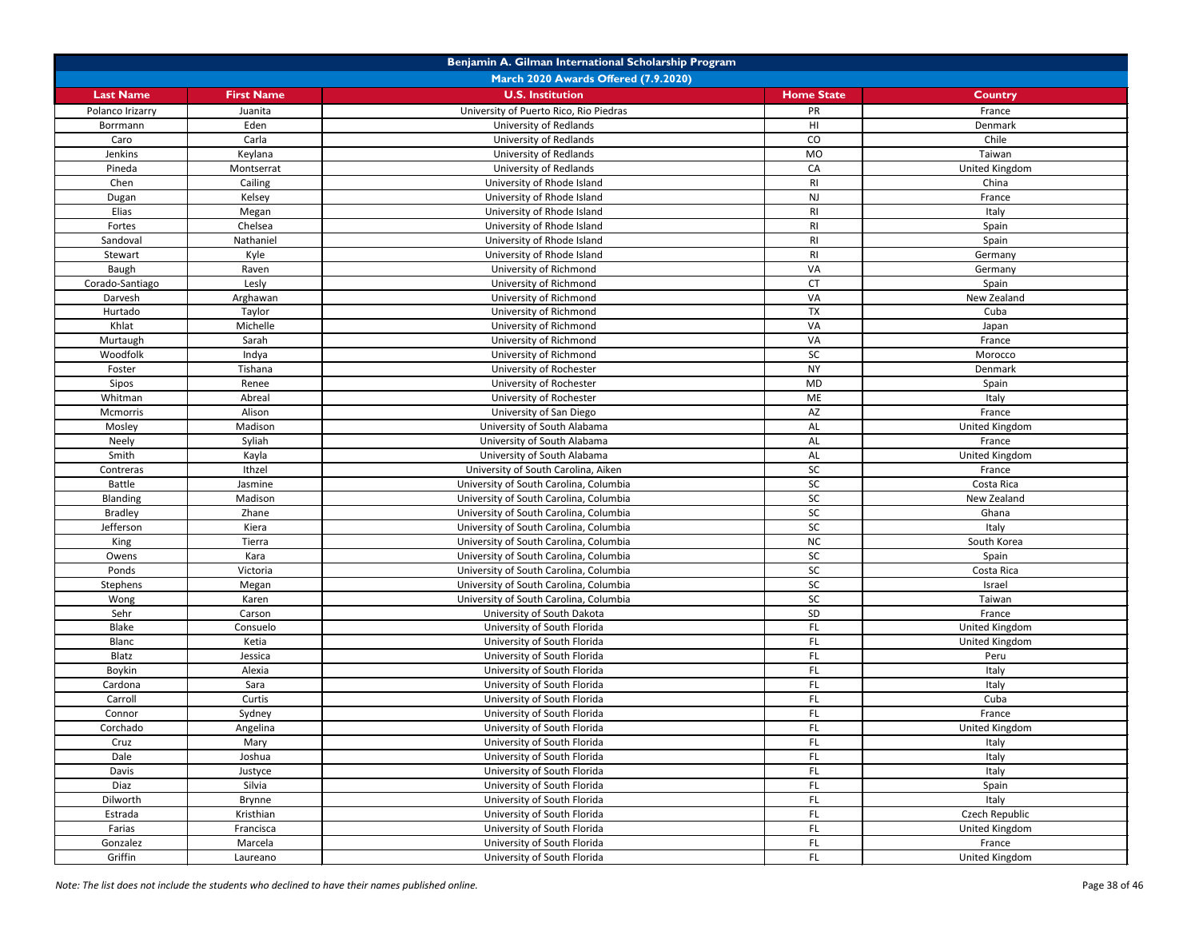# Benjamin A. Gilman International Scholarship Program

## March 2020 Awards Offered (7.9.2020)

| Last Name | First Name | U.S. Institution | Home State | Country |
|---|---|---|---|---|
| Polanco Irizarry | Juanita | University of Puerto Rico, Rio Piedras | PR | France |
| Borrmann | Eden | University of Redlands | HI | Denmark |
| Caro | Carla | University of Redlands | CO | Chile |
| Jenkins | Keylana | University of Redlands | MO | Taiwan |
| Pineda | Montserrat | University of Redlands | CA | United Kingdom |
| Chen | Cailing | University of Rhode Island | RI | China |
| Dugan | Kelsey | University of Rhode Island | NJ | France |
| Elias | Megan | University of Rhode Island | RI | Italy |
| Fortes | Chelsea | University of Rhode Island | RI | Spain |
| Sandoval | Nathaniel | University of Rhode Island | RI | Spain |
| Stewart | Kyle | University of Rhode Island | RI | Germany |
| Baugh | Raven | University of Richmond | VA | Germany |
| Corado-Santiago | Lesly | University of Richmond | CT | Spain |
| Darvesh | Arghawan | University of Richmond | VA | New Zealand |
| Hurtado | Taylor | University of Richmond | TX | Cuba |
| Khlat | Michelle | University of Richmond | VA | Japan |
| Murtaugh | Sarah | University of Richmond | VA | France |
| Woodfolk | Indya | University of Richmond | SC | Morocco |
| Foster | Tishana | University of Rochester | NY | Denmark |
| Sipos | Renee | University of Rochester | MD | Spain |
| Whitman | Abreal | University of Rochester | ME | Italy |
| Mcmorris | Alison | University of San Diego | AZ | France |
| Mosley | Madison | University of South Alabama | AL | United Kingdom |
| Neely | Syliah | University of South Alabama | AL | France |
| Smith | Kayla | University of South Alabama | AL | United Kingdom |
| Contreras | Ithzel | University of South Carolina, Aiken | SC | France |
| Battle | Jasmine | University of South Carolina, Columbia | SC | Costa Rica |
| Blanding | Madison | University of South Carolina, Columbia | SC | New Zealand |
| Bradley | Zhane | University of South Carolina, Columbia | SC | Ghana |
| Jefferson | Kiera | University of South Carolina, Columbia | SC | Italy |
| King | Tierra | University of South Carolina, Columbia | NC | South Korea |
| Owens | Kara | University of South Carolina, Columbia | SC | Spain |
| Ponds | Victoria | University of South Carolina, Columbia | SC | Costa Rica |
| Stephens | Megan | University of South Carolina, Columbia | SC | Israel |
| Wong | Karen | University of South Carolina, Columbia | SC | Taiwan |
| Sehr | Carson | University of South Dakota | SD | France |
| Blake | Consuelo | University of South Florida | FL | United Kingdom |
| Blanc | Ketia | University of South Florida | FL | United Kingdom |
| Blatz | Jessica | University of South Florida | FL | Peru |
| Boykin | Alexia | University of South Florida | FL | Italy |
| Cardona | Sara | University of South Florida | FL | Italy |
| Carroll | Curtis | University of South Florida | FL | Cuba |
| Connor | Sydney | University of South Florida | FL | France |
| Corchado | Angelina | University of South Florida | FL | United Kingdom |
| Cruz | Mary | University of South Florida | FL | Italy |
| Dale | Joshua | University of South Florida | FL | Italy |
| Davis | Justyce | University of South Florida | FL | Italy |
| Diaz | Silvia | University of South Florida | FL | Spain |
| Dilworth | Brynne | University of South Florida | FL | Italy |
| Estrada | Kristhian | University of South Florida | FL | Czech Republic |
| Farias | Francisca | University of South Florida | FL | United Kingdom |
| Gonzalez | Marcela | University of South Florida | FL | France |
| Griffin | Laureano | University of South Florida | FL | United Kingdom |

*Note: The list does not include the students who declined to have their names published online.*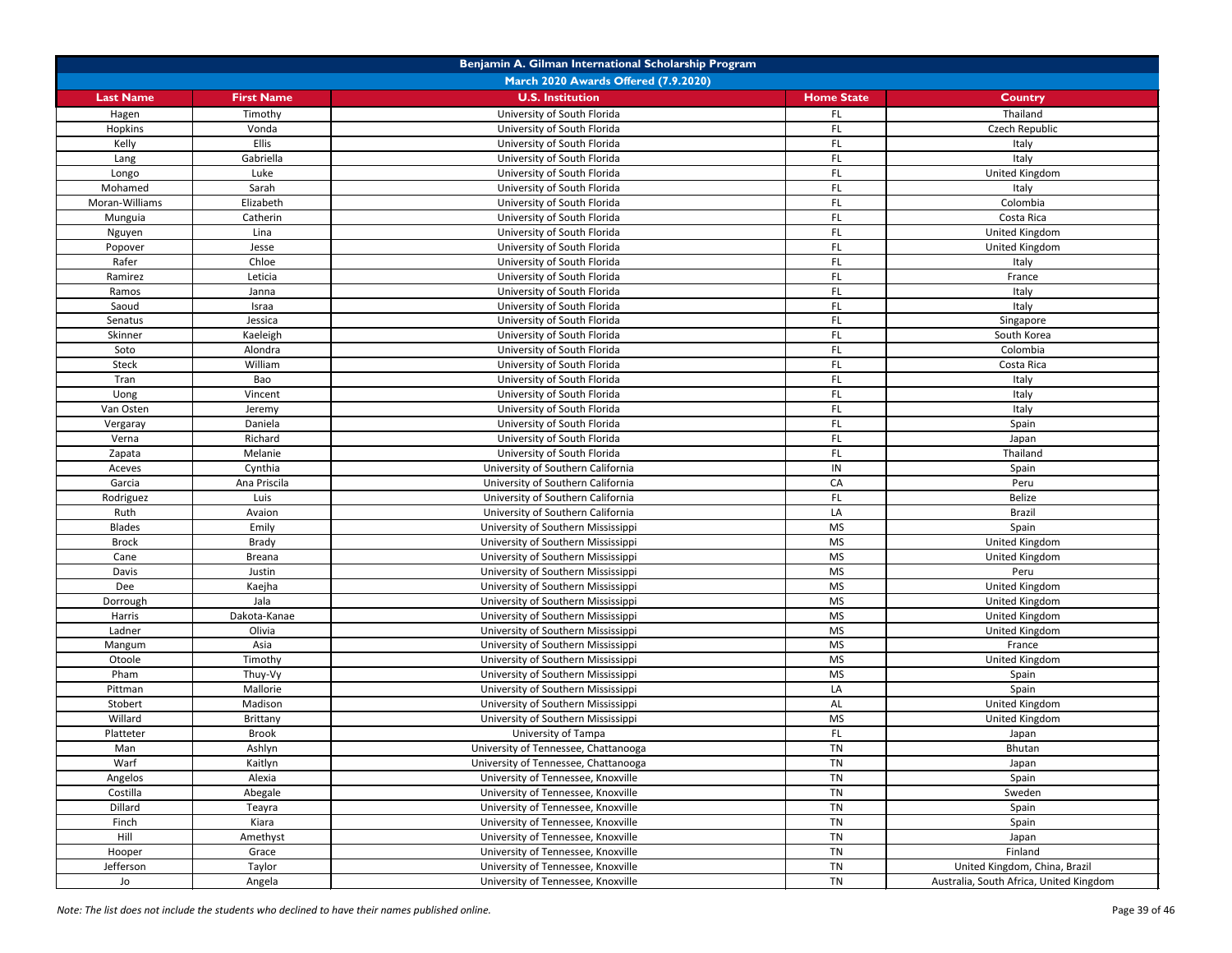| Benjamin A. Gilman International Scholarship Program | | | | |
|---|---|---|---|---|
| March 2020 Awards Offered (7.9.2020) | | | | |
| **Last Name** | **First Name** | **U.S. Institution** | **Home State** | **Country** |
| Hagen | Timothy | University of South Florida | FL | Thailand |
| Hopkins | Vonda | University of South Florida | FL | Czech Republic |
| Kelly | Ellis | University of South Florida | FL | Italy |
| Lang | Gabriella | University of South Florida | FL | Italy |
| Longo | Luke | University of South Florida | FL | United Kingdom |
| Mohamed | Sarah | University of South Florida | FL | Italy |
| Moran-Williams | Elizabeth | University of South Florida | FL | Colombia |
| Munguia | Catherin | University of South Florida | FL | Costa Rica |
| Nguyen | Lina | University of South Florida | FL | United Kingdom |
| Popover | Jesse | University of South Florida | FL | United Kingdom |
| Rafer | Chloe | University of South Florida | FL | Italy |
| Ramirez | Leticia | University of South Florida | FL | France |
| Ramos | Janna | University of South Florida | FL | Italy |
| Saoud | Israa | University of South Florida | FL | Italy |
| Senatus | Jessica | University of South Florida | FL | Singapore |
| Skinner | Kaeleigh | University of South Florida | FL | South Korea |
| Soto | Alondra | University of South Florida | FL | Colombia |
| Steck | William | University of South Florida | FL | Costa Rica |
| Tran | Bao | University of South Florida | FL | Italy |
| Uong | Vincent | University of South Florida | FL | Italy |
| Van Osten | Jeremy | University of South Florida | FL | Italy |
| Vergaray | Daniela | University of South Florida | FL | Spain |
| Verna | Richard | University of South Florida | FL | Japan |
| Zapata | Melanie | University of South Florida | FL | Thailand |
| Aceves | Cynthia | University of Southern California | IN | Spain |
| Garcia | Ana Priscila | University of Southern California | CA | Peru |
| Rodriguez | Luis | University of Southern California | FL | Belize |
| Ruth | Avaion | University of Southern California | LA | Brazil |
| Blades | Emily | University of Southern Mississippi | MS | Spain |
| Brock | Brady | University of Southern Mississippi | MS | United Kingdom |
| Cane | Breana | University of Southern Mississippi | MS | United Kingdom |
| Davis | Justin | University of Southern Mississippi | MS | Peru |
| Dee | Kaejha | University of Southern Mississippi | MS | United Kingdom |
| Dorrough | Jala | University of Southern Mississippi | MS | United Kingdom |
| Harris | Dakota-Kanae | University of Southern Mississippi | MS | United Kingdom |
| Ladner | Olivia | University of Southern Mississippi | MS | United Kingdom |
| Mangum | Asia | University of Southern Mississippi | MS | France |
| Otoole | Timothy | University of Southern Mississippi | MS | United Kingdom |
| Pham | Thuy-Vy | University of Southern Mississippi | MS | Spain |
| Pittman | Mallorie | University of Southern Mississippi | LA | Spain |
| Stobert | Madison | University of Southern Mississippi | AL | United Kingdom |
| Willard | Brittany | University of Southern Mississippi | MS | United Kingdom |
| Platteter | Brook | University of Tampa | FL | Japan |
| Man | Ashlyn | University of Tennessee, Chattanooga | TN | Bhutan |
| Warf | Kaitlyn | University of Tennessee, Chattanooga | TN | Japan |
| Angelos | Alexia | University of Tennessee, Knoxville | TN | Spain |
| Costilla | Abegale | University of Tennessee, Knoxville | TN | Sweden |
| Dillard | Teayra | University of Tennessee, Knoxville | TN | Spain |
| Finch | Kiara | University of Tennessee, Knoxville | TN | Spain |
| Hill | Amethyst | University of Tennessee, Knoxville | TN | Japan |
| Hooper | Grace | University of Tennessee, Knoxville | TN | Finland |
| Jefferson | Taylor | University of Tennessee, Knoxville | TN | United Kingdom, China, Brazil |
| Jo | Angela | University of Tennessee, Knoxville | TN | Australia, South Africa, United Kingdom |

*Note: The list does not include the students who declined to have their names published online.*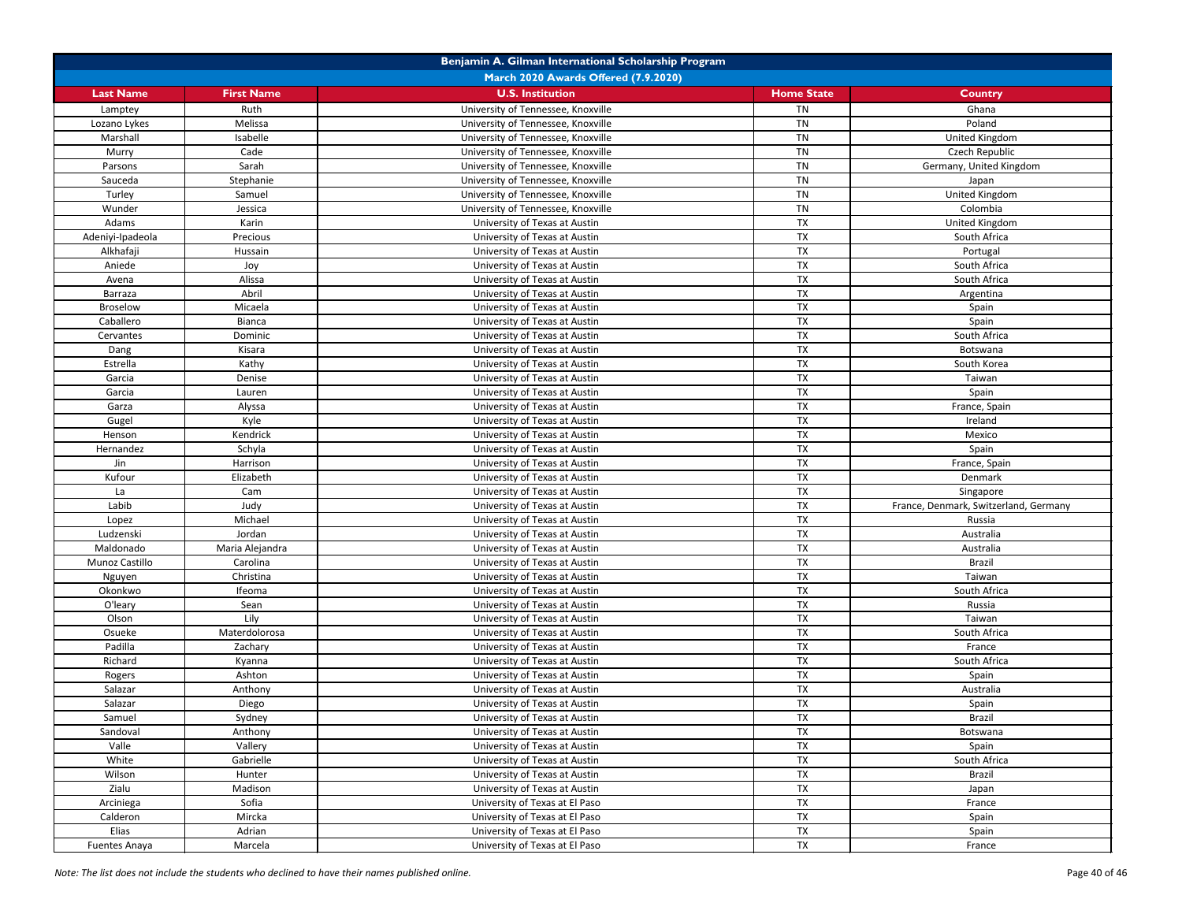| Benjamin A. Gilman International Scholarship Program | | | | |
|---|---|---|---|---|
| March 2020 Awards Offered (7.9.2020) | | | | |
| **Last Name** | **First Name** | **U.S. Institution** | **Home State** | **Country** |
| Lamptey | Ruth | University of Tennessee, Knoxville | TN | Ghana |
| Lozano Lykes | Melissa | University of Tennessee, Knoxville | TN | Poland |
| Marshall | Isabelle | University of Tennessee, Knoxville | TN | United Kingdom |
| Murry | Cade | University of Tennessee, Knoxville | TN | Czech Republic |
| Parsons | Sarah | University of Tennessee, Knoxville | TN | Germany, United Kingdom |
| Sauceda | Stephanie | University of Tennessee, Knoxville | TN | Japan |
| Turley | Samuel | University of Tennessee, Knoxville | TN | United Kingdom |
| Wunder | Jessica | University of Tennessee, Knoxville | TN | Colombia |
| Adams | Karin | University of Texas at Austin | TX | United Kingdom |
| Adeniyi-Ipadeola | Precious | University of Texas at Austin | TX | South Africa |
| Alkhafaji | Hussain | University of Texas at Austin | TX | Portugal |
| Aniede | Joy | University of Texas at Austin | TX | South Africa |
| Avena | Alissa | University of Texas at Austin | TX | South Africa |
| Barraza | Abril | University of Texas at Austin | TX | Argentina |
| Broselow | Micaela | University of Texas at Austin | TX | Spain |
| Caballero | Bianca | University of Texas at Austin | TX | Spain |
| Cervantes | Dominic | University of Texas at Austin | TX | South Africa |
| Dang | Kisara | University of Texas at Austin | TX | Botswana |
| Estrella | Kathy | University of Texas at Austin | TX | South Korea |
| Garcia | Denise | University of Texas at Austin | TX | Taiwan |
| Garcia | Lauren | University of Texas at Austin | TX | Spain |
| Garza | Alyssa | University of Texas at Austin | TX | France, Spain |
| Gugel | Kyle | University of Texas at Austin | TX | Ireland |
| Henson | Kendrick | University of Texas at Austin | TX | Mexico |
| Hernandez | Schyla | University of Texas at Austin | TX | Spain |
| Jin | Harrison | University of Texas at Austin | TX | France, Spain |
| Kufour | Elizabeth | University of Texas at Austin | TX | Denmark |
| La | Cam | University of Texas at Austin | TX | Singapore |
| Labib | Judy | University of Texas at Austin | TX | France, Denmark, Switzerland, Germany |
| Lopez | Michael | University of Texas at Austin | TX | Russia |
| Ludzenski | Jordan | University of Texas at Austin | TX | Australia |
| Maldonado | Maria Alejandra | University of Texas at Austin | TX | Australia |
| Munoz Castillo | Carolina | University of Texas at Austin | TX | Brazil |
| Nguyen | Christina | University of Texas at Austin | TX | Taiwan |
| Okonkwo | Ifeoma | University of Texas at Austin | TX | South Africa |
| O'leary | Sean | University of Texas at Austin | TX | Russia |
| Olson | Lily | University of Texas at Austin | TX | Taiwan |
| Osueke | Materdolorosa | University of Texas at Austin | TX | South Africa |
| Padilla | Zachary | University of Texas at Austin | TX | France |
| Richard | Kyanna | University of Texas at Austin | TX | South Africa |
| Rogers | Ashton | University of Texas at Austin | TX | Spain |
| Salazar | Anthony | University of Texas at Austin | TX | Australia |
| Salazar | Diego | University of Texas at Austin | TX | Spain |
| Samuel | Sydney | University of Texas at Austin | TX | Brazil |
| Sandoval | Anthony | University of Texas at Austin | TX | Botswana |
| Valle | Vallery | University of Texas at Austin | TX | Spain |
| White | Gabrielle | University of Texas at Austin | TX | South Africa |
| Wilson | Hunter | University of Texas at Austin | TX | Brazil |
| Zialu | Madison | University of Texas at Austin | TX | Japan |
| Arciniega | Sofia | University of Texas at El Paso | TX | France |
| Calderon | Mircka | University of Texas at El Paso | TX | Spain |
| Elias | Adrian | University of Texas at El Paso | TX | Spain |
| Fuentes Anaya | Marcela | University of Texas at El Paso | TX | France |

*Note: The list does not include the students who declined to have their names published online.*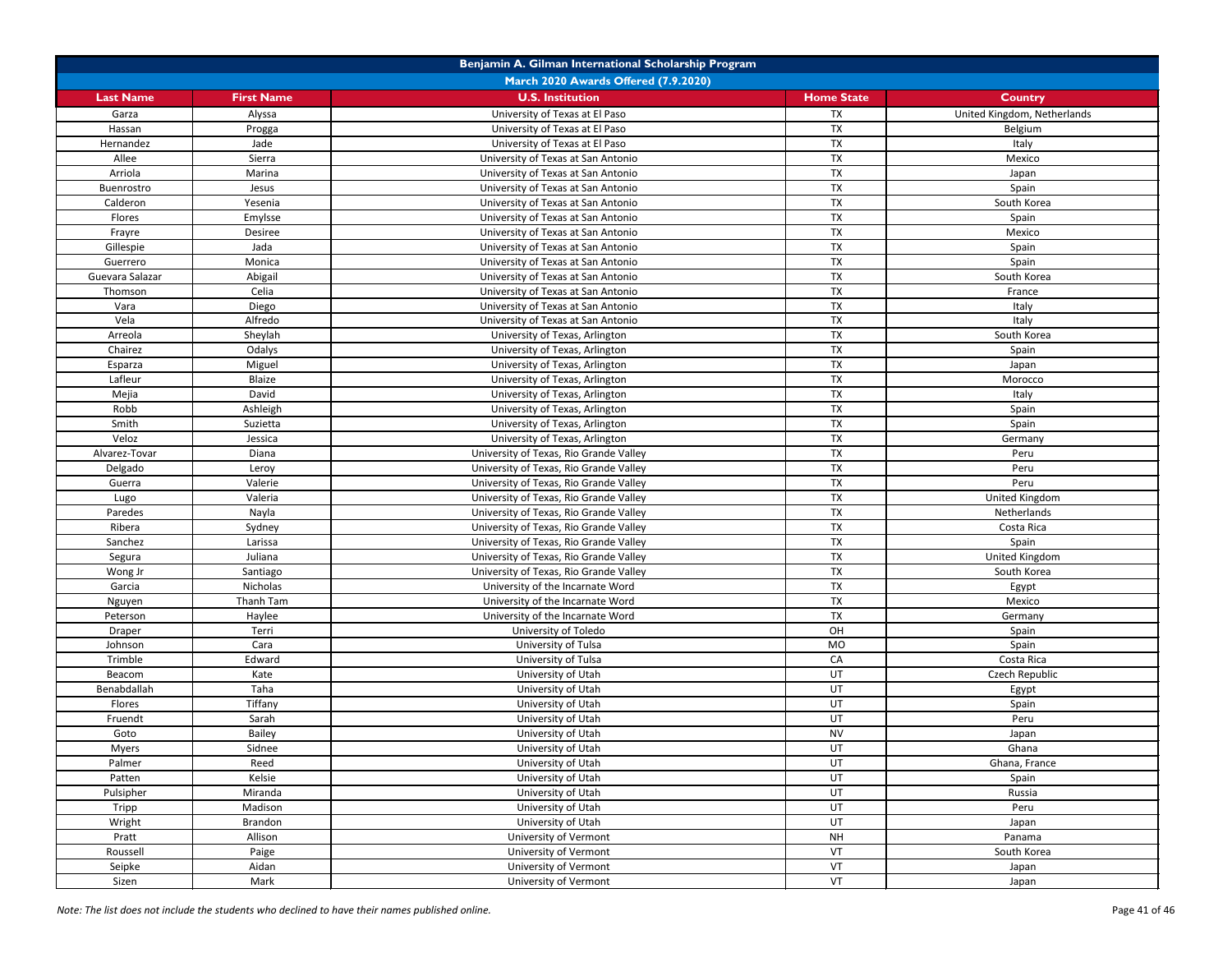| Benjamin A. Gilman International Scholarship Program | | | | |
|---|---|---|---|---|
| March 2020 Awards Offered (7.9.2020) | | | | |
| **Last Name** | **First Name** | **U.S. Institution** | **Home State** | **Country** |
| Garza | Alyssa | University of Texas at El Paso | TX | United Kingdom, Netherlands |
| Hassan | Progga | University of Texas at El Paso | TX | Belgium |
| Hernandez | Jade | University of Texas at El Paso | TX | Italy |
| Allee | Sierra | University of Texas at San Antonio | TX | Mexico |
| Arriola | Marina | University of Texas at San Antonio | TX | Japan |
| Buenrostro | Jesus | University of Texas at San Antonio | TX | Spain |
| Calderon | Yesenia | University of Texas at San Antonio | TX | South Korea |
| Flores | Emylsse | University of Texas at San Antonio | TX | Spain |
| Frayre | Desiree | University of Texas at San Antonio | TX | Mexico |
| Gillespie | Jada | University of Texas at San Antonio | TX | Spain |
| Guerrero | Monica | University of Texas at San Antonio | TX | Spain |
| Guevara Salazar | Abigail | University of Texas at San Antonio | TX | South Korea |
| Thomson | Celia | University of Texas at San Antonio | TX | France |
| Vara | Diego | University of Texas at San Antonio | TX | Italy |
| Vela | Alfredo | University of Texas at San Antonio | TX | Italy |
| Arreola | Sheylah | University of Texas, Arlington | TX | South Korea |
| Chairez | Odalys | University of Texas, Arlington | TX | Spain |
| Esparza | Miguel | University of Texas, Arlington | TX | Japan |
| Lafleur | Blaize | University of Texas, Arlington | TX | Morocco |
| Mejia | David | University of Texas, Arlington | TX | Italy |
| Robb | Ashleigh | University of Texas, Arlington | TX | Spain |
| Smith | Suzietta | University of Texas, Arlington | TX | Spain |
| Veloz | Jessica | University of Texas, Arlington | TX | Germany |
| Alvarez-Tovar | Diana | University of Texas, Rio Grande Valley | TX | Peru |
| Delgado | Leroy | University of Texas, Rio Grande Valley | TX | Peru |
| Guerra | Valerie | University of Texas, Rio Grande Valley | TX | Peru |
| Lugo | Valeria | University of Texas, Rio Grande Valley | TX | United Kingdom |
| Paredes | Nayla | University of Texas, Rio Grande Valley | TX | Netherlands |
| Ribera | Sydney | University of Texas, Rio Grande Valley | TX | Costa Rica |
| Sanchez | Larissa | University of Texas, Rio Grande Valley | TX | Spain |
| Segura | Juliana | University of Texas, Rio Grande Valley | TX | United Kingdom |
| Wong Jr | Santiago | University of Texas, Rio Grande Valley | TX | South Korea |
| Garcia | Nicholas | University of the Incarnate Word | TX | Egypt |
| Nguyen | Thanh Tam | University of the Incarnate Word | TX | Mexico |
| Peterson | Haylee | University of the Incarnate Word | TX | Germany |
| Draper | Terri | University of Toledo | OH | Spain |
| Johnson | Cara | University of Tulsa | MO | Spain |
| Trimble | Edward | University of Tulsa | CA | Costa Rica |
| Beacom | Kate | University of Utah | UT | Czech Republic |
| Benabdallah | Taha | University of Utah | UT | Egypt |
| Flores | Tiffany | University of Utah | UT | Spain |
| Fruendt | Sarah | University of Utah | UT | Peru |
| Goto | Bailey | University of Utah | NV | Japan |
| Myers | Sidnee | University of Utah | UT | Ghana |
| Palmer | Reed | University of Utah | UT | Ghana, France |
| Patten | Kelsie | University of Utah | UT | Spain |
| Pulsipher | Miranda | University of Utah | UT | Russia |
| Tripp | Madison | University of Utah | UT | Peru |
| Wright | Brandon | University of Utah | UT | Japan |
| Pratt | Allison | University of Vermont | NH | Panama |
| Roussell | Paige | University of Vermont | VT | South Korea |
| Seipke | Aidan | University of Vermont | VT | Japan |
| Sizen | Mark | University of Vermont | VT | Japan |

*Note: The list does not include the students who declined to have their names published online.*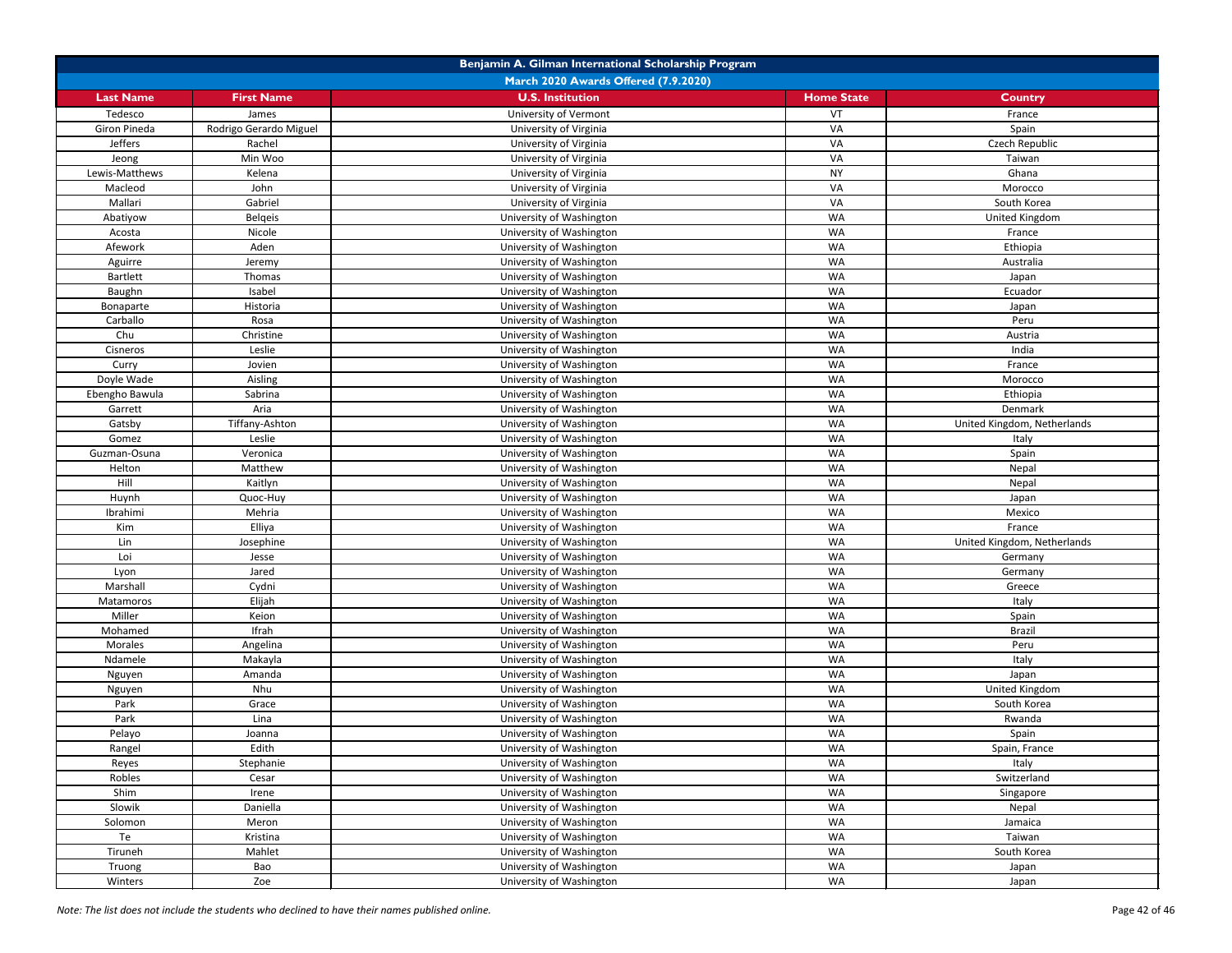| Benjamin A. Gilman International Scholarship Program | | | | |
|---|---|---|---|---|
| March 2020 Awards Offered (7.9.2020) | | | | |
| **Last Name** | **First Name** | **U.S. Institution** | **Home State** | **Country** |
| Tedesco | James | University of Vermont | VT | France |
| Giron Pineda | Rodrigo Gerardo Miguel | University of Virginia | VA | Spain |
| Jeffers | Rachel | University of Virginia | VA | Czech Republic |
| Jeong | Min Woo | University of Virginia | VA | Taiwan |
| Lewis-Matthews | Kelena | University of Virginia | NY | Ghana |
| Macleod | John | University of Virginia | VA | Morocco |
| Mallari | Gabriel | University of Virginia | VA | South Korea |
| Abatiyow | Belqeis | University of Washington | WA | United Kingdom |
| Acosta | Nicole | University of Washington | WA | France |
| Afework | Aden | University of Washington | WA | Ethiopia |
| Aguirre | Jeremy | University of Washington | WA | Australia |
| Bartlett | Thomas | University of Washington | WA | Japan |
| Baughn | Isabel | University of Washington | WA | Ecuador |
| Bonaparte | Historia | University of Washington | WA | Japan |
| Carballo | Rosa | University of Washington | WA | Peru |
| Chu | Christine | University of Washington | WA | Austria |
| Cisneros | Leslie | University of Washington | WA | India |
| Curry | Jovien | University of Washington | WA | France |
| Doyle Wade | Aisling | University of Washington | WA | Morocco |
| Ebengho Bawula | Sabrina | University of Washington | WA | Ethiopia |
| Garrett | Aria | University of Washington | WA | Denmark |
| Gatsby | Tiffany-Ashton | University of Washington | WA | United Kingdom, Netherlands |
| Gomez | Leslie | University of Washington | WA | Italy |
| Guzman-Osuna | Veronica | University of Washington | WA | Spain |
| Helton | Matthew | University of Washington | WA | Nepal |
| Hill | Kaitlyn | University of Washington | WA | Nepal |
| Huynh | Quoc-Huy | University of Washington | WA | Japan |
| Ibrahimi | Mehria | University of Washington | WA | Mexico |
| Kim | Elliya | University of Washington | WA | France |
| Lin | Josephine | University of Washington | WA | United Kingdom, Netherlands |
| Loi | Jesse | University of Washington | WA | Germany |
| Lyon | Jared | University of Washington | WA | Germany |
| Marshall | Cydni | University of Washington | WA | Greece |
| Matamoros | Elijah | University of Washington | WA | Italy |
| Miller | Keion | University of Washington | WA | Spain |
| Mohamed | Ifrah | University of Washington | WA | Brazil |
| Morales | Angelina | University of Washington | WA | Peru |
| Ndamele | Makayla | University of Washington | WA | Italy |
| Nguyen | Amanda | University of Washington | WA | Japan |
| Nguyen | Nhu | University of Washington | WA | United Kingdom |
| Park | Grace | University of Washington | WA | South Korea |
| Park | Lina | University of Washington | WA | Rwanda |
| Pelayo | Joanna | University of Washington | WA | Spain |
| Rangel | Edith | University of Washington | WA | Spain, France |
| Reyes | Stephanie | University of Washington | WA | Italy |
| Robles | Cesar | University of Washington | WA | Switzerland |
| Shim | Irene | University of Washington | WA | Singapore |
| Slowik | Daniella | University of Washington | WA | Nepal |
| Solomon | Meron | University of Washington | WA | Jamaica |
| Te | Kristina | University of Washington | WA | Taiwan |
| Tiruneh | Mahlet | University of Washington | WA | South Korea |
| Truong | Bao | University of Washington | WA | Japan |
| Winters | Zoe | University of Washington | WA | Japan |

*Note: The list does not include the students who declined to have their names published online.*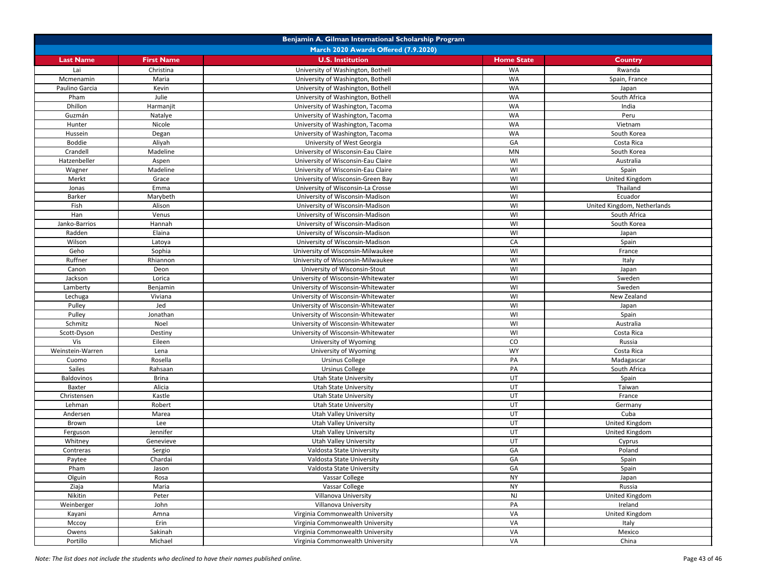| Benjamin A. Gilman International Scholarship Program | | | | |
|---|---|---|---|---|
| March 2020 Awards Offered (7.9.2020) | | | | |
| **Last Name** | **First Name** | **U.S. Institution** | **Home State** | **Country** |
| Lai | Christina | University of Washington, Bothell | WA | Rwanda |
| Mcmenamin | Maria | University of Washington, Bothell | WA | Spain, France |
| Paulino Garcia | Kevin | University of Washington, Bothell | WA | Japan |
| Pham | Julie | University of Washington, Bothell | WA | South Africa |
| Dhillon | Harmanjit | University of Washington, Tacoma | WA | India |
| Guzmán | Natalye | University of Washington, Tacoma | WA | Peru |
| Hunter | Nicole | University of Washington, Tacoma | WA | Vietnam |
| Hussein | Degan | University of Washington, Tacoma | WA | South Korea |
| Boddie | Aliyah | University of West Georgia | GA | Costa Rica |
| Crandell | Madeline | University of Wisconsin-Eau Claire | MN | South Korea |
| Hatzenbeller | Aspen | University of Wisconsin-Eau Claire | WI | Australia |
| Wagner | Madeline | University of Wisconsin-Eau Claire | WI | Spain |
| Merkt | Grace | University of Wisconsin-Green Bay | WI | United Kingdom |
| Jonas | Emma | University of Wisconsin-La Crosse | WI | Thailand |
| Barker | Marybeth | University of Wisconsin-Madison | WI | Ecuador |
| Fish | Alison | University of Wisconsin-Madison | WI | United Kingdom, Netherlands |
| Han | Venus | University of Wisconsin-Madison | WI | South Africa |
| Janko-Barrios | Hannah | University of Wisconsin-Madison | WI | South Korea |
| Radden | Elaina | University of Wisconsin-Madison | WI | Japan |
| Wilson | Latoya | University of Wisconsin-Madison | CA | Spain |
| Geho | Sophia | University of Wisconsin-Milwaukee | WI | France |
| Ruffner | Rhiannon | University of Wisconsin-Milwaukee | WI | Italy |
| Canon | Deon | University of Wisconsin-Stout | WI | Japan |
| Jackson | Lorica | University of Wisconsin-Whitewater | WI | Sweden |
| Lamberty | Benjamin | University of Wisconsin-Whitewater | WI | Sweden |
| Lechuga | Viviana | University of Wisconsin-Whitewater | WI | New Zealand |
| Pulley | Jed | University of Wisconsin-Whitewater | WI | Japan |
| Pulley | Jonathan | University of Wisconsin-Whitewater | WI | Spain |
| Schmitz | Noel | University of Wisconsin-Whitewater | WI | Australia |
| Scott-Dyson | Destiny | University of Wisconsin-Whitewater | WI | Costa Rica |
| Vis | Eileen | University of Wyoming | CO | Russia |
| Weinstein-Warren | Lena | University of Wyoming | WY | Costa Rica |
| Cuomo | Rosella | Ursinus College | PA | Madagascar |
| Sailes | Rahsaan | Ursinus College | PA | South Africa |
| Baldovinos | Brina | Utah State University | UT | Spain |
| Baxter | Alicia | Utah State University | UT | Taiwan |
| Christensen | Kastle | Utah State University | UT | France |
| Lehman | Robert | Utah State University | UT | Germany |
| Andersen | Marea | Utah Valley University | UT | Cuba |
| Brown | Lee | Utah Valley University | UT | United Kingdom |
| Ferguson | Jennifer | Utah Valley University | UT | United Kingdom |
| Whitney | Genevieve | Utah Valley University | UT | Cyprus |
| Contreras | Sergio | Valdosta State University | GA | Poland |
| Paytee | Chardai | Valdosta State University | GA | Spain |
| Pham | Jason | Valdosta State University | GA | Spain |
| Olguin | Rosa | Vassar College | NY | Japan |
| Ziaja | Maria | Vassar College | NY | Russia |
| Nikitin | Peter | Villanova University | NJ | United Kingdom |
| Weinberger | John | Villanova University | PA | Ireland |
| Kayani | Amna | Virginia Commonwealth University | VA | United Kingdom |
| Mccoy | Erin | Virginia Commonwealth University | VA | Italy |
| Owens | Sakinah | Virginia Commonwealth University | VA | Mexico |
| Portillo | Michael | Virginia Commonwealth University | VA | China |

*Note: The list does not include the students who declined to have their names published online.*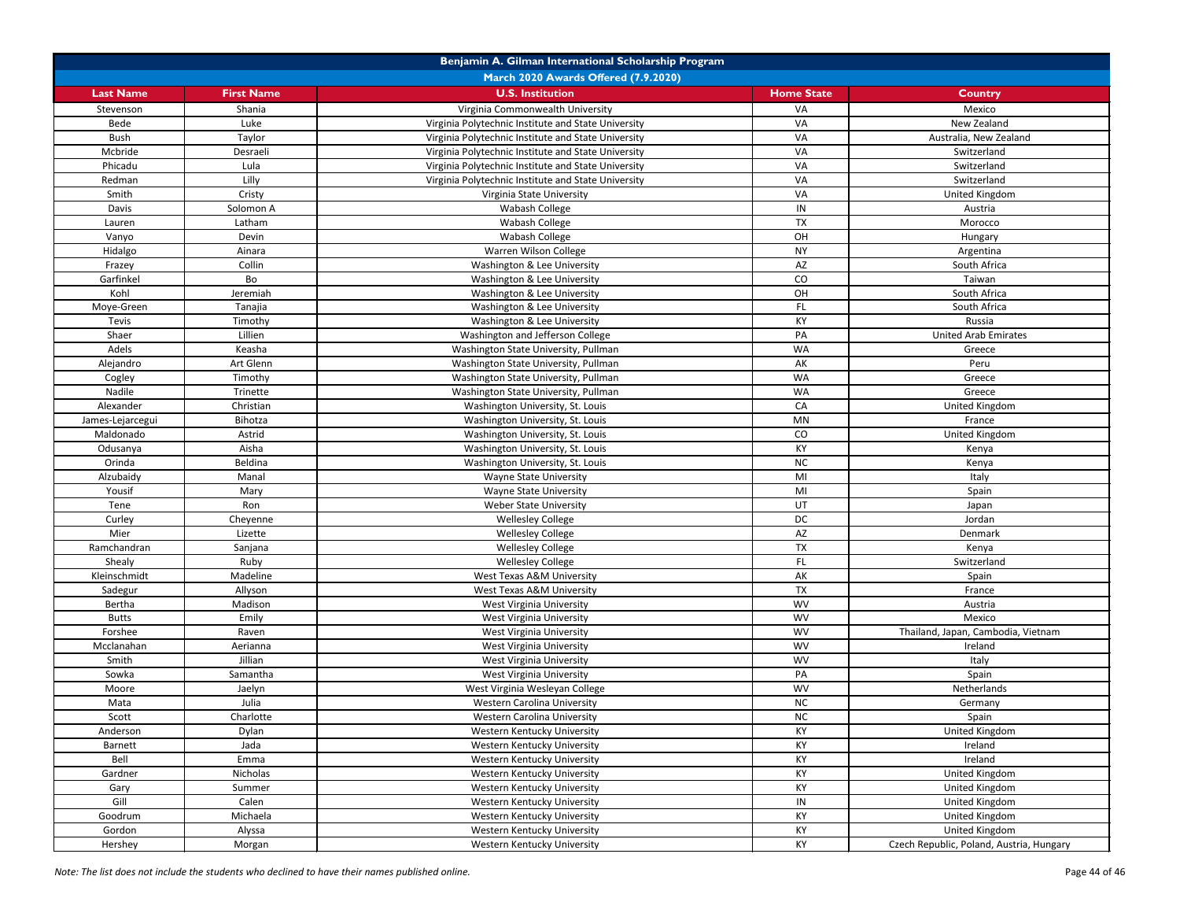| Benjamin A. Gilman International Scholarship Program | | | | |
|---|---|---|---|---|
| March 2020 Awards Offered (7.9.2020) | | | | |
| **Last Name** | **First Name** | **U.S. Institution** | **Home State** | **Country** |
| Stevenson | Shania | Virginia Commonwealth University | VA | Mexico |
| Bede | Luke | Virginia Polytechnic Institute and State University | VA | New Zealand |
| Bush | Taylor | Virginia Polytechnic Institute and State University | VA | Australia, New Zealand |
| Mcbride | Desraeli | Virginia Polytechnic Institute and State University | VA | Switzerland |
| Phicadu | Lula | Virginia Polytechnic Institute and State University | VA | Switzerland |
| Redman | Lilly | Virginia Polytechnic Institute and State University | VA | Switzerland |
| Smith | Cristy | Virginia State University | VA | United Kingdom |
| Davis | Solomon A | Wabash College | IN | Austria |
| Lauren | Latham | Wabash College | TX | Morocco |
| Vanyo | Devin | Wabash College | OH | Hungary |
| Hidalgo | Ainara | Warren Wilson College | NY | Argentina |
| Frazey | Collin | Washington & Lee University | AZ | South Africa |
| Garfinkel | Bo | Washington & Lee University | CO | Taiwan |
| Kohl | Jeremiah | Washington & Lee University | OH | South Africa |
| Moye-Green | Tanajia | Washington & Lee University | FL | South Africa |
| Tevis | Timothy | Washington & Lee University | KY | Russia |
| Shaer | Lillien | Washington and Jefferson College | PA | United Arab Emirates |
| Adels | Keasha | Washington State University, Pullman | WA | Greece |
| Alejandro | Art Glenn | Washington State University, Pullman | AK | Peru |
| Cogley | Timothy | Washington State University, Pullman | WA | Greece |
| Nadile | Trinette | Washington State University, Pullman | WA | Greece |
| Alexander | Christian | Washington University, St. Louis | CA | United Kingdom |
| James-Lejarcegui | Bihotza | Washington University, St. Louis | MN | France |
| Maldonado | Astrid | Washington University, St. Louis | CO | United Kingdom |
| Odusanya | Aisha | Washington University, St. Louis | KY | Kenya |
| Orinda | Beldina | Washington University, St. Louis | NC | Kenya |
| Alzubaidy | Manal | Wayne State University | MI | Italy |
| Yousif | Mary | Wayne State University | MI | Spain |
| Tene | Ron | Weber State University | UT | Japan |
| Curley | Cheyenne | Wellesley College | DC | Jordan |
| Mier | Lizette | Wellesley College | AZ | Denmark |
| Ramchandran | Sanjana | Wellesley College | TX | Kenya |
| Shealy | Ruby | Wellesley College | FL | Switzerland |
| Kleinschmidt | Madeline | West Texas A&M University | AK | Spain |
| Sadegur | Allyson | West Texas A&M University | TX | France |
| Bertha | Madison | West Virginia University | WV | Austria |
| Butts | Emily | West Virginia University | WV | Mexico |
| Forshee | Raven | West Virginia University | WV | Thailand, Japan, Cambodia, Vietnam |
| Mcclanahan | Aerianna | West Virginia University | WV | Ireland |
| Smith | Jillian | West Virginia University | WV | Italy |
| Sowka | Samantha | West Virginia University | PA | Spain |
| Moore | Jaelyn | West Virginia Wesleyan College | WV | Netherlands |
| Mata | Julia | Western Carolina University | NC | Germany |
| Scott | Charlotte | Western Carolina University | NC | Spain |
| Anderson | Dylan | Western Kentucky University | KY | United Kingdom |
| Barnett | Jada | Western Kentucky University | KY | Ireland |
| Bell | Emma | Western Kentucky University | KY | Ireland |
| Gardner | Nicholas | Western Kentucky University | KY | United Kingdom |
| Gary | Summer | Western Kentucky University | KY | United Kingdom |
| Gill | Calen | Western Kentucky University | IN | United Kingdom |
| Goodrum | Michaela | Western Kentucky University | KY | United Kingdom |
| Gordon | Alyssa | Western Kentucky University | KY | United Kingdom |
| Hershey | Morgan | Western Kentucky University | KY | Czech Republic, Poland, Austria, Hungary |

*Note: The list does not include the students who declined to have their names published online.*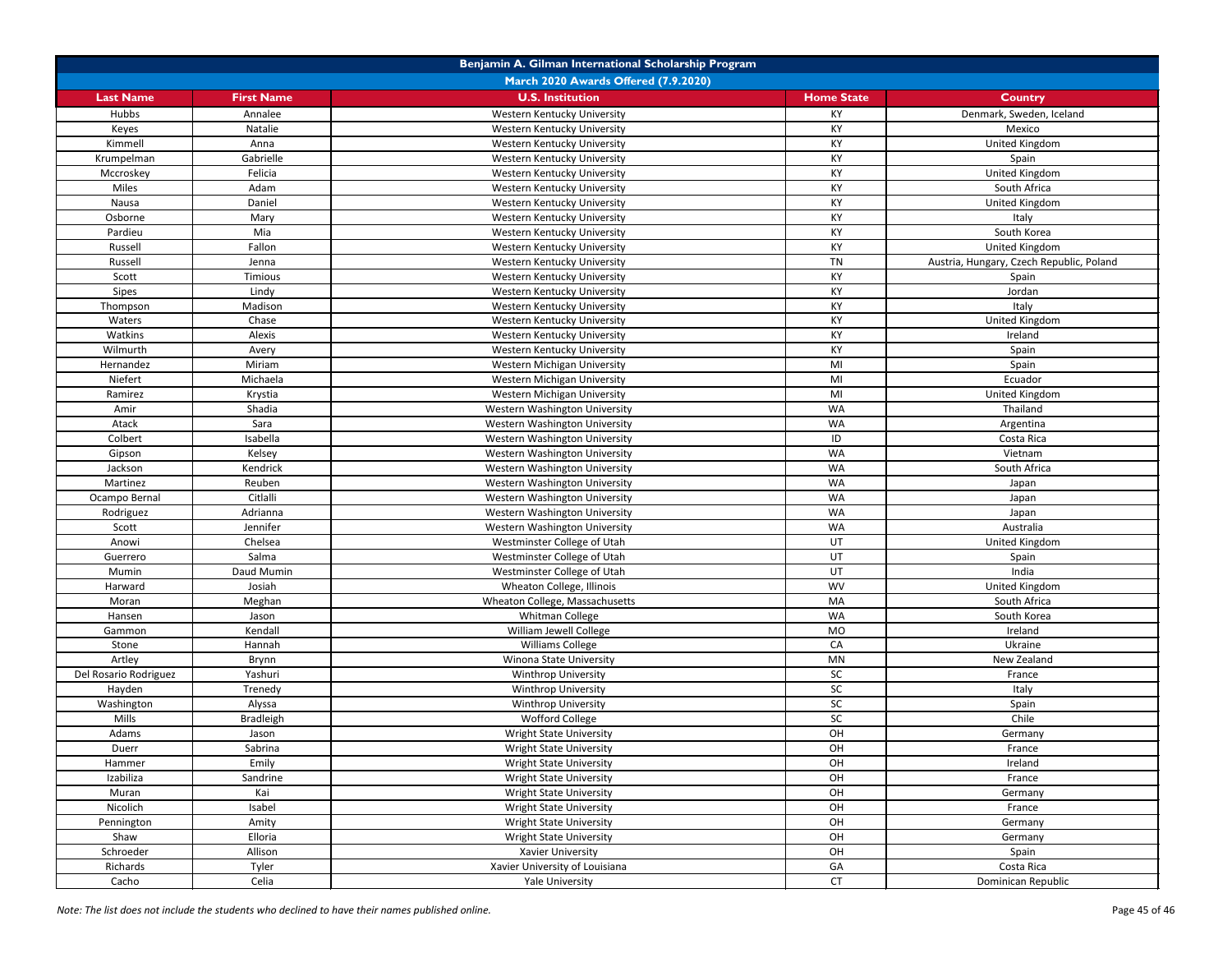| Benjamin A. Gilman International Scholarship Program | | | | |
|---|---|---|---|---|
| March 2020 Awards Offered (7.9.2020) | | | | |
| **Last Name** | **First Name** | **U.S. Institution** | **Home State** | **Country** |
| Hubbs | Annalee | Western Kentucky University | KY | Denmark, Sweden, Iceland |
| Keyes | Natalie | Western Kentucky University | KY | Mexico |
| Kimmell | Anna | Western Kentucky University | KY | United Kingdom |
| Krumpelman | Gabrielle | Western Kentucky University | KY | Spain |
| Mccroskey | Felicia | Western Kentucky University | KY | United Kingdom |
| Miles | Adam | Western Kentucky University | KY | South Africa |
| Nausa | Daniel | Western Kentucky University | KY | United Kingdom |
| Osborne | Mary | Western Kentucky University | KY | Italy |
| Pardieu | Mia | Western Kentucky University | KY | South Korea |
| Russell | Fallon | Western Kentucky University | KY | United Kingdom |
| Russell | Jenna | Western Kentucky University | TN | Austria, Hungary, Czech Republic, Poland |
| Scott | Timious | Western Kentucky University | KY | Spain |
| Sipes | Lindy | Western Kentucky University | KY | Jordan |
| Thompson | Madison | Western Kentucky University | KY | Italy |
| Waters | Chase | Western Kentucky University | KY | United Kingdom |
| Watkins | Alexis | Western Kentucky University | KY | Ireland |
| Wilmurth | Avery | Western Kentucky University | KY | Spain |
| Hernandez | Miriam | Western Michigan University | MI | Spain |
| Niefert | Michaela | Western Michigan University | MI | Ecuador |
| Ramirez | Krystia | Western Michigan University | MI | United Kingdom |
| Amir | Shadia | Western Washington University | WA | Thailand |
| Atack | Sara | Western Washington University | WA | Argentina |
| Colbert | Isabella | Western Washington University | ID | Costa Rica |
| Gipson | Kelsey | Western Washington University | WA | Vietnam |
| Jackson | Kendrick | Western Washington University | WA | South Africa |
| Martinez | Reuben | Western Washington University | WA | Japan |
| Ocampo Bernal | Citlalli | Western Washington University | WA | Japan |
| Rodriguez | Adrianna | Western Washington University | WA | Japan |
| Scott | Jennifer | Western Washington University | WA | Australia |
| Anowi | Chelsea | Westminster College of Utah | UT | United Kingdom |
| Guerrero | Salma | Westminster College of Utah | UT | Spain |
| Mumin | Daud Mumin | Westminster College of Utah | UT | India |
| Harward | Josiah | Wheaton College, Illinois | WV | United Kingdom |
| Moran | Meghan | Wheaton College, Massachusetts | MA | South Africa |
| Hansen | Jason | Whitman College | WA | South Korea |
| Gammon | Kendall | William Jewell College | MO | Ireland |
| Stone | Hannah | Williams College | CA | Ukraine |
| Artley | Brynn | Winona State University | MN | New Zealand |
| Del Rosario Rodriguez | Yashuri | Winthrop University | SC | France |
| Hayden | Trenedy | Winthrop University | SC | Italy |
| Washington | Alyssa | Winthrop University | SC | Spain |
| Mills | Bradleigh | Wofford College | SC | Chile |
| Adams | Jason | Wright State University | OH | Germany |
| Duerr | Sabrina | Wright State University | OH | France |
| Hammer | Emily | Wright State University | OH | Ireland |
| Izabiliza | Sandrine | Wright State University | OH | France |
| Muran | Kai | Wright State University | OH | Germany |
| Nicolich | Isabel | Wright State University | OH | France |
| Pennington | Amity | Wright State University | OH | Germany |
| Shaw | Elloria | Wright State University | OH | Germany |
| Schroeder | Allison | Xavier University | OH | Spain |
| Richards | Tyler | Xavier University of Louisiana | GA | Costa Rica |
| Cacho | Celia | Yale University | CT | Dominican Republic |

*Note: The list does not include the students who declined to have their names published online.*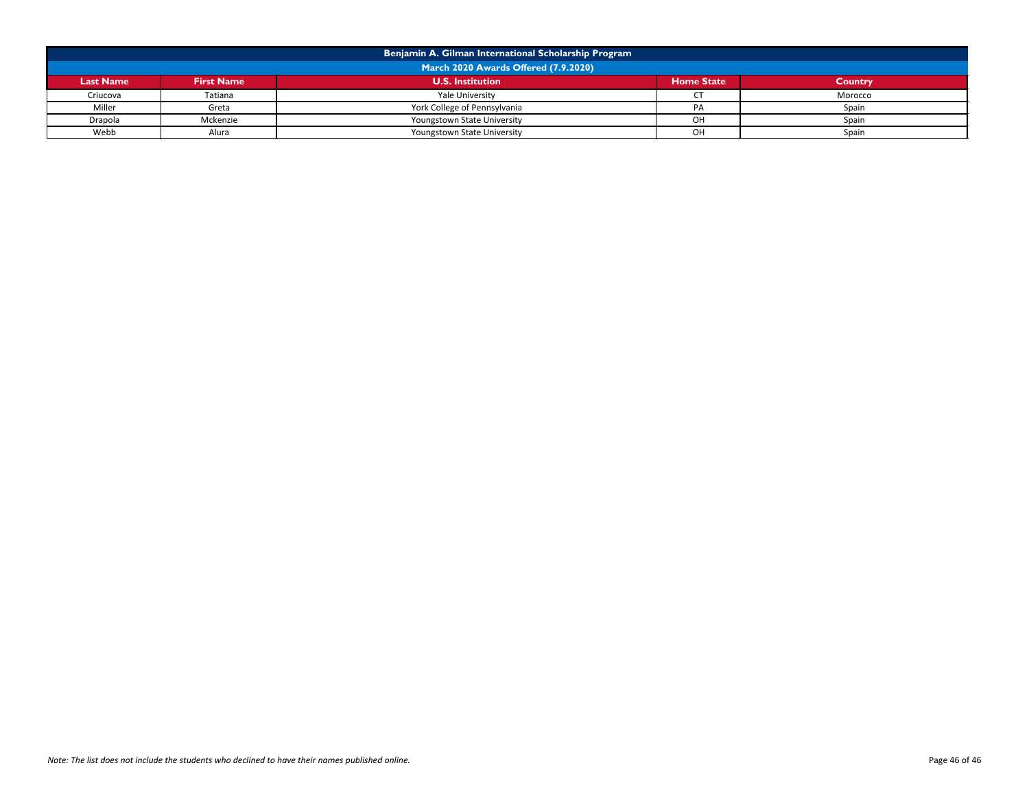| Benjamin A. Gilman International Scholarship Program | | | | |
|---|---|---|---|---|
| March 2020 Awards Offered (7.9.2020) | | | | |
| **Last Name** | **First Name** | **U.S. Institution** | **Home State** | **Country** |
| Criucova | Tatiana | Yale University | CT | Morocco |
| Miller | Greta | York College of Pennsylvania | PA | Spain |
| Drapola | Mckenzie | Youngstown State University | OH | Spain |
| Webb | Alura | Youngstown State University | OH | Spain |

*Note: The list does not include the students who declined to have their names published online.*